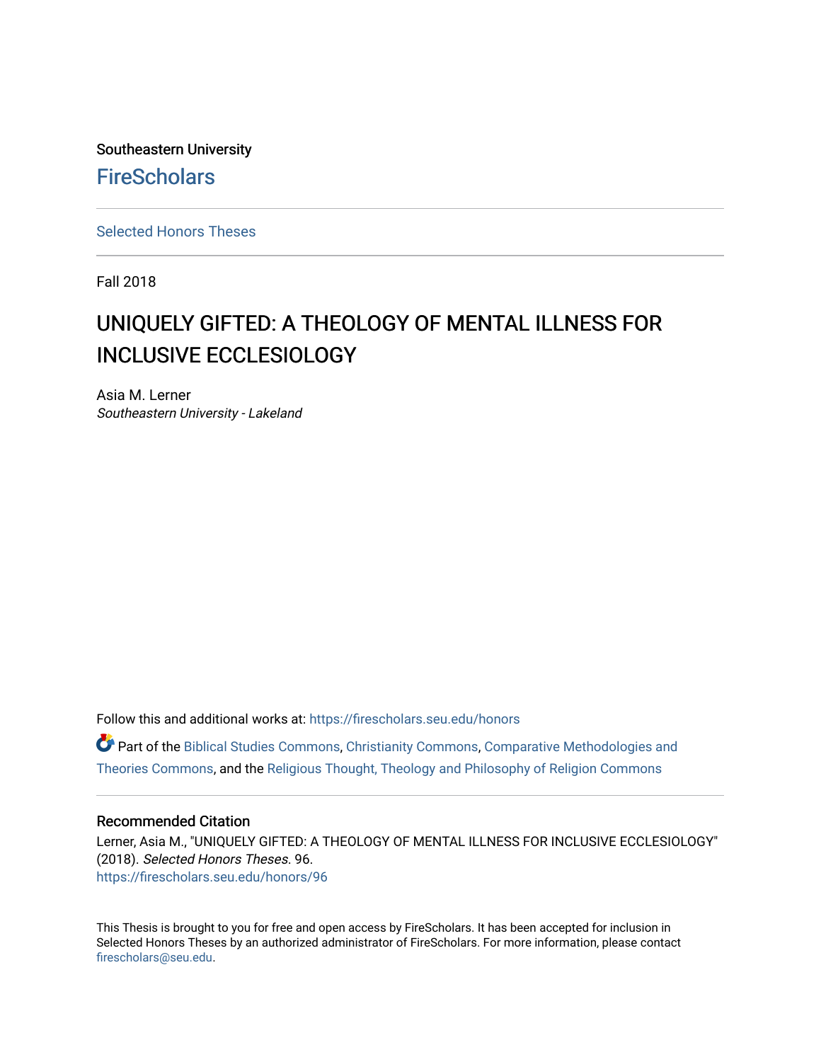Southeastern University

FireScholars

Selected Honors Theses

Fall 2018

# UNIQUELY GIFTED: A THEOLOGY OF MENTAL ILLNESS FOR INCLUSIVE ECCLESIOLOGY

Asia M. Lerner
*Southeastern University - Lakeland*

Follow this and additional works at: https://firescholars.seu.edu/honors

Part of the Biblical Studies Commons, Christianity Commons, Comparative Methodologies and Theories Commons, and the Religious Thought, Theology and Philosophy of Religion Commons

## Recommended Citation

Lerner, Asia M., "UNIQUELY GIFTED: A THEOLOGY OF MENTAL ILLNESS FOR INCLUSIVE ECCLESIOLOGY" (2018). *Selected Honors Theses*. 96.
https://firescholars.seu.edu/honors/96

This Thesis is brought to you for free and open access by FireScholars. It has been accepted for inclusion in Selected Honors Theses by an authorized administrator of FireScholars. For more information, please contact firescholars@seu.edu.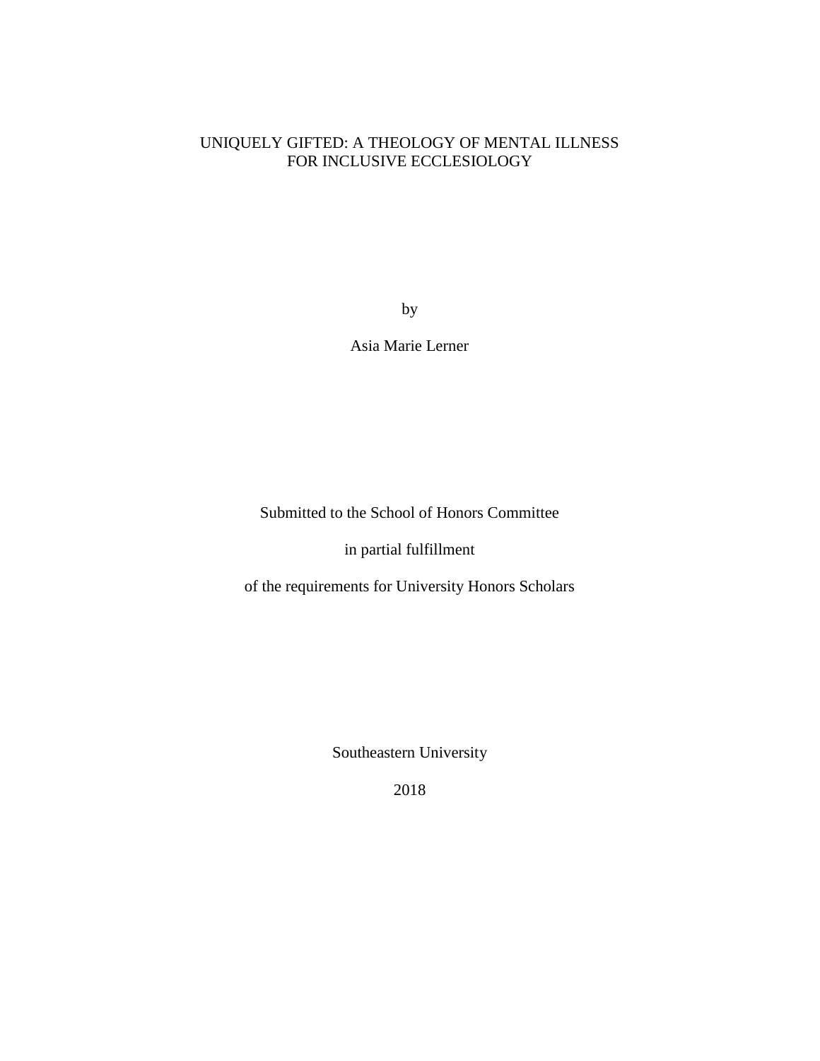# UNIQUELY GIFTED: A THEOLOGY OF MENTAL ILLNESS FOR INCLUSIVE ECCLESIOLOGY

by

Asia Marie Lerner

Submitted to the School of Honors Committee

in partial fulfillment

of the requirements for University Honors Scholars

Southeastern University

2018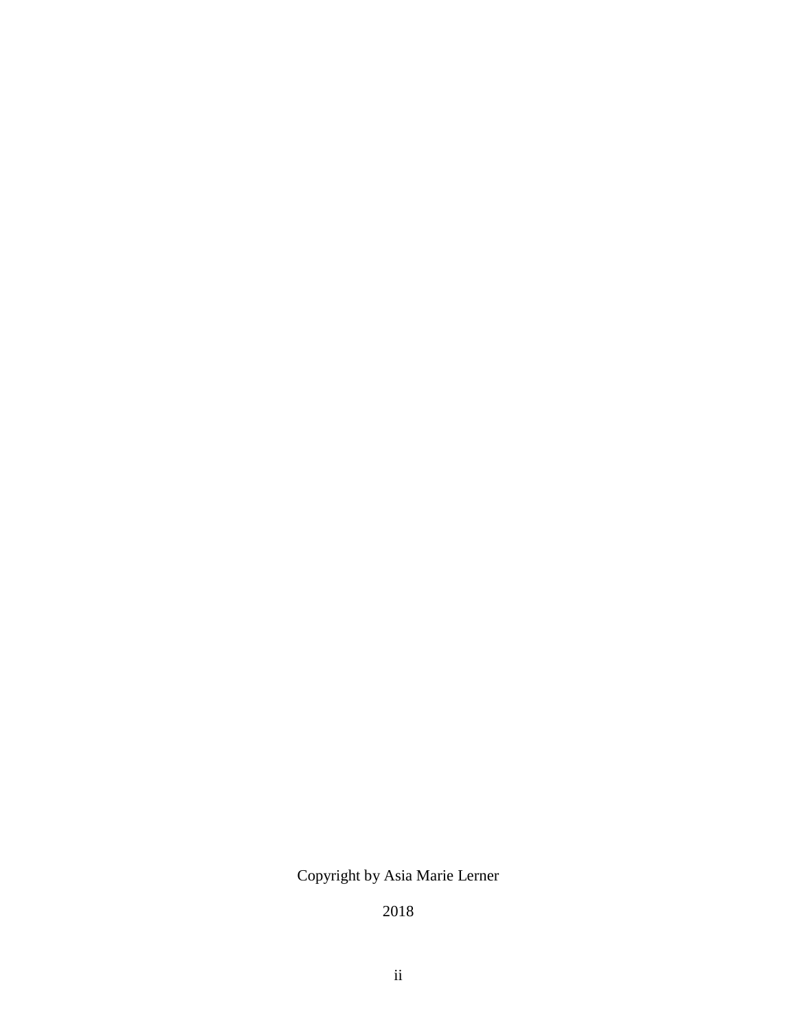Copyright by Asia Marie Lerner

2018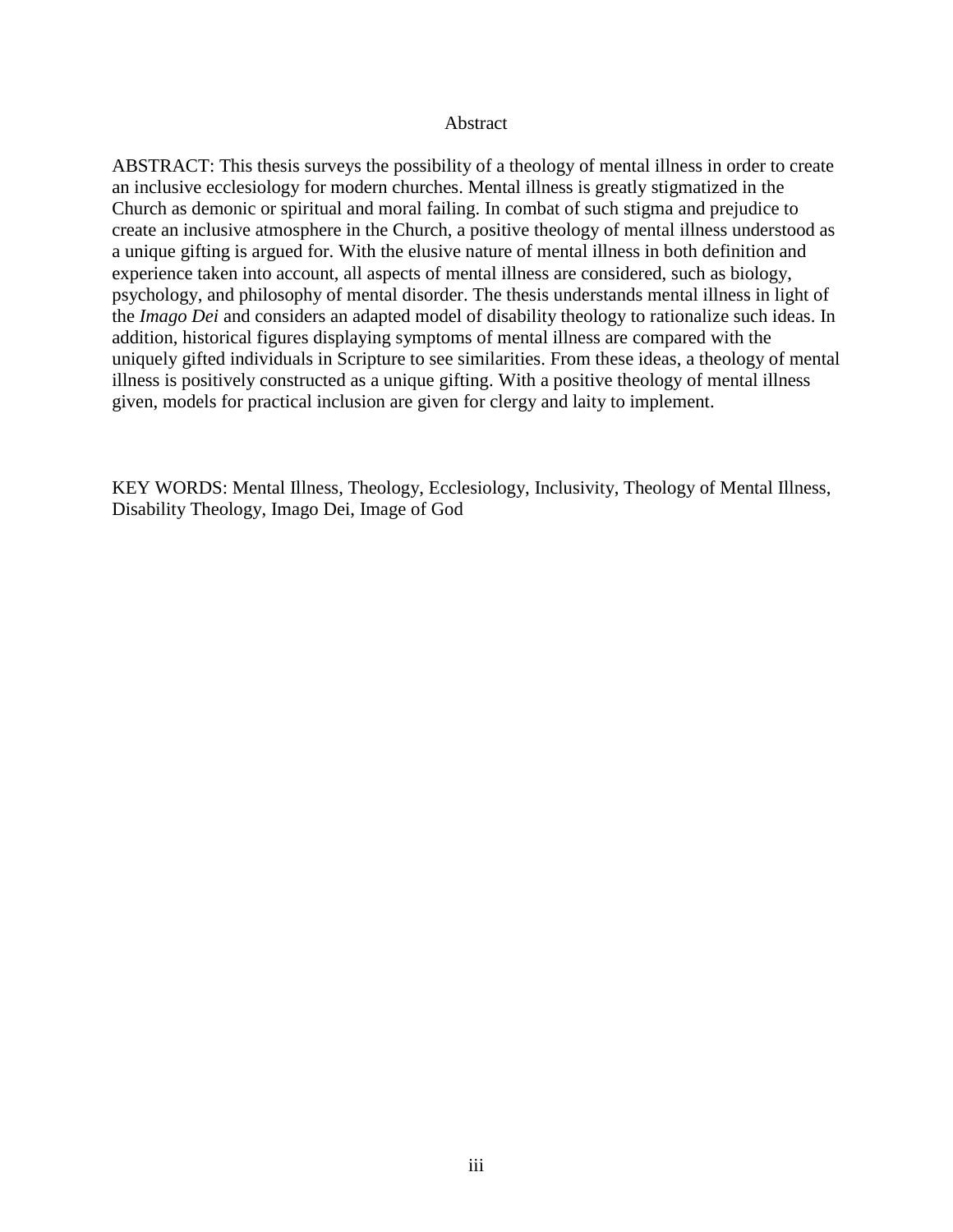# Abstract

ABSTRACT: This thesis surveys the possibility of a theology of mental illness in order to create an inclusive ecclesiology for modern churches. Mental illness is greatly stigmatized in the Church as demonic or spiritual and moral failing. In combat of such stigma and prejudice to create an inclusive atmosphere in the Church, a positive theology of mental illness understood as a unique gifting is argued for. With the elusive nature of mental illness in both definition and experience taken into account, all aspects of mental illness are considered, such as biology, psychology, and philosophy of mental disorder. The thesis understands mental illness in light of the *Imago Dei* and considers an adapted model of disability theology to rationalize such ideas. In addition, historical figures displaying symptoms of mental illness are compared with the uniquely gifted individuals in Scripture to see similarities. From these ideas, a theology of mental illness is positively constructed as a unique gifting. With a positive theology of mental illness given, models for practical inclusion are given for clergy and laity to implement.

KEY WORDS: Mental Illness, Theology, Ecclesiology, Inclusivity, Theology of Mental Illness, Disability Theology, Imago Dei, Image of God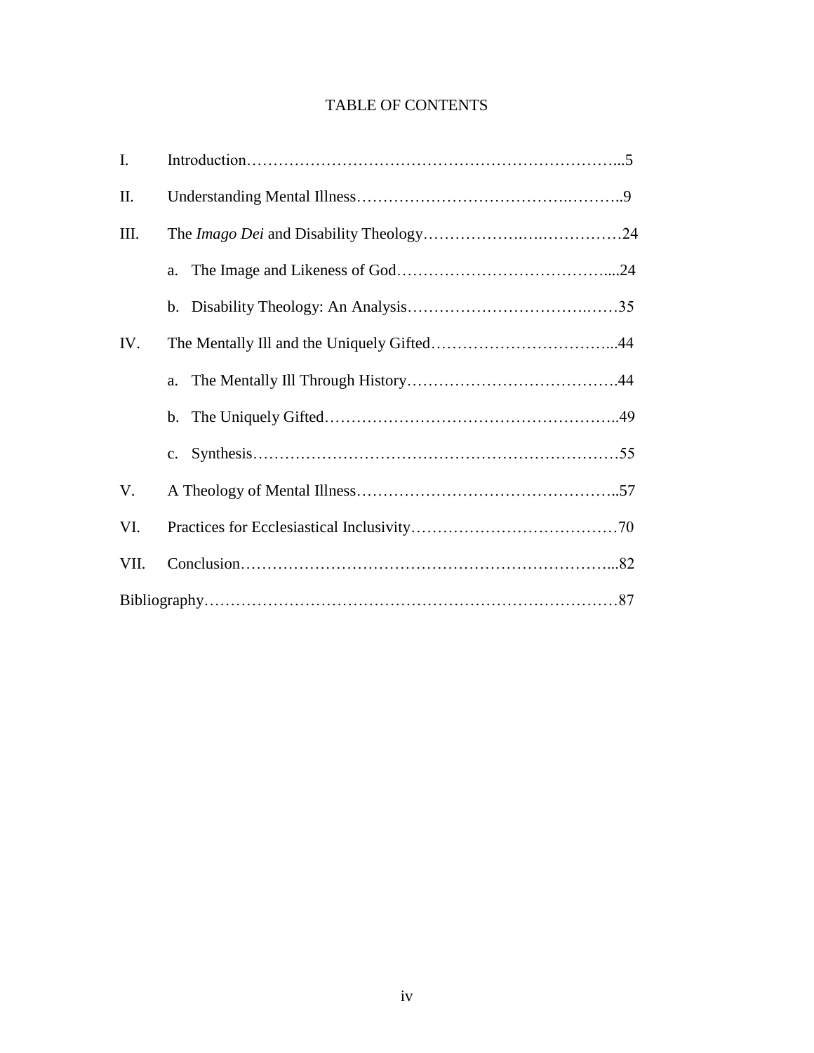# TABLE OF CONTENTS

I. Introduction…………………………………………………………………...5

II. Understanding Mental Illness…………………………………….………..9

III. The *Imago Dei* and Disability Theology……………….….……………24

   a. The Image and Likeness of God…………………………………....24

   b. Disability Theology: An Analysis…………………………….……35

IV. The Mentally Ill and the Uniquely Gifted……………………………...44

   a. The Mentally Ill Through History………………………………….44

   b. The Uniquely Gifted………………………………………………..49

   c. Synthesis……………………………………………………………55

V. A Theology of Mental Illness…………………………………………..57

VI. Practices for Ecclesiastical Inclusivity…………………….……………70

VII. Conclusion…………………………………………………………...82

Bibliography…………………………………………………………………87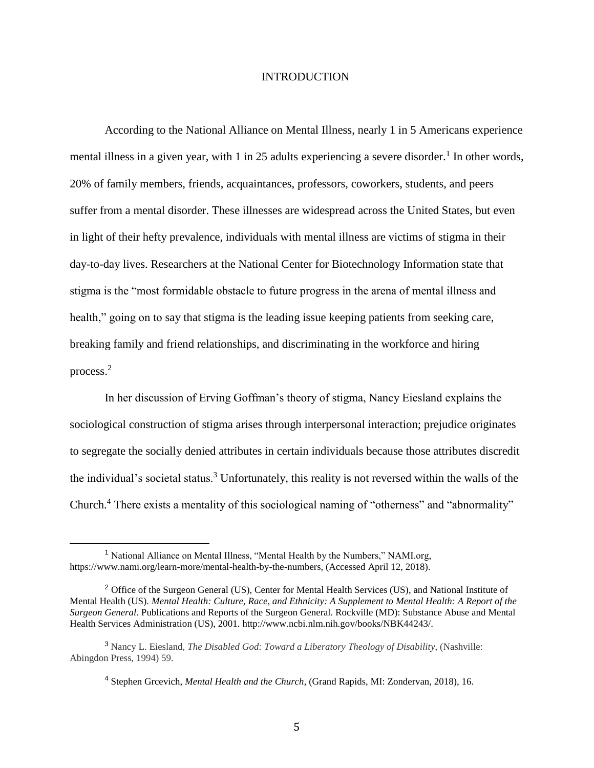# INTRODUCTION

According to the National Alliance on Mental Illness, nearly 1 in 5 Americans experience mental illness in a given year, with 1 in 25 adults experiencing a severe disorder.[1] In other words, 20% of family members, friends, acquaintances, professors, coworkers, students, and peers suffer from a mental disorder. These illnesses are widespread across the United States, but even in light of their hefty prevalence, individuals with mental illness are victims of stigma in their day-to-day lives. Researchers at the National Center for Biotechnology Information state that stigma is the "most formidable obstacle to future progress in the arena of mental illness and health," going on to say that stigma is the leading issue keeping patients from seeking care, breaking family and friend relationships, and discriminating in the workforce and hiring process.[2]

In her discussion of Erving Goffman's theory of stigma, Nancy Eiesland explains the sociological construction of stigma arises through interpersonal interaction; prejudice originates to segregate the socially denied attributes in certain individuals because those attributes discredit the individual's societal status.[3] Unfortunately, this reality is not reversed within the walls of the Church.[4] There exists a mentality of this sociological naming of "otherness" and "abnormality"

---

[1] National Alliance on Mental Illness, "Mental Health by the Numbers," NAMI.org, https://www.nami.org/learn-more/mental-health-by-the-numbers, (Accessed April 12, 2018).

[2] Office of the Surgeon General (US), Center for Mental Health Services (US), and National Institute of Mental Health (US). *Mental Health: Culture, Race, and Ethnicity: A Supplement to Mental Health: A Report of the Surgeon General*. Publications and Reports of the Surgeon General. Rockville (MD): Substance Abuse and Mental Health Services Administration (US), 2001. http://www.ncbi.nlm.nih.gov/books/NBK44243/.

[3] Nancy L. Eiesland, *The Disabled God: Toward a Liberatory Theology of Disability*, (Nashville: Abingdon Press, 1994) 59.

[4] Stephen Grcevich, *Mental Health and the Church*, (Grand Rapids, MI: Zondervan, 2018), 16.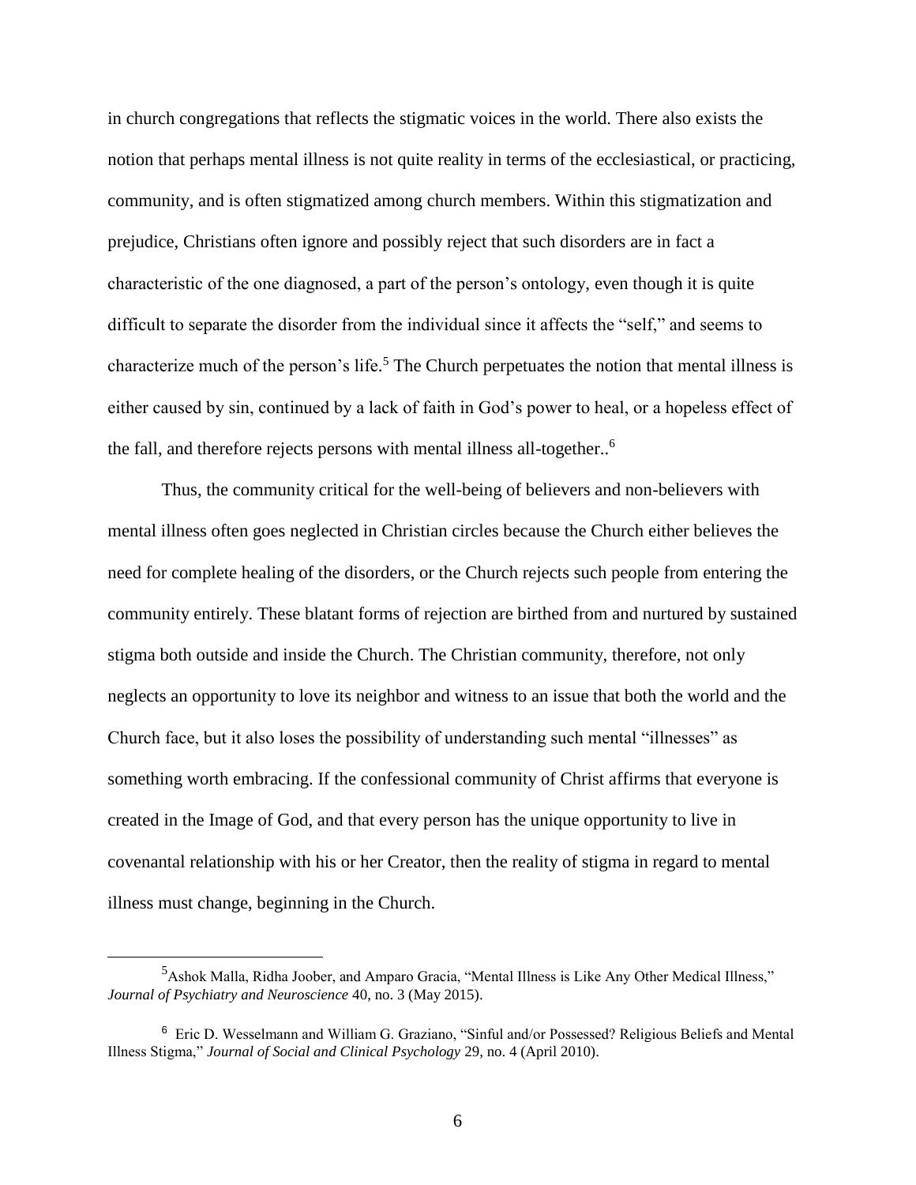in church congregations that reflects the stigmatic voices in the world. There also exists the notion that perhaps mental illness is not quite reality in terms of the ecclesiastical, or practicing, community, and is often stigmatized among church members. Within this stigmatization and prejudice, Christians often ignore and possibly reject that such disorders are in fact a characteristic of the one diagnosed, a part of the person's ontology, even though it is quite difficult to separate the disorder from the individual since it affects the "self," and seems to characterize much of the person's life.[5] The Church perpetuates the notion that mental illness is either caused by sin, continued by a lack of faith in God's power to heal, or a hopeless effect of the fall, and therefore rejects persons with mental illness all-together..[6]

Thus, the community critical for the well-being of believers and non-believers with mental illness often goes neglected in Christian circles because the Church either believes the need for complete healing of the disorders, or the Church rejects such people from entering the community entirely. These blatant forms of rejection are birthed from and nurtured by sustained stigma both outside and inside the Church. The Christian community, therefore, not only neglects an opportunity to love its neighbor and witness to an issue that both the world and the Church face, but it also loses the possibility of understanding such mental "illnesses" as something worth embracing. If the confessional community of Christ affirms that everyone is created in the Image of God, and that every person has the unique opportunity to live in covenantal relationship with his or her Creator, then the reality of stigma in regard to mental illness must change, beginning in the Church.

---

[5] Ashok Malla, Ridha Joober, and Amparo Gracia, "Mental Illness is Like Any Other Medical Illness," *Journal of Psychiatry and Neuroscience* 40, no. 3 (May 2015).

[6] Eric D. Wesselmann and William G. Graziano, "Sinful and/or Possessed? Religious Beliefs and Mental Illness Stigma," *Journal of Social and Clinical Psychology* 29, no. 4 (April 2010).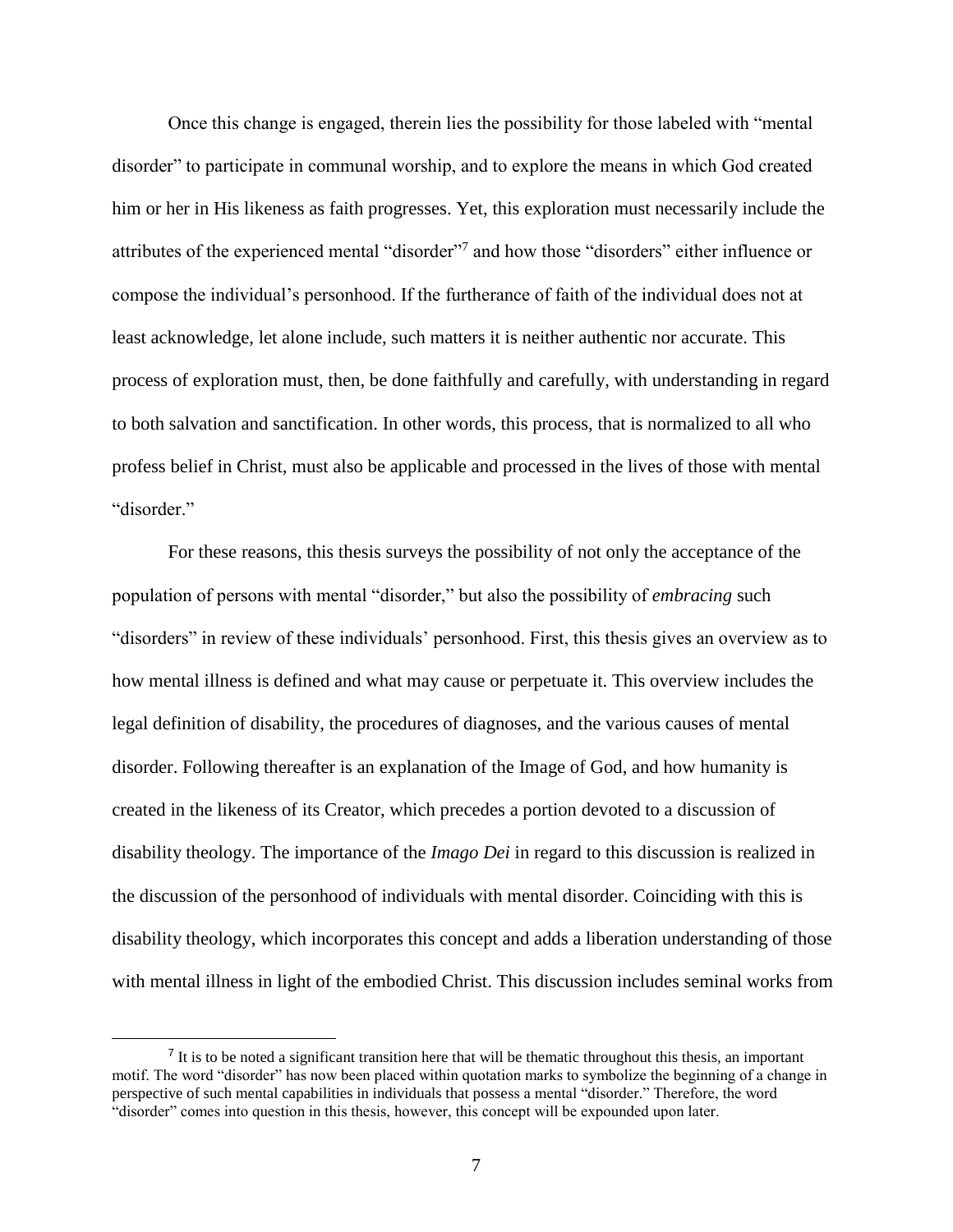Once this change is engaged, therein lies the possibility for those labeled with "mental disorder" to participate in communal worship, and to explore the means in which God created him or her in His likeness as faith progresses. Yet, this exploration must necessarily include the attributes of the experienced mental "disorder"[7] and how those "disorders" either influence or compose the individual's personhood. If the furtherance of faith of the individual does not at least acknowledge, let alone include, such matters it is neither authentic nor accurate. This process of exploration must, then, be done faithfully and carefully, with understanding in regard to both salvation and sanctification. In other words, this process, that is normalized to all who profess belief in Christ, must also be applicable and processed in the lives of those with mental "disorder."

For these reasons, this thesis surveys the possibility of not only the acceptance of the population of persons with mental "disorder," but also the possibility of *embracing* such "disorders" in review of these individuals' personhood. First, this thesis gives an overview as to how mental illness is defined and what may cause or perpetuate it. This overview includes the legal definition of disability, the procedures of diagnoses, and the various causes of mental disorder. Following thereafter is an explanation of the Image of God, and how humanity is created in the likeness of its Creator, which precedes a portion devoted to a discussion of disability theology. The importance of the *Imago Dei* in regard to this discussion is realized in the discussion of the personhood of individuals with mental disorder. Coinciding with this is disability theology, which incorporates this concept and adds a liberation understanding of those with mental illness in light of the embodied Christ. This discussion includes seminal works from

[7] It is to be noted a significant transition here that will be thematic throughout this thesis, an important motif. The word "disorder" has now been placed within quotation marks to symbolize the beginning of a change in perspective of such mental capabilities in individuals that possess a mental "disorder." Therefore, the word "disorder" comes into question in this thesis, however, this concept will be expounded upon later.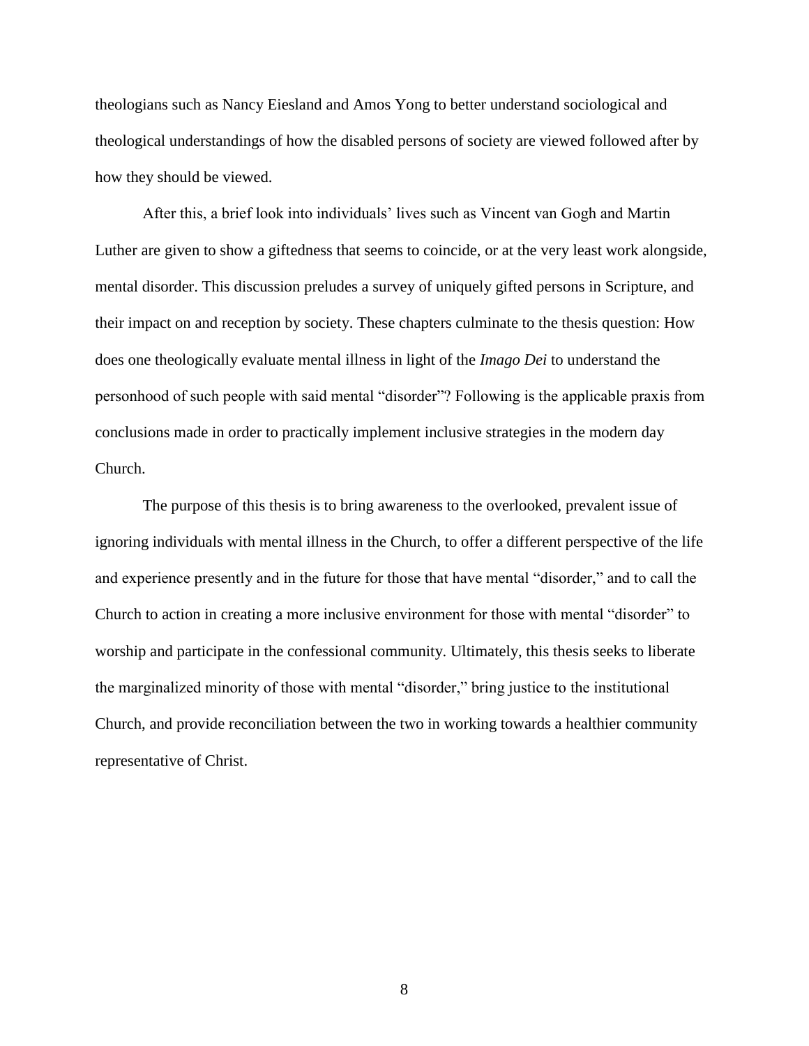theologians such as Nancy Eiesland and Amos Yong to better understand sociological and theological understandings of how the disabled persons of society are viewed followed after by how they should be viewed.

After this, a brief look into individuals' lives such as Vincent van Gogh and Martin Luther are given to show a giftedness that seems to coincide, or at the very least work alongside, mental disorder. This discussion preludes a survey of uniquely gifted persons in Scripture, and their impact on and reception by society. These chapters culminate to the thesis question: How does one theologically evaluate mental illness in light of the *Imago Dei* to understand the personhood of such people with said mental "disorder"? Following is the applicable praxis from conclusions made in order to practically implement inclusive strategies in the modern day Church.

The purpose of this thesis is to bring awareness to the overlooked, prevalent issue of ignoring individuals with mental illness in the Church, to offer a different perspective of the life and experience presently and in the future for those that have mental "disorder," and to call the Church to action in creating a more inclusive environment for those with mental "disorder" to worship and participate in the confessional community. Ultimately, this thesis seeks to liberate the marginalized minority of those with mental "disorder," bring justice to the institutional Church, and provide reconciliation between the two in working towards a healthier community representative of Christ.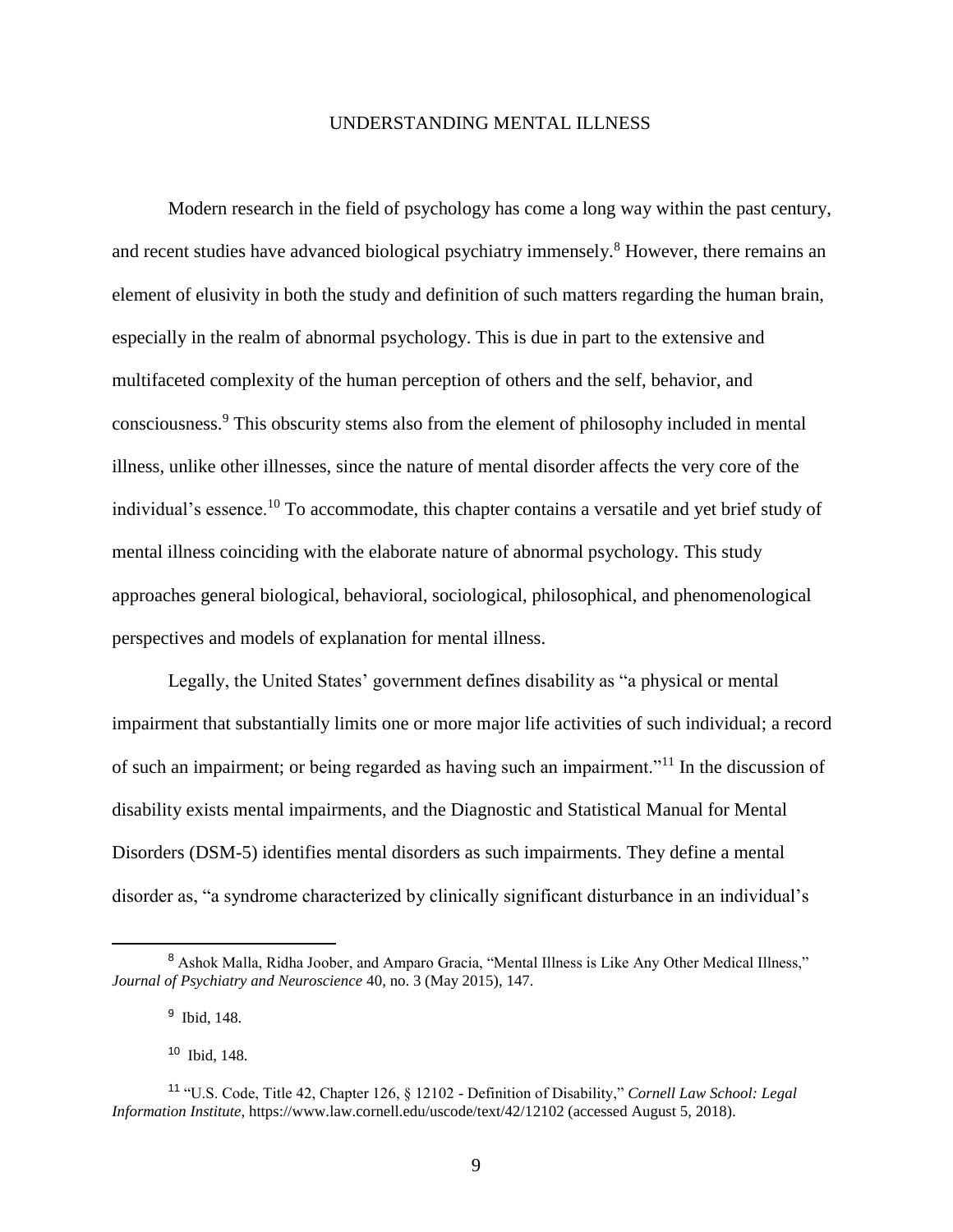# UNDERSTANDING MENTAL ILLNESS

Modern research in the field of psychology has come a long way within the past century, and recent studies have advanced biological psychiatry immensely.[8] However, there remains an element of elusivity in both the study and definition of such matters regarding the human brain, especially in the realm of abnormal psychology. This is due in part to the extensive and multifaceted complexity of the human perception of others and the self, behavior, and consciousness.[9] This obscurity stems also from the element of philosophy included in mental illness, unlike other illnesses, since the nature of mental disorder affects the very core of the individual's essence.[10] To accommodate, this chapter contains a versatile and yet brief study of mental illness coinciding with the elaborate nature of abnormal psychology. This study approaches general biological, behavioral, sociological, philosophical, and phenomenological perspectives and models of explanation for mental illness.

Legally, the United States' government defines disability as "a physical or mental impairment that substantially limits one or more major life activities of such individual; a record of such an impairment; or being regarded as having such an impairment."[11] In the discussion of disability exists mental impairments, and the Diagnostic and Statistical Manual for Mental Disorders (DSM-5) identifies mental disorders as such impairments. They define a mental disorder as, "a syndrome characterized by clinically significant disturbance in an individual's

---

[8] Ashok Malla, Ridha Joober, and Amparo Gracia, "Mental Illness is Like Any Other Medical Illness," *Journal of Psychiatry and Neuroscience* 40, no. 3 (May 2015), 147.

[9] Ibid, 148.

[10] Ibid, 148.

[11] "U.S. Code, Title 42, Chapter 126, § 12102 - Definition of Disability," *Cornell Law School: Legal Information Institute*, https://www.law.cornell.edu/uscode/text/42/12102 (accessed August 5, 2018).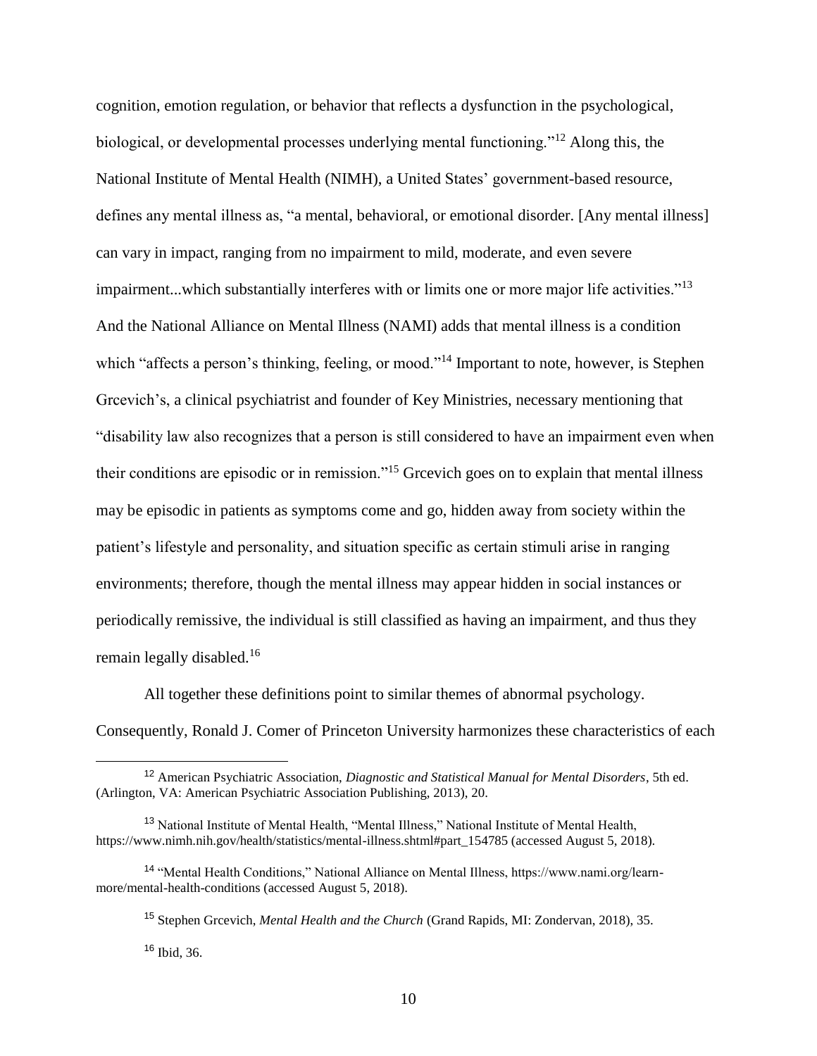cognition, emotion regulation, or behavior that reflects a dysfunction in the psychological, biological, or developmental processes underlying mental functioning."[12] Along this, the National Institute of Mental Health (NIMH), a United States' government-based resource, defines any mental illness as, "a mental, behavioral, or emotional disorder. [Any mental illness] can vary in impact, ranging from no impairment to mild, moderate, and even severe impairment...which substantially interferes with or limits one or more major life activities."[13] And the National Alliance on Mental Illness (NAMI) adds that mental illness is a condition which "affects a person's thinking, feeling, or mood."[14] Important to note, however, is Stephen Grcevich's, a clinical psychiatrist and founder of Key Ministries, necessary mentioning that "disability law also recognizes that a person is still considered to have an impairment even when their conditions are episodic or in remission."[15] Grcevich goes on to explain that mental illness may be episodic in patients as symptoms come and go, hidden away from society within the patient's lifestyle and personality, and situation specific as certain stimuli arise in ranging environments; therefore, though the mental illness may appear hidden in social instances or periodically remissive, the individual is still classified as having an impairment, and thus they remain legally disabled.[16]

All together these definitions point to similar themes of abnormal psychology. Consequently, Ronald J. Comer of Princeton University harmonizes these characteristics of each

---

[12] American Psychiatric Association, *Diagnostic and Statistical Manual for Mental Disorders*, 5th ed. (Arlington, VA: American Psychiatric Association Publishing, 2013), 20.

[13] National Institute of Mental Health, "Mental Illness," National Institute of Mental Health, https://www.nimh.nih.gov/health/statistics/mental-illness.shtml#part_154785 (accessed August 5, 2018).

[14] "Mental Health Conditions," National Alliance on Mental Illness, https://www.nami.org/learn-more/mental-health-conditions (accessed August 5, 2018).

[15] Stephen Grcevich, *Mental Health and the Church* (Grand Rapids, MI: Zondervan, 2018), 35.

[16] Ibid, 36.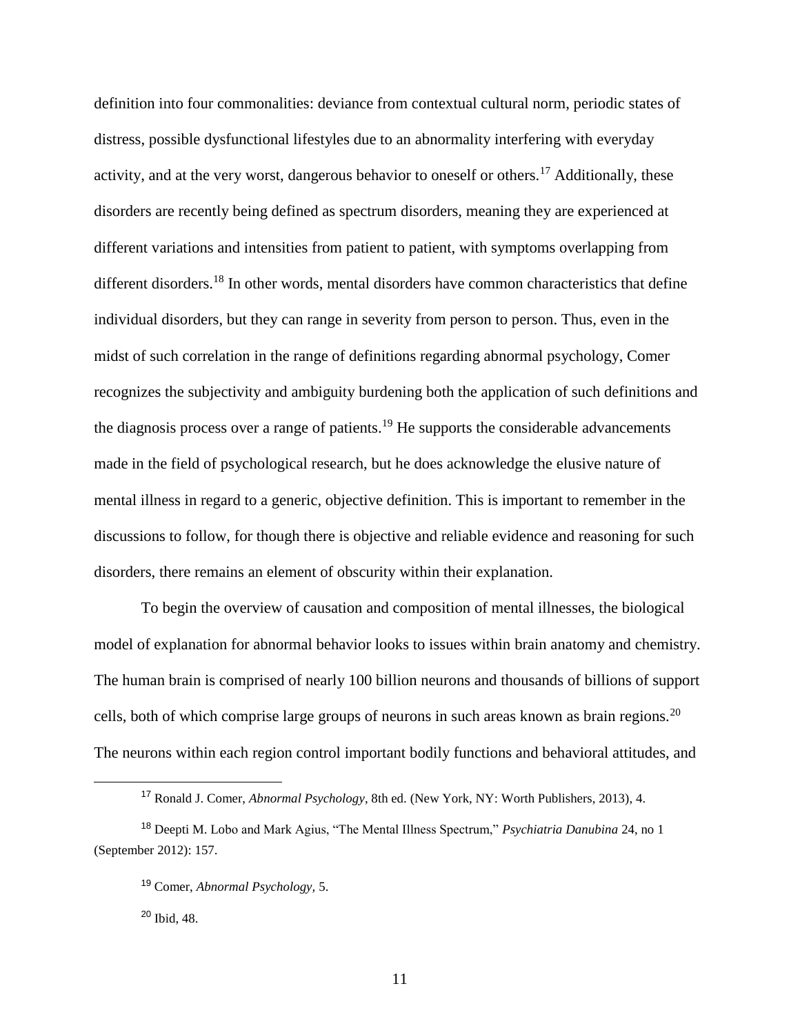definition into four commonalities: deviance from contextual cultural norm, periodic states of distress, possible dysfunctional lifestyles due to an abnormality interfering with everyday activity, and at the very worst, dangerous behavior to oneself or others.[17] Additionally, these disorders are recently being defined as spectrum disorders, meaning they are experienced at different variations and intensities from patient to patient, with symptoms overlapping from different disorders.[18] In other words, mental disorders have common characteristics that define individual disorders, but they can range in severity from person to person. Thus, even in the midst of such correlation in the range of definitions regarding abnormal psychology, Comer recognizes the subjectivity and ambiguity burdening both the application of such definitions and the diagnosis process over a range of patients.[19] He supports the considerable advancements made in the field of psychological research, but he does acknowledge the elusive nature of mental illness in regard to a generic, objective definition. This is important to remember in the discussions to follow, for though there is objective and reliable evidence and reasoning for such disorders, there remains an element of obscurity within their explanation.

To begin the overview of causation and composition of mental illnesses, the biological model of explanation for abnormal behavior looks to issues within brain anatomy and chemistry. The human brain is comprised of nearly 100 billion neurons and thousands of billions of support cells, both of which comprise large groups of neurons in such areas known as brain regions.[20] The neurons within each region control important bodily functions and behavioral attitudes, and

---

[17] Ronald J. Comer, *Abnormal Psychology*, 8th ed. (New York, NY: Worth Publishers, 2013), 4.

[18] Deepti M. Lobo and Mark Agius, "The Mental Illness Spectrum," *Psychiatria Danubina* 24, no 1 (September 2012): 157.

[19] Comer, *Abnormal Psychology,* 5.

[20] Ibid, 48.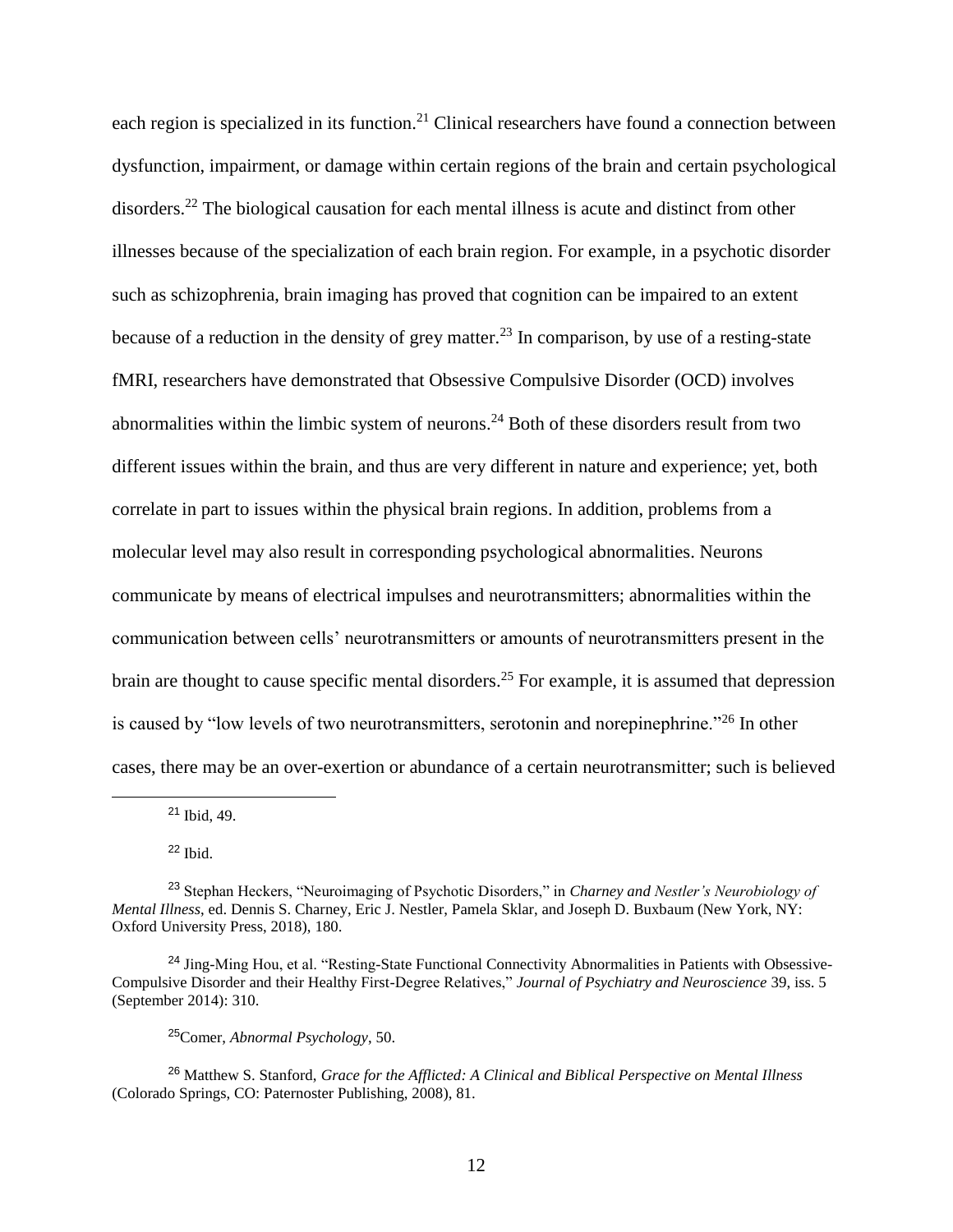each region is specialized in its function.[21] Clinical researchers have found a connection between dysfunction, impairment, or damage within certain regions of the brain and certain psychological disorders.[22] The biological causation for each mental illness is acute and distinct from other illnesses because of the specialization of each brain region. For example, in a psychotic disorder such as schizophrenia, brain imaging has proved that cognition can be impaired to an extent because of a reduction in the density of grey matter.[23] In comparison, by use of a resting-state fMRI, researchers have demonstrated that Obsessive Compulsive Disorder (OCD) involves abnormalities within the limbic system of neurons.[24] Both of these disorders result from two different issues within the brain, and thus are very different in nature and experience; yet, both correlate in part to issues within the physical brain regions. In addition, problems from a molecular level may also result in corresponding psychological abnormalities. Neurons communicate by means of electrical impulses and neurotransmitters; abnormalities within the communication between cells' neurotransmitters or amounts of neurotransmitters present in the brain are thought to cause specific mental disorders.[25] For example, it is assumed that depression is caused by "low levels of two neurotransmitters, serotonin and norepinephrine."[26] In other cases, there may be an over-exertion or abundance of a certain neurotransmitter; such is believed

---

[21] Ibid, 49.

[22] Ibid.

[23] Stephan Heckers, "Neuroimaging of Psychotic Disorders," in *Charney and Nestler's Neurobiology of Mental Illness*, ed. Dennis S. Charney, Eric J. Nestler, Pamela Sklar, and Joseph D. Buxbaum (New York, NY: Oxford University Press, 2018), 180.

[24] Jing-Ming Hou, et al. "Resting-State Functional Connectivity Abnormalities in Patients with Obsessive-Compulsive Disorder and their Healthy First-Degree Relatives," *Journal of Psychiatry and Neuroscience* 39, iss. 5 (September 2014): 310.

[25] Comer, *Abnormal Psychology*, 50.

[26] Matthew S. Stanford, *Grace for the Afflicted: A Clinical and Biblical Perspective on Mental Illness* (Colorado Springs, CO: Paternoster Publishing, 2008), 81.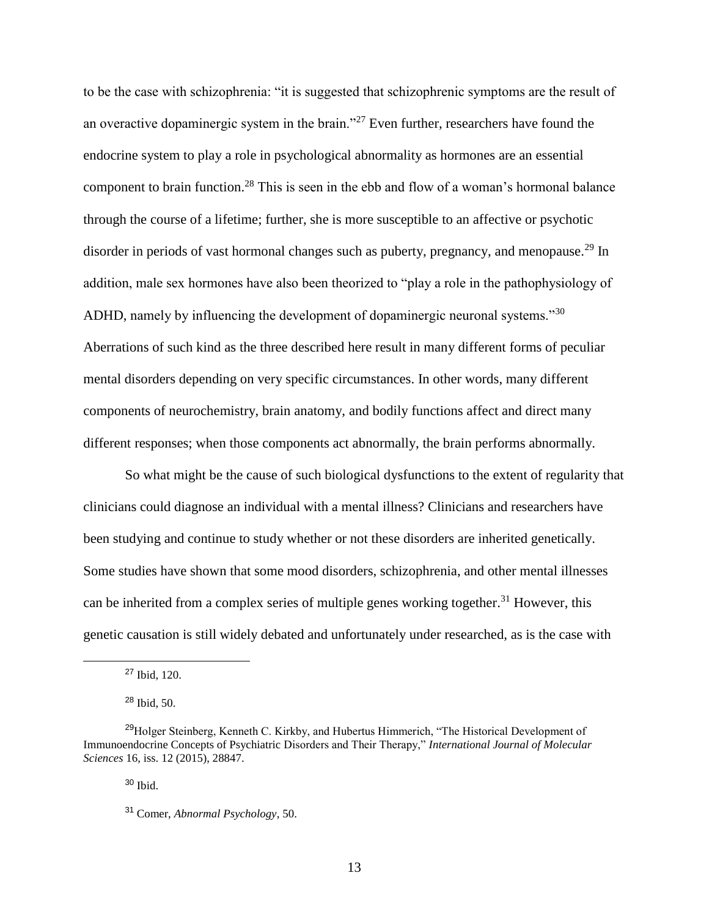to be the case with schizophrenia: "it is suggested that schizophrenic symptoms are the result of an overactive dopaminergic system in the brain."[27] Even further, researchers have found the endocrine system to play a role in psychological abnormality as hormones are an essential component to brain function.[28] This is seen in the ebb and flow of a woman's hormonal balance through the course of a lifetime; further, she is more susceptible to an affective or psychotic disorder in periods of vast hormonal changes such as puberty, pregnancy, and menopause.[29] In addition, male sex hormones have also been theorized to "play a role in the pathophysiology of ADHD, namely by influencing the development of dopaminergic neuronal systems."[30] Aberrations of such kind as the three described here result in many different forms of peculiar mental disorders depending on very specific circumstances. In other words, many different components of neurochemistry, brain anatomy, and bodily functions affect and direct many different responses; when those components act abnormally, the brain performs abnormally.

So what might be the cause of such biological dysfunctions to the extent of regularity that clinicians could diagnose an individual with a mental illness? Clinicians and researchers have been studying and continue to study whether or not these disorders are inherited genetically. Some studies have shown that some mood disorders, schizophrenia, and other mental illnesses can be inherited from a complex series of multiple genes working together.[31] However, this genetic causation is still widely debated and unfortunately under researched, as is the case with

---

[27] Ibid, 120.

[28] Ibid, 50.

[29] Holger Steinberg, Kenneth C. Kirkby, and Hubertus Himmerich, "The Historical Development of Immunoendocrine Concepts of Psychiatric Disorders and Their Therapy," *International Journal of Molecular Sciences* 16, iss. 12 (2015), 28847.

[30] Ibid.

[31] Comer, *Abnormal Psychology*, 50.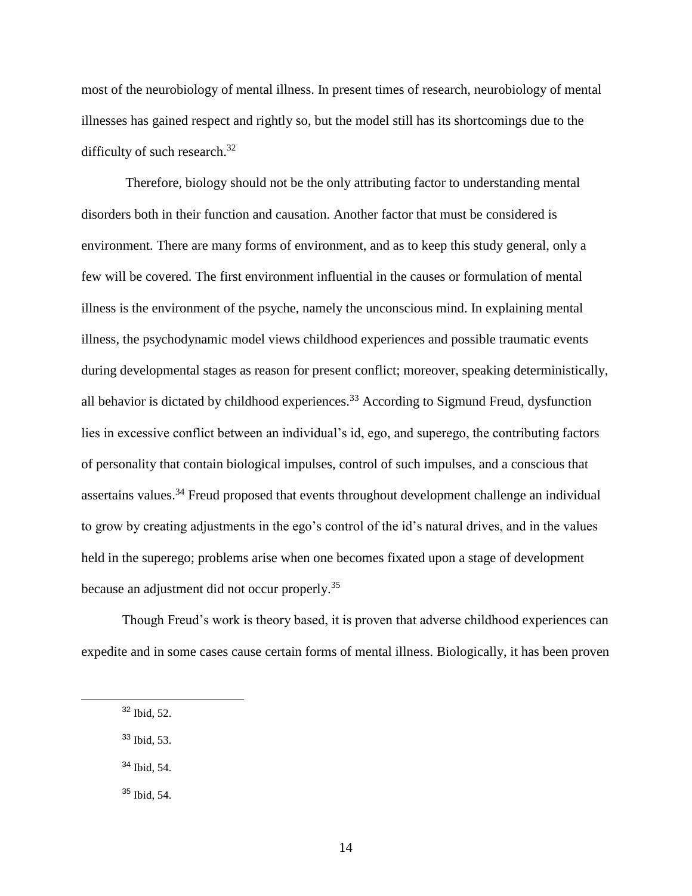most of the neurobiology of mental illness. In present times of research, neurobiology of mental illnesses has gained respect and rightly so, but the model still has its shortcomings due to the difficulty of such research.[32]

Therefore, biology should not be the only attributing factor to understanding mental disorders both in their function and causation. Another factor that must be considered is environment. There are many forms of environment, and as to keep this study general, only a few will be covered. The first environment influential in the causes or formulation of mental illness is the environment of the psyche, namely the unconscious mind. In explaining mental illness, the psychodynamic model views childhood experiences and possible traumatic events during developmental stages as reason for present conflict; moreover, speaking deterministically, all behavior is dictated by childhood experiences.[33] According to Sigmund Freud, dysfunction lies in excessive conflict between an individual's id, ego, and superego, the contributing factors of personality that contain biological impulses, control of such impulses, and a conscious that assertains values.[34] Freud proposed that events throughout development challenge an individual to grow by creating adjustments in the ego's control of the id's natural drives, and in the values held in the superego; problems arise when one becomes fixated upon a stage of development because an adjustment did not occur properly.[35]

Though Freud's work is theory based, it is proven that adverse childhood experiences can expedite and in some cases cause certain forms of mental illness. Biologically, it has been proven

---

[32] Ibid, 52.

[33] Ibid, 53.

[34] Ibid, 54.

[35] Ibid, 54.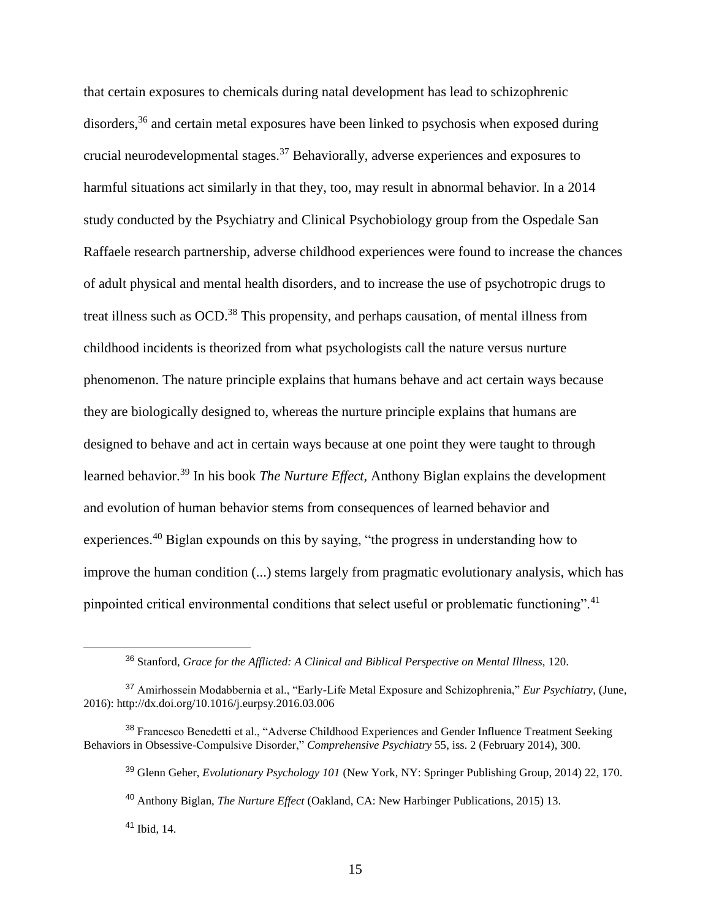that certain exposures to chemicals during natal development has lead to schizophrenic disorders,[36] and certain metal exposures have been linked to psychosis when exposed during crucial neurodevelopmental stages.[37] Behaviorally, adverse experiences and exposures to harmful situations act similarly in that they, too, may result in abnormal behavior. In a 2014 study conducted by the Psychiatry and Clinical Psychobiology group from the Ospedale San Raffaele research partnership, adverse childhood experiences were found to increase the chances of adult physical and mental health disorders, and to increase the use of psychotropic drugs to treat illness such as OCD.[38] This propensity, and perhaps causation, of mental illness from childhood incidents is theorized from what psychologists call the nature versus nurture phenomenon. The nature principle explains that humans behave and act certain ways because they are biologically designed to, whereas the nurture principle explains that humans are designed to behave and act in certain ways because at one point they were taught to through learned behavior.[39] In his book *The Nurture Effect,* Anthony Biglan explains the development and evolution of human behavior stems from consequences of learned behavior and experiences.[40] Biglan expounds on this by saying, "the progress in understanding how to improve the human condition (...) stems largely from pragmatic evolutionary analysis, which has pinpointed critical environmental conditions that select useful or problematic functioning".[41]

---

[36] Stanford, *Grace for the Afflicted: A Clinical and Biblical Perspective on Mental Illness,* 120.

[37] Amirhossein Modabbernia et al., "Early-Life Metal Exposure and Schizophrenia," *Eur Psychiatry*, (June, 2016): http://dx.doi.org/10.1016/j.eurpsy.2016.03.006

[38] Francesco Benedetti et al., "Adverse Childhood Experiences and Gender Influence Treatment Seeking Behaviors in Obsessive-Compulsive Disorder," *Comprehensive Psychiatry* 55, iss. 2 (February 2014), 300.

[39] Glenn Geher, *Evolutionary Psychology 101* (New York, NY: Springer Publishing Group, 2014) 22, 170.

[40] Anthony Biglan, *The Nurture Effect* (Oakland, CA: New Harbinger Publications, 2015) 13.

[41] Ibid, 14.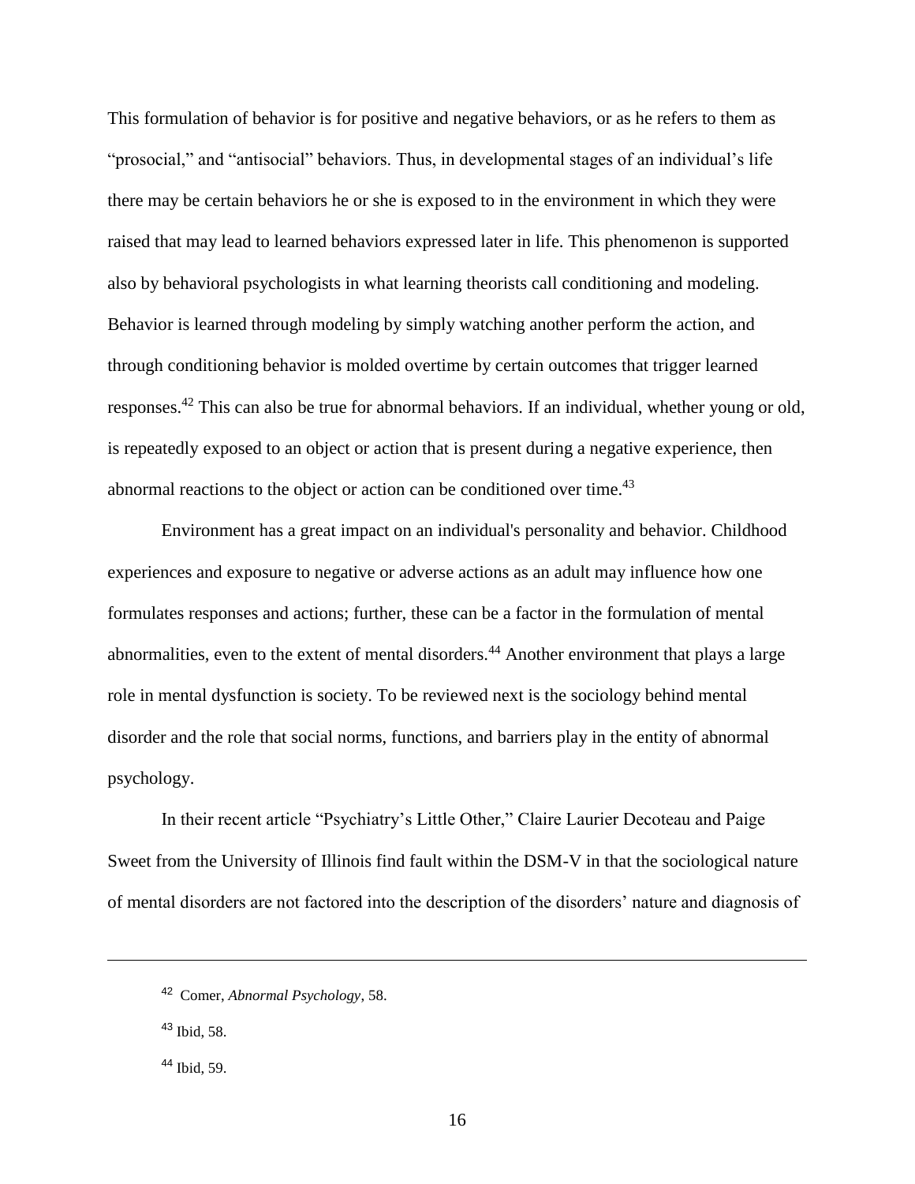This formulation of behavior is for positive and negative behaviors, or as he refers to them as "prosocial," and "antisocial" behaviors. Thus, in developmental stages of an individual's life there may be certain behaviors he or she is exposed to in the environment in which they were raised that may lead to learned behaviors expressed later in life. This phenomenon is supported also by behavioral psychologists in what learning theorists call conditioning and modeling. Behavior is learned through modeling by simply watching another perform the action, and through conditioning behavior is molded overtime by certain outcomes that trigger learned responses.[42] This can also be true for abnormal behaviors. If an individual, whether young or old, is repeatedly exposed to an object or action that is present during a negative experience, then abnormal reactions to the object or action can be conditioned over time.[43]

Environment has a great impact on an individual's personality and behavior. Childhood experiences and exposure to negative or adverse actions as an adult may influence how one formulates responses and actions; further, these can be a factor in the formulation of mental abnormalities, even to the extent of mental disorders.[44] Another environment that plays a large role in mental dysfunction is society. To be reviewed next is the sociology behind mental disorder and the role that social norms, functions, and barriers play in the entity of abnormal psychology.

In their recent article "Psychiatry's Little Other," Claire Laurier Decoteau and Paige Sweet from the University of Illinois find fault within the DSM-V in that the sociological nature of mental disorders are not factored into the description of the disorders' nature and diagnosis of

---

[42] Comer, *Abnormal Psychology*, 58.

[43] Ibid, 58.

[44] Ibid, 59.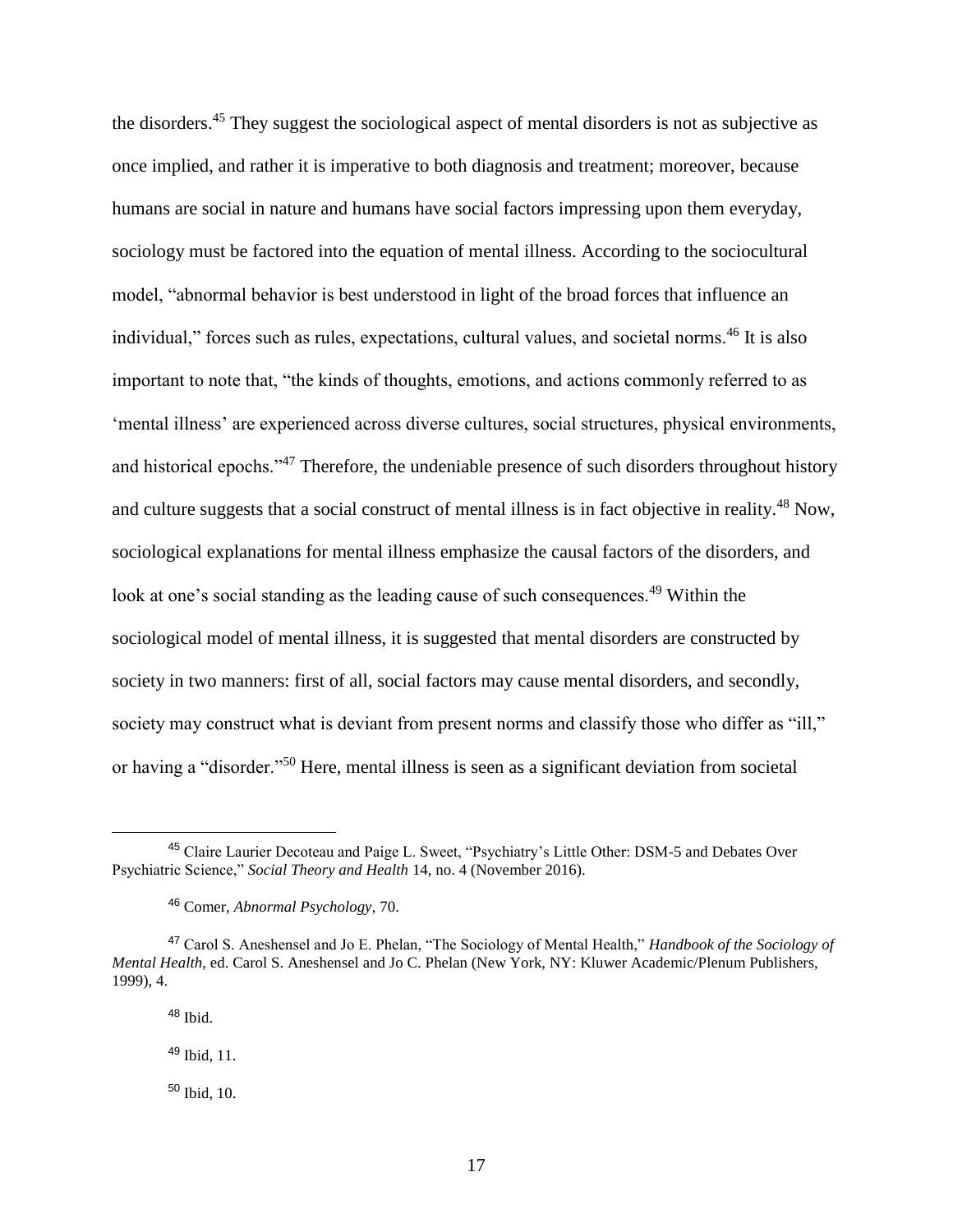the disorders.[45] They suggest the sociological aspect of mental disorders is not as subjective as once implied, and rather it is imperative to both diagnosis and treatment; moreover, because humans are social in nature and humans have social factors impressing upon them everyday, sociology must be factored into the equation of mental illness. According to the sociocultural model, "abnormal behavior is best understood in light of the broad forces that influence an individual," forces such as rules, expectations, cultural values, and societal norms.[46] It is also important to note that, "the kinds of thoughts, emotions, and actions commonly referred to as 'mental illness' are experienced across diverse cultures, social structures, physical environments, and historical epochs."[47] Therefore, the undeniable presence of such disorders throughout history and culture suggests that a social construct of mental illness is in fact objective in reality.[48] Now, sociological explanations for mental illness emphasize the causal factors of the disorders, and look at one's social standing as the leading cause of such consequences.[49] Within the sociological model of mental illness, it is suggested that mental disorders are constructed by society in two manners: first of all, social factors may cause mental disorders, and secondly, society may construct what is deviant from present norms and classify those who differ as "ill," or having a "disorder."[50] Here, mental illness is seen as a significant deviation from societal

---

[45] Claire Laurier Decoteau and Paige L. Sweet, "Psychiatry's Little Other: DSM-5 and Debates Over Psychiatric Science," *Social Theory and Health* 14, no. 4 (November 2016).

[46] Comer, *Abnormal Psychology*, 70.

[47] Carol S. Aneshensel and Jo E. Phelan, "The Sociology of Mental Health," *Handbook of the Sociology of Mental Health*, ed. Carol S. Aneshensel and Jo C. Phelan (New York, NY: Kluwer Academic/Plenum Publishers, 1999), 4.

[48] Ibid.

[49] Ibid, 11.

[50] Ibid, 10.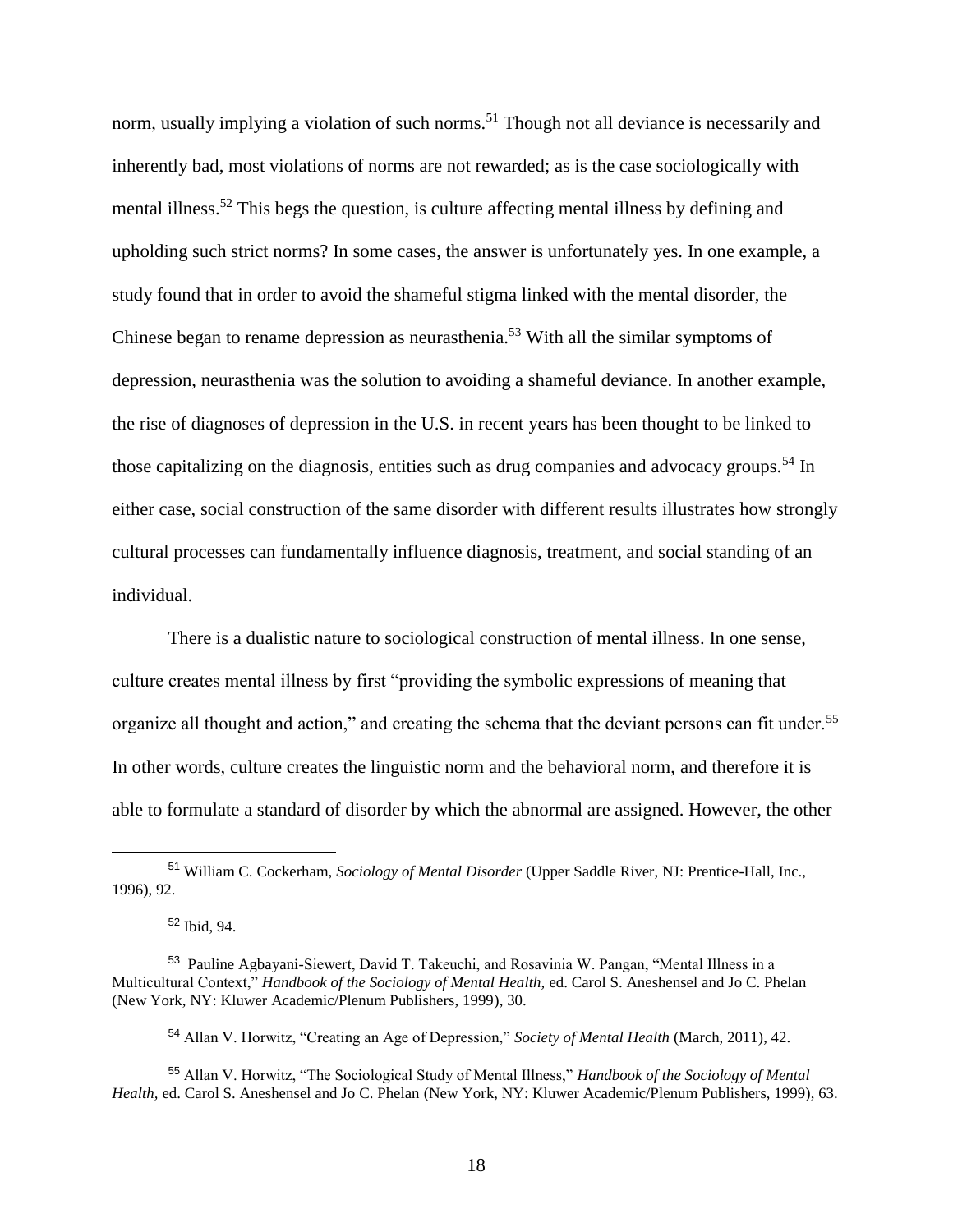norm, usually implying a violation of such norms.[51] Though not all deviance is necessarily and inherently bad, most violations of norms are not rewarded; as is the case sociologically with mental illness.[52] This begs the question, is culture affecting mental illness by defining and upholding such strict norms? In some cases, the answer is unfortunately yes. In one example, a study found that in order to avoid the shameful stigma linked with the mental disorder, the Chinese began to rename depression as neurasthenia.[53] With all the similar symptoms of depression, neurasthenia was the solution to avoiding a shameful deviance. In another example, the rise of diagnoses of depression in the U.S. in recent years has been thought to be linked to those capitalizing on the diagnosis, entities such as drug companies and advocacy groups.[54] In either case, social construction of the same disorder with different results illustrates how strongly cultural processes can fundamentally influence diagnosis, treatment, and social standing of an individual.

There is a dualistic nature to sociological construction of mental illness. In one sense, culture creates mental illness by first "providing the symbolic expressions of meaning that organize all thought and action," and creating the schema that the deviant persons can fit under.[55] In other words, culture creates the linguistic norm and the behavioral norm, and therefore it is able to formulate a standard of disorder by which the abnormal are assigned. However, the other

---

[51] William C. Cockerham, *Sociology of Mental Disorder* (Upper Saddle River, NJ: Prentice-Hall, Inc., 1996), 92.

[52] Ibid, 94.

[53] Pauline Agbayani-Siewert, David T. Takeuchi, and Rosavinia W. Pangan, "Mental Illness in a Multicultural Context," *Handbook of the Sociology of Mental Health,* ed. Carol S. Aneshensel and Jo C. Phelan (New York, NY: Kluwer Academic/Plenum Publishers, 1999), 30.

[54] Allan V. Horwitz, "Creating an Age of Depression," *Society of Mental Health* (March, 2011), 42.

[55] Allan V. Horwitz, "The Sociological Study of Mental Illness," *Handbook of the Sociology of Mental Health,* ed. Carol S. Aneshensel and Jo C. Phelan (New York, NY: Kluwer Academic/Plenum Publishers, 1999), 63.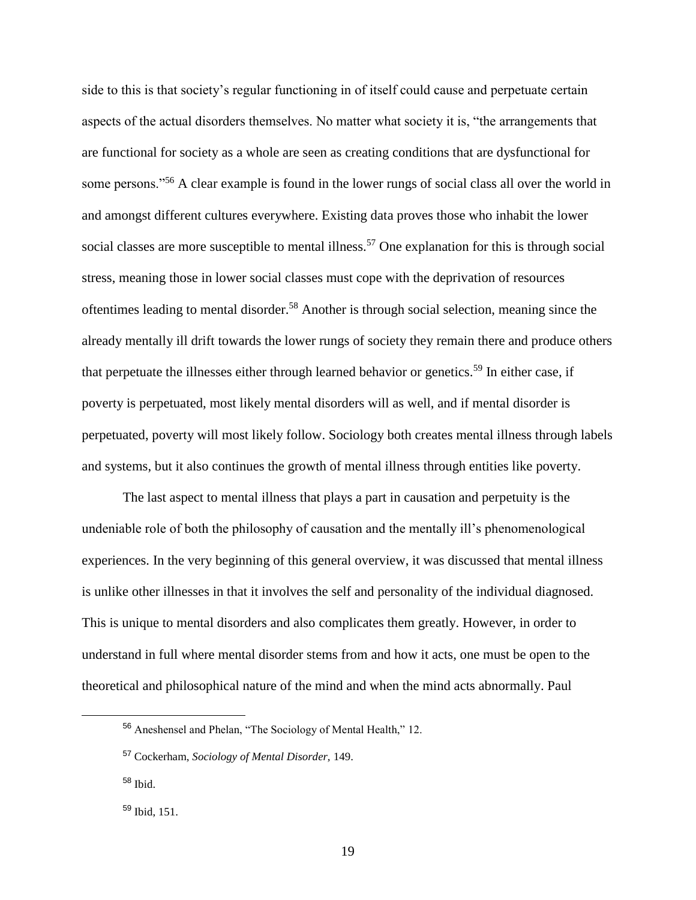side to this is that society's regular functioning in of itself could cause and perpetuate certain aspects of the actual disorders themselves. No matter what society it is, "the arrangements that are functional for society as a whole are seen as creating conditions that are dysfunctional for some persons."[56] A clear example is found in the lower rungs of social class all over the world in and amongst different cultures everywhere. Existing data proves those who inhabit the lower social classes are more susceptible to mental illness.[57] One explanation for this is through social stress, meaning those in lower social classes must cope with the deprivation of resources oftentimes leading to mental disorder.[58] Another is through social selection, meaning since the already mentally ill drift towards the lower rungs of society they remain there and produce others that perpetuate the illnesses either through learned behavior or genetics.[59] In either case, if poverty is perpetuated, most likely mental disorders will as well, and if mental disorder is perpetuated, poverty will most likely follow. Sociology both creates mental illness through labels and systems, but it also continues the growth of mental illness through entities like poverty.

The last aspect to mental illness that plays a part in causation and perpetuity is the undeniable role of both the philosophy of causation and the mentally ill's phenomenological experiences. In the very beginning of this general overview, it was discussed that mental illness is unlike other illnesses in that it involves the self and personality of the individual diagnosed. This is unique to mental disorders and also complicates them greatly. However, in order to understand in full where mental disorder stems from and how it acts, one must be open to the theoretical and philosophical nature of the mind and when the mind acts abnormally. Paul

---

[56] Aneshensel and Phelan, "The Sociology of Mental Health," 12.

[57] Cockerham, *Sociology of Mental Disorder,* 149.

[58] Ibid.

[59] Ibid, 151.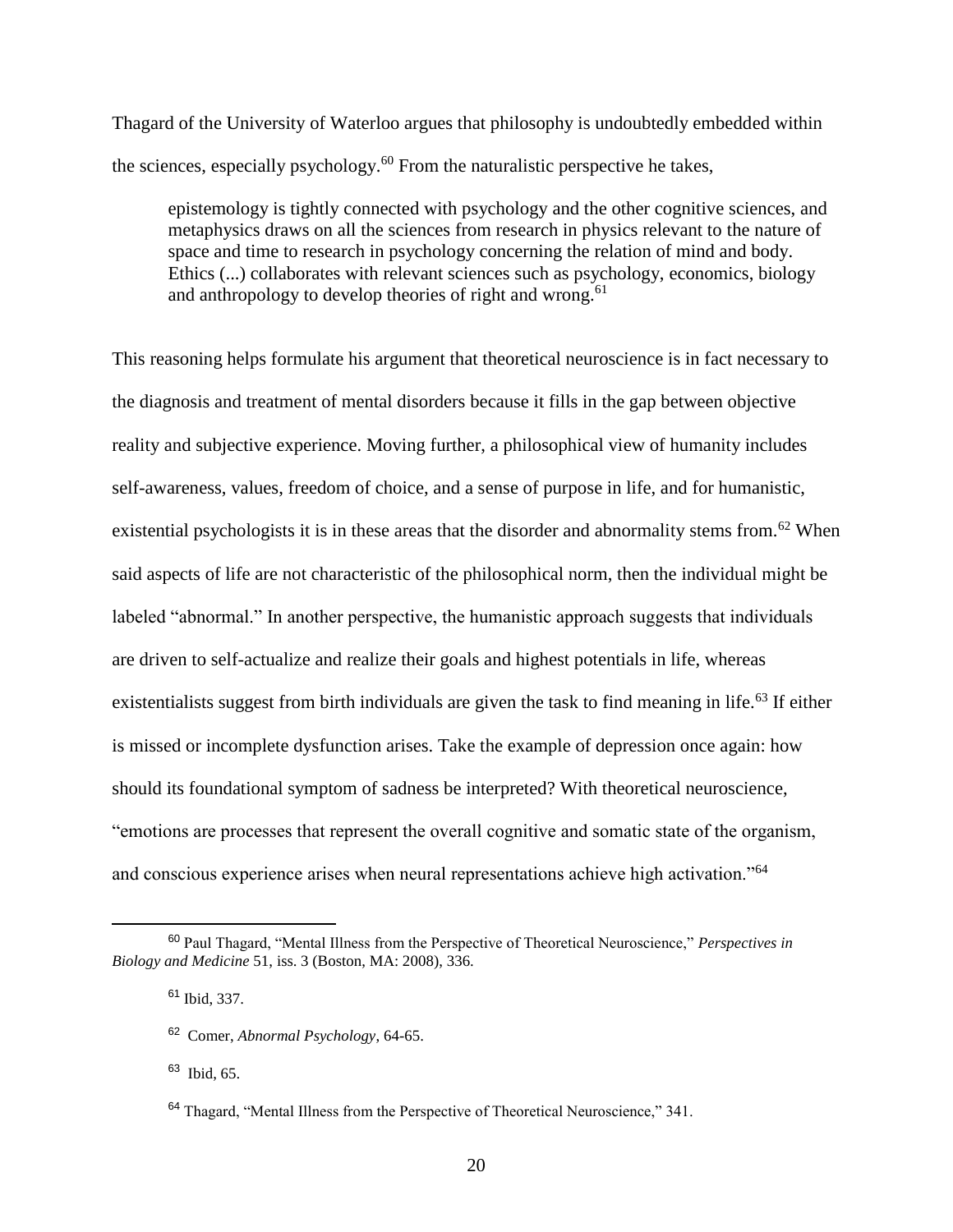Thagard of the University of Waterloo argues that philosophy is undoubtedly embedded within the sciences, especially psychology.[60] From the naturalistic perspective he takes,

> epistemology is tightly connected with psychology and the other cognitive sciences, and metaphysics draws on all the sciences from research in physics relevant to the nature of space and time to research in psychology concerning the relation of mind and body. Ethics (...) collaborates with relevant sciences such as psychology, economics, biology and anthropology to develop theories of right and wrong.[61]

This reasoning helps formulate his argument that theoretical neuroscience is in fact necessary to the diagnosis and treatment of mental disorders because it fills in the gap between objective reality and subjective experience. Moving further, a philosophical view of humanity includes self-awareness, values, freedom of choice, and a sense of purpose in life, and for humanistic, existential psychologists it is in these areas that the disorder and abnormality stems from.[62] When said aspects of life are not characteristic of the philosophical norm, then the individual might be labeled "abnormal." In another perspective, the humanistic approach suggests that individuals are driven to self-actualize and realize their goals and highest potentials in life, whereas existentialists suggest from birth individuals are given the task to find meaning in life.[63] If either is missed or incomplete dysfunction arises. Take the example of depression once again: how should its foundational symptom of sadness be interpreted? With theoretical neuroscience, "emotions are processes that represent the overall cognitive and somatic state of the organism, and conscious experience arises when neural representations achieve high activation."[64]

---

[60] Paul Thagard, "Mental Illness from the Perspective of Theoretical Neuroscience," *Perspectives in Biology and Medicine* 51, iss. 3 (Boston, MA: 2008), 336.

[61] Ibid, 337.

[62] Comer, *Abnormal Psychology*, 64-65.

[63] Ibid, 65.

[64] Thagard, "Mental Illness from the Perspective of Theoretical Neuroscience," 341.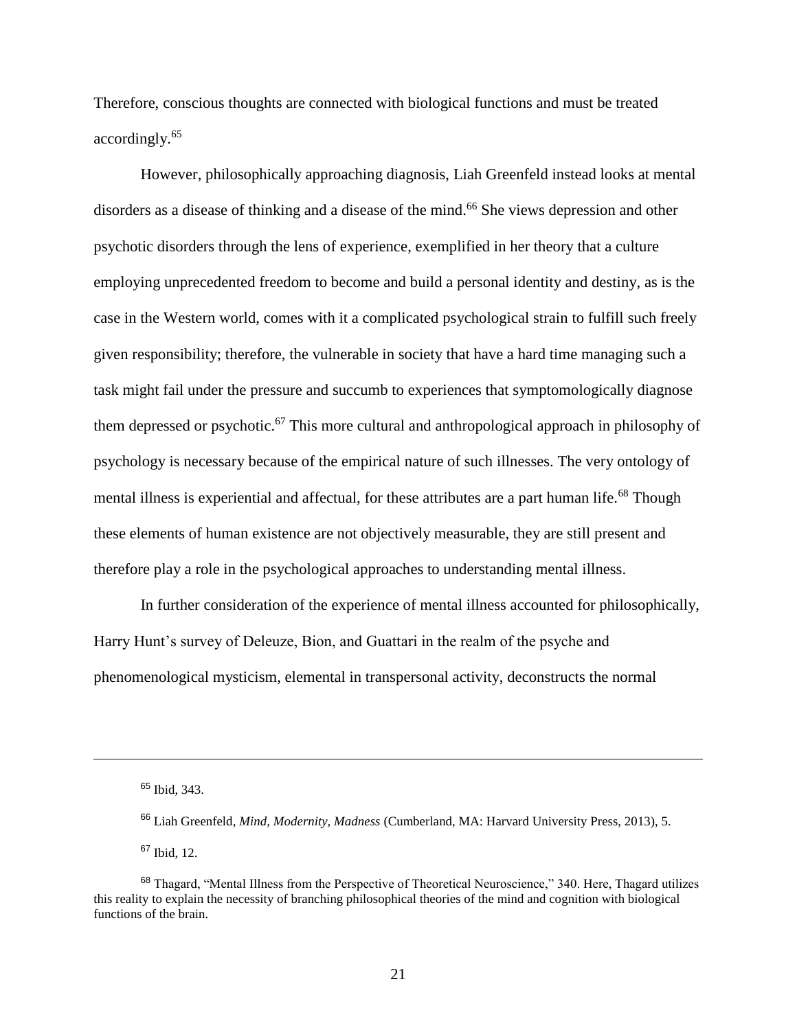Therefore, conscious thoughts are connected with biological functions and must be treated accordingly.[65]

However, philosophically approaching diagnosis, Liah Greenfeld instead looks at mental disorders as a disease of thinking and a disease of the mind.[66] She views depression and other psychotic disorders through the lens of experience, exemplified in her theory that a culture employing unprecedented freedom to become and build a personal identity and destiny, as is the case in the Western world, comes with it a complicated psychological strain to fulfill such freely given responsibility; therefore, the vulnerable in society that have a hard time managing such a task might fail under the pressure and succumb to experiences that symptomologically diagnose them depressed or psychotic.[67] This more cultural and anthropological approach in philosophy of psychology is necessary because of the empirical nature of such illnesses. The very ontology of mental illness is experiential and affectual, for these attributes are a part human life.[68] Though these elements of human existence are not objectively measurable, they are still present and therefore play a role in the psychological approaches to understanding mental illness.

In further consideration of the experience of mental illness accounted for philosophically, Harry Hunt's survey of Deleuze, Bion, and Guattari in the realm of the psyche and phenomenological mysticism, elemental in transpersonal activity, deconstructs the normal

---

[65] Ibid, 343.

[66] Liah Greenfeld, *Mind, Modernity, Madness* (Cumberland, MA: Harvard University Press, 2013), 5.

[67] Ibid, 12.

[68] Thagard, "Mental Illness from the Perspective of Theoretical Neuroscience," 340. Here, Thagard utilizes this reality to explain the necessity of branching philosophical theories of the mind and cognition with biological functions of the brain.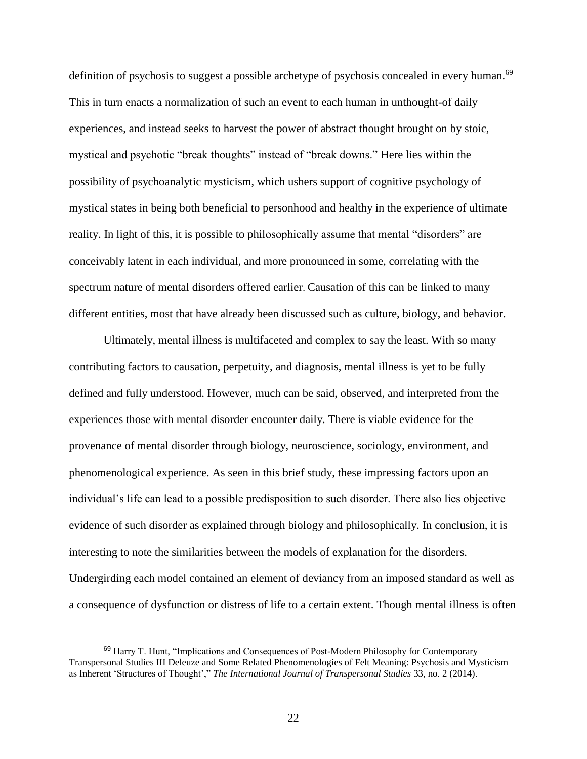definition of psychosis to suggest a possible archetype of psychosis concealed in every human.[69] This in turn enacts a normalization of such an event to each human in unthought-of daily experiences, and instead seeks to harvest the power of abstract thought brought on by stoic, mystical and psychotic "break thoughts" instead of "break downs." Here lies within the possibility of psychoanalytic mysticism, which ushers support of cognitive psychology of mystical states in being both beneficial to personhood and healthy in the experience of ultimate reality. In light of this, it is possible to philosophically assume that mental "disorders" are conceivably latent in each individual, and more pronounced in some, correlating with the spectrum nature of mental disorders offered earlier. Causation of this can be linked to many different entities, most that have already been discussed such as culture, biology, and behavior.

Ultimately, mental illness is multifaceted and complex to say the least. With so many contributing factors to causation, perpetuity, and diagnosis, mental illness is yet to be fully defined and fully understood. However, much can be said, observed, and interpreted from the experiences those with mental disorder encounter daily. There is viable evidence for the provenance of mental disorder through biology, neuroscience, sociology, environment, and phenomenological experience. As seen in this brief study, these impressing factors upon an individual's life can lead to a possible predisposition to such disorder. There also lies objective evidence of such disorder as explained through biology and philosophically. In conclusion, it is interesting to note the similarities between the models of explanation for the disorders. Undergirding each model contained an element of deviancy from an imposed standard as well as a consequence of dysfunction or distress of life to a certain extent. Though mental illness is often

---

[69] Harry T. Hunt, "Implications and Consequences of Post-Modern Philosophy for Contemporary Transpersonal Studies III Deleuze and Some Related Phenomenologies of Felt Meaning: Psychosis and Mysticism as Inherent 'Structures of Thought'," *The International Journal of Transpersonal Studies* 33, no. 2 (2014).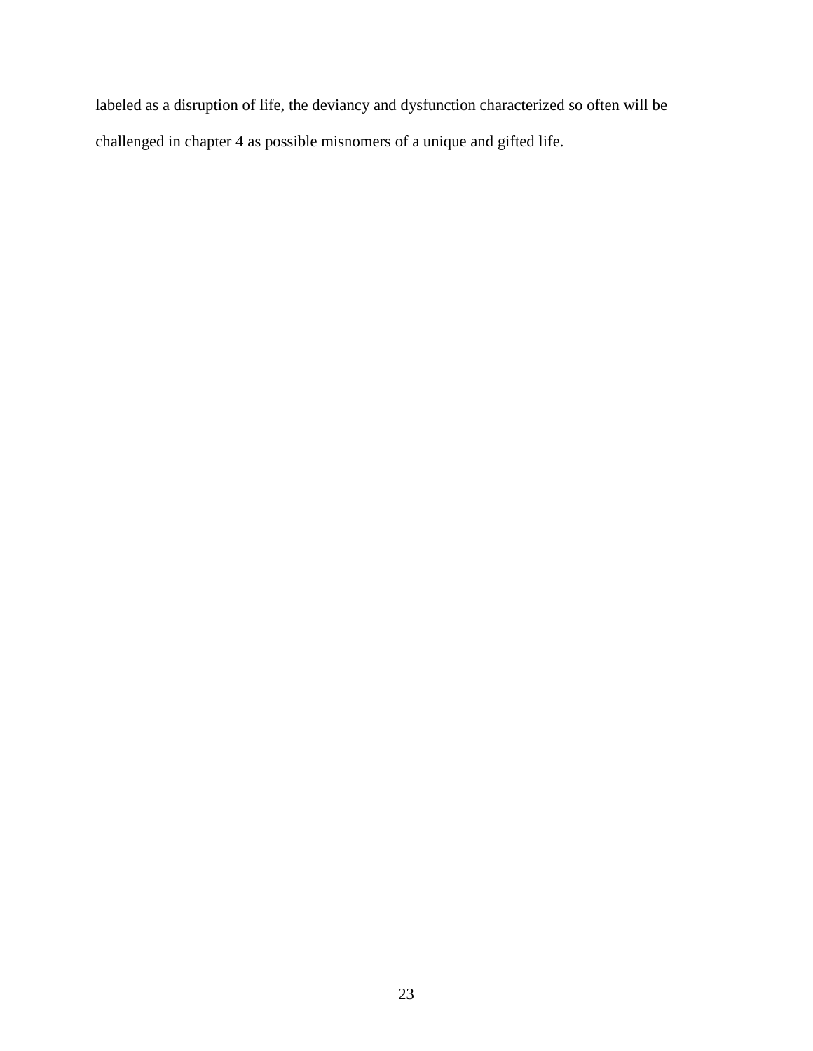labeled as a disruption of life, the deviancy and dysfunction characterized so often will be challenged in chapter 4 as possible misnomers of a unique and gifted life.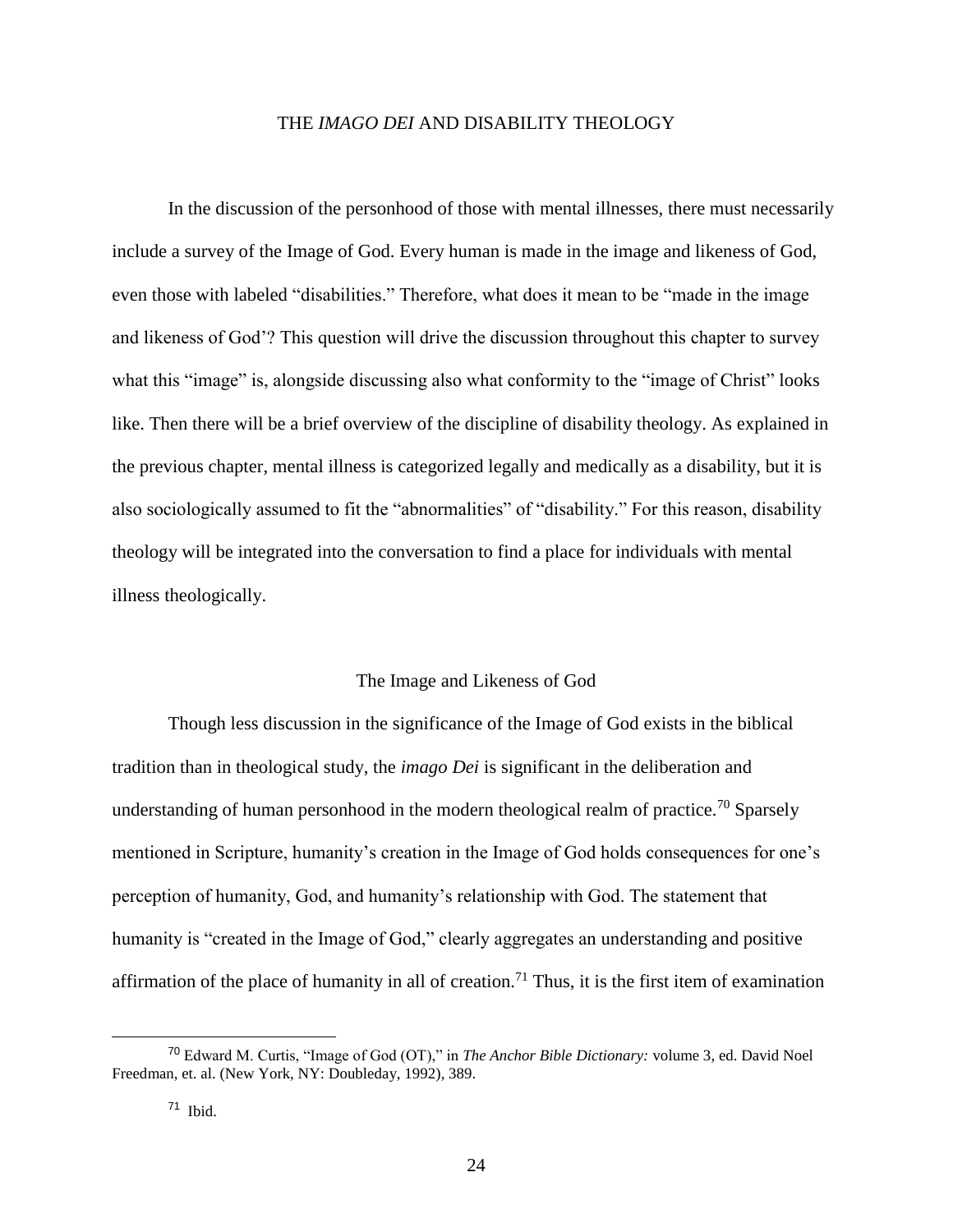## THE *IMAGO DEI* AND DISABILITY THEOLOGY

In the discussion of the personhood of those with mental illnesses, there must necessarily include a survey of the Image of God. Every human is made in the image and likeness of God, even those with labeled "disabilities." Therefore, what does it mean to be "made in the image and likeness of God'? This question will drive the discussion throughout this chapter to survey what this "image" is, alongside discussing also what conformity to the "image of Christ" looks like. Then there will be a brief overview of the discipline of disability theology. As explained in the previous chapter, mental illness is categorized legally and medically as a disability, but it is also sociologically assumed to fit the "abnormalities" of "disability." For this reason, disability theology will be integrated into the conversation to find a place for individuals with mental illness theologically.

### The Image and Likeness of God

Though less discussion in the significance of the Image of God exists in the biblical tradition than in theological study, the *imago Dei* is significant in the deliberation and understanding of human personhood in the modern theological realm of practice.[70] Sparsely mentioned in Scripture, humanity's creation in the Image of God holds consequences for one's perception of humanity, God, and humanity's relationship with God. The statement that humanity is "created in the Image of God," clearly aggregates an understanding and positive affirmation of the place of humanity in all of creation.[71] Thus, it is the first item of examination

---

[70] Edward M. Curtis, "Image of God (OT)," in *The Anchor Bible Dictionary:* volume 3, ed. David Noel Freedman, et. al. (New York, NY: Doubleday, 1992), 389.

[71] Ibid.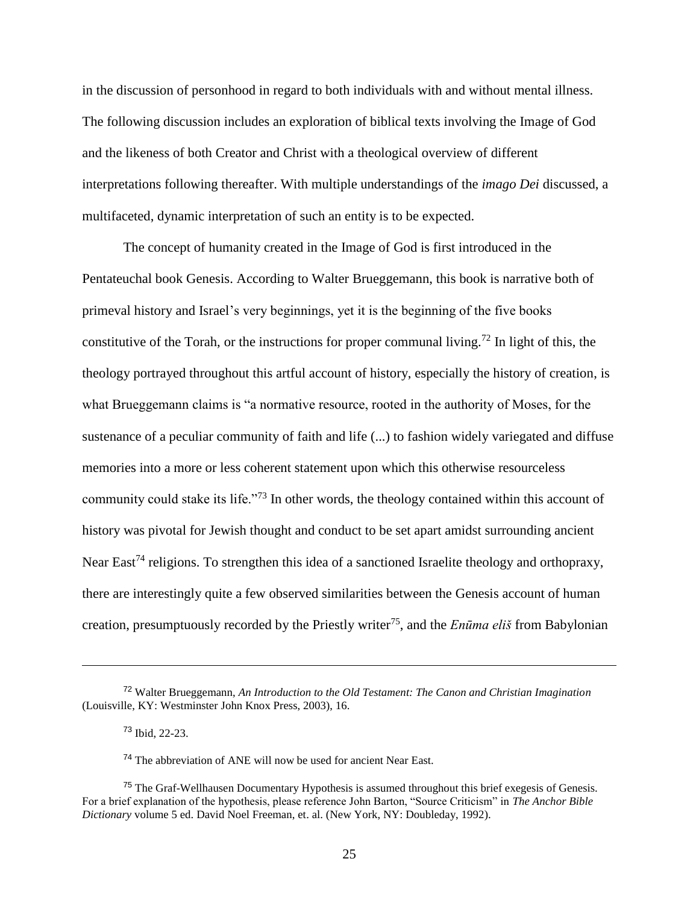in the discussion of personhood in regard to both individuals with and without mental illness. The following discussion includes an exploration of biblical texts involving the Image of God and the likeness of both Creator and Christ with a theological overview of different interpretations following thereafter. With multiple understandings of the *imago Dei* discussed, a multifaceted, dynamic interpretation of such an entity is to be expected.

The concept of humanity created in the Image of God is first introduced in the Pentateuchal book Genesis. According to Walter Brueggemann, this book is narrative both of primeval history and Israel's very beginnings, yet it is the beginning of the five books constitutive of the Torah, or the instructions for proper communal living.[72] In light of this, the theology portrayed throughout this artful account of history, especially the history of creation, is what Brueggemann claims is "a normative resource, rooted in the authority of Moses, for the sustenance of a peculiar community of faith and life (...) to fashion widely variegated and diffuse memories into a more or less coherent statement upon which this otherwise resourceless community could stake its life."[73] In other words, the theology contained within this account of history was pivotal for Jewish thought and conduct to be set apart amidst surrounding ancient Near East[74] religions. To strengthen this idea of a sanctioned Israelite theology and orthopraxy, there are interestingly quite a few observed similarities between the Genesis account of human creation, presumptuously recorded by the Priestly writer[75], and the *Enūma eliš* from Babylonian

---

[72] Walter Brueggemann, *An Introduction to the Old Testament: The Canon and Christian Imagination* (Louisville, KY: Westminster John Knox Press, 2003), 16.

[73] Ibid, 22-23.

[74] The abbreviation of ANE will now be used for ancient Near East.

[75] The Graf-Wellhausen Documentary Hypothesis is assumed throughout this brief exegesis of Genesis. For a brief explanation of the hypothesis, please reference John Barton, "Source Criticism" in *The Anchor Bible Dictionary* volume 5 ed. David Noel Freeman, et. al. (New York, NY: Doubleday, 1992).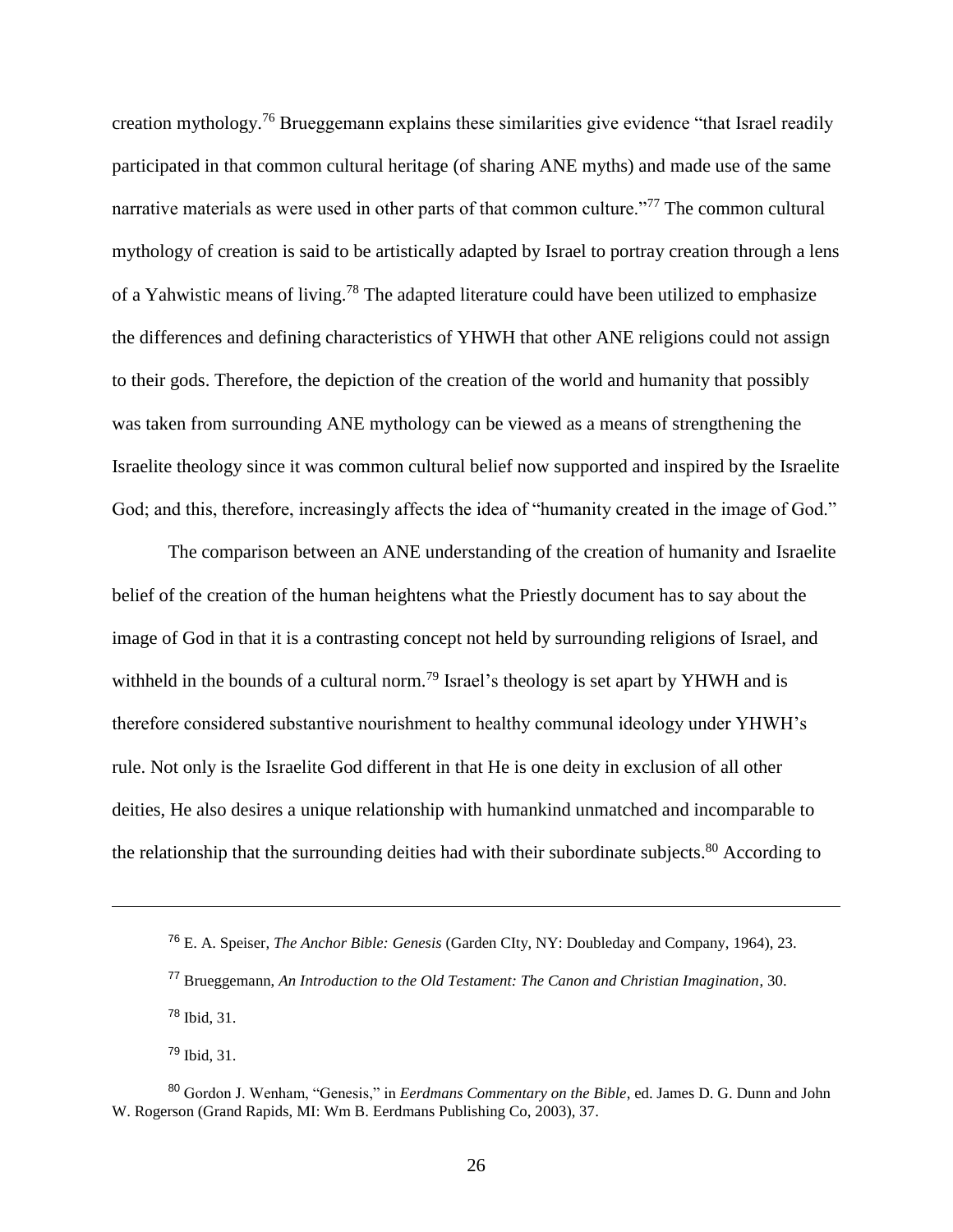creation mythology.[76] Brueggemann explains these similarities give evidence "that Israel readily participated in that common cultural heritage (of sharing ANE myths) and made use of the same narrative materials as were used in other parts of that common culture."[77] The common cultural mythology of creation is said to be artistically adapted by Israel to portray creation through a lens of a Yahwistic means of living.[78] The adapted literature could have been utilized to emphasize the differences and defining characteristics of YHWH that other ANE religions could not assign to their gods. Therefore, the depiction of the creation of the world and humanity that possibly was taken from surrounding ANE mythology can be viewed as a means of strengthening the Israelite theology since it was common cultural belief now supported and inspired by the Israelite God; and this, therefore, increasingly affects the idea of "humanity created in the image of God."

The comparison between an ANE understanding of the creation of humanity and Israelite belief of the creation of the human heightens what the Priestly document has to say about the image of God in that it is a contrasting concept not held by surrounding religions of Israel, and withheld in the bounds of a cultural norm.[79] Israel's theology is set apart by YHWH and is therefore considered substantive nourishment to healthy communal ideology under YHWH's rule. Not only is the Israelite God different in that He is one deity in exclusion of all other deities, He also desires a unique relationship with humankind unmatched and incomparable to the relationship that the surrounding deities had with their subordinate subjects.[80] According to

---

[76] E. A. Speiser, *The Anchor Bible: Genesis* (Garden CIty, NY: Doubleday and Company, 1964), 23.

[77] Brueggemann, *An Introduction to the Old Testament: The Canon and Christian Imagination*, 30.

[78] Ibid, 31.

[79] Ibid, 31.

[80] Gordon J. Wenham, "Genesis," in *Eerdmans Commentary on the Bible*, ed. James D. G. Dunn and John W. Rogerson (Grand Rapids, MI: Wm B. Eerdmans Publishing Co, 2003), 37.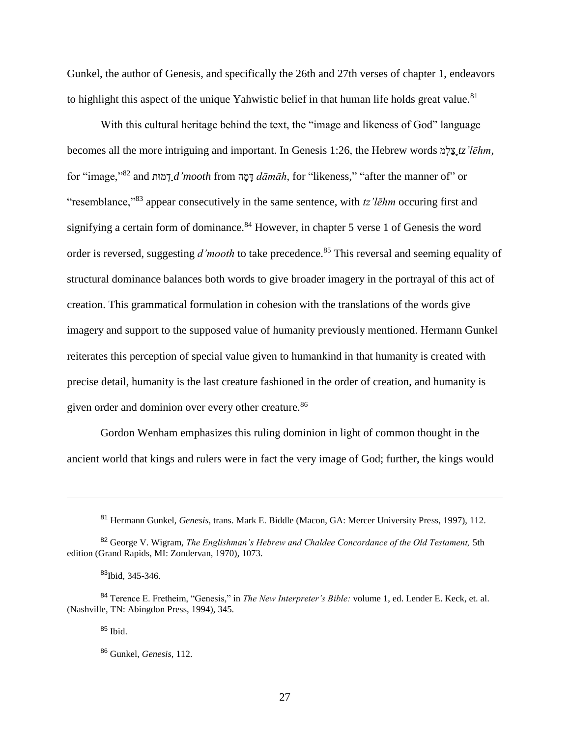Gunkel, the author of Genesis, and specifically the 26th and 27th verses of chapter 1, endeavors to highlight this aspect of the unique Yahwistic belief in that human life holds great value.[81]

With this cultural heritage behind the text, the "image and likeness of God" language becomes all the more intriguing and important. In Genesis 1:26, the Hebrew words צֶלֶם *tz'lēhm*, for "image,"[82] and דְמוּת *d'mooth* from דָּמָה *dāmāh*, for "likeness," "after the manner of" or "resemblance,"[83] appear consecutively in the same sentence, with *tz'lēhm* occuring first and signifying a certain form of dominance.[84] However, in chapter 5 verse 1 of Genesis the word order is reversed, suggesting *d'mooth* to take precedence.[85] This reversal and seeming equality of structural dominance balances both words to give broader imagery in the portrayal of this act of creation. This grammatical formulation in cohesion with the translations of the words give imagery and support to the supposed value of humanity previously mentioned. Hermann Gunkel reiterates this perception of special value given to humankind in that humanity is created with precise detail, humanity is the last creature fashioned in the order of creation, and humanity is given order and dominion over every other creature.[86]

Gordon Wenham emphasizes this ruling dominion in light of common thought in the ancient world that kings and rulers were in fact the very image of God; further, the kings would

---

[81] Hermann Gunkel, *Genesis,* trans. Mark E. Biddle (Macon, GA: Mercer University Press, 1997), 112.

[82] George V. Wigram, *The Englishman's Hebrew and Chaldee Concordance of the Old Testament,* 5th edition (Grand Rapids, MI: Zondervan, 1970), 1073.

[83] Ibid, 345-346.

[84] Terence E. Fretheim, "Genesis," in *The New Interpreter's Bible:* volume 1, ed. Lender E. Keck, et. al. (Nashville, TN: Abingdon Press, 1994), 345.

[85] Ibid.

[86] Gunkel, *Genesis,* 112.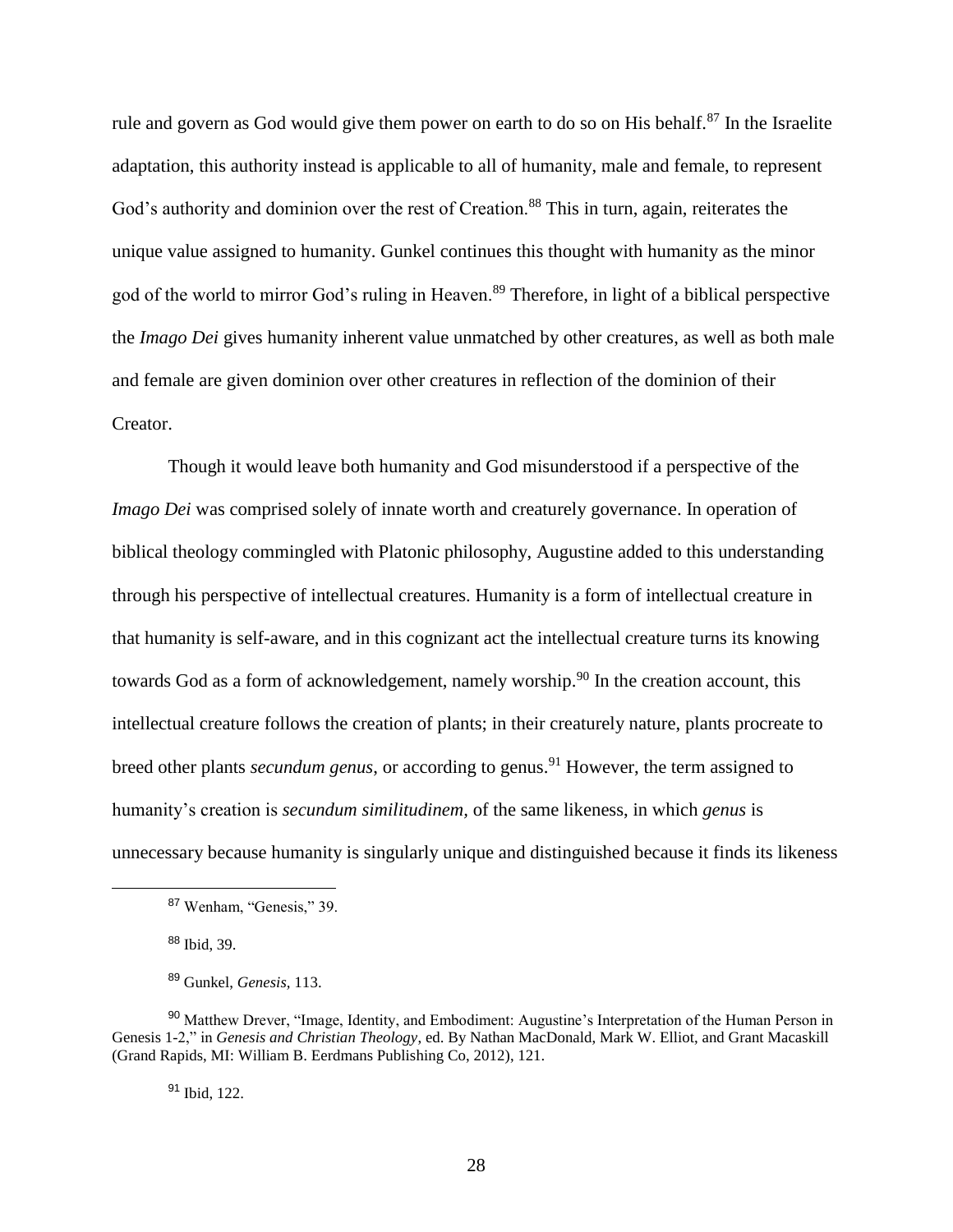rule and govern as God would give them power on earth to do so on His behalf.[87] In the Israelite adaptation, this authority instead is applicable to all of humanity, male and female, to represent God's authority and dominion over the rest of Creation.[88] This in turn, again, reiterates the unique value assigned to humanity. Gunkel continues this thought with humanity as the minor god of the world to mirror God's ruling in Heaven.[89] Therefore, in light of a biblical perspective the *Imago Dei* gives humanity inherent value unmatched by other creatures, as well as both male and female are given dominion over other creatures in reflection of the dominion of their Creator.

Though it would leave both humanity and God misunderstood if a perspective of the *Imago Dei* was comprised solely of innate worth and creaturely governance. In operation of biblical theology commingled with Platonic philosophy, Augustine added to this understanding through his perspective of intellectual creatures. Humanity is a form of intellectual creature in that humanity is self-aware, and in this cognizant act the intellectual creature turns its knowing towards God as a form of acknowledgement, namely worship.[90] In the creation account, this intellectual creature follows the creation of plants; in their creaturely nature, plants procreate to breed other plants *secundum genus*, or according to genus.[91] However, the term assigned to humanity's creation is *secundum similitudinem*, of the same likeness, in which *genus* is unnecessary because humanity is singularly unique and distinguished because it finds its likeness

---

[87] Wenham, "Genesis," 39.

[88] Ibid, 39.

[89] Gunkel, *Genesis,* 113.

[90] Matthew Drever, "Image, Identity, and Embodiment: Augustine's Interpretation of the Human Person in Genesis 1-2," in *Genesis and Christian Theology*, ed. By Nathan MacDonald, Mark W. Elliot, and Grant Macaskill (Grand Rapids, MI: William B. Eerdmans Publishing Co, 2012), 121.

[91] Ibid, 122.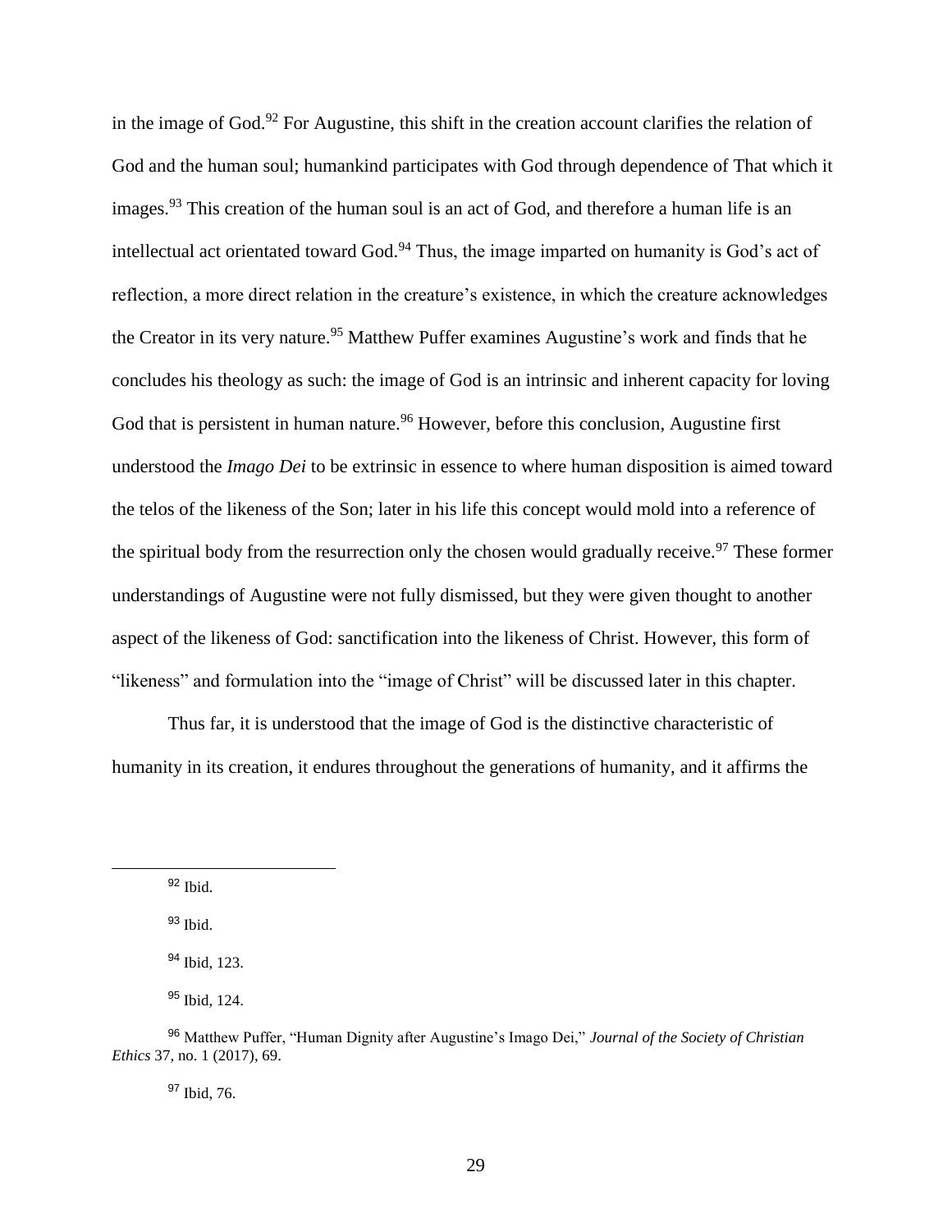in the image of God.[92] For Augustine, this shift in the creation account clarifies the relation of God and the human soul; humankind participates with God through dependence of That which it images.[93] This creation of the human soul is an act of God, and therefore a human life is an intellectual act orientated toward God.[94] Thus, the image imparted on humanity is God's act of reflection, a more direct relation in the creature's existence, in which the creature acknowledges the Creator in its very nature.[95] Matthew Puffer examines Augustine's work and finds that he concludes his theology as such: the image of God is an intrinsic and inherent capacity for loving God that is persistent in human nature.[96] However, before this conclusion, Augustine first understood the *Imago Dei* to be extrinsic in essence to where human disposition is aimed toward the telos of the likeness of the Son; later in his life this concept would mold into a reference of the spiritual body from the resurrection only the chosen would gradually receive.[97] These former understandings of Augustine were not fully dismissed, but they were given thought to another aspect of the likeness of God: sanctification into the likeness of Christ. However, this form of "likeness" and formulation into the "image of Christ" will be discussed later in this chapter.

Thus far, it is understood that the image of God is the distinctive characteristic of humanity in its creation, it endures throughout the generations of humanity, and it affirms the

---

[92] Ibid.

[93] Ibid.

[94] Ibid, 123.

[95] Ibid, 124.

[96] Matthew Puffer, "Human Dignity after Augustine's Imago Dei," *Journal of the Society of Christian Ethics* 37, no. 1 (2017), 69.

[97] Ibid, 76.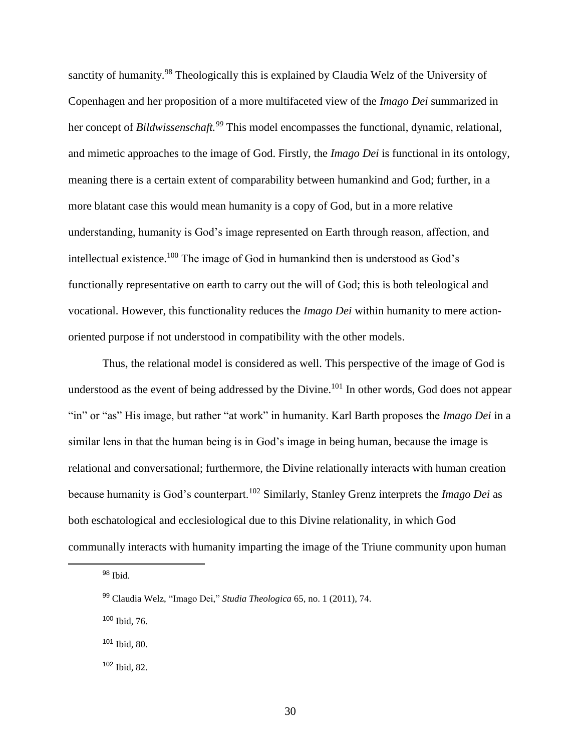sanctity of humanity.[98] Theologically this is explained by Claudia Welz of the University of Copenhagen and her proposition of a more multifaceted view of the *Imago Dei* summarized in her concept of ***Bildwissenschaft.***[99] This model encompasses the functional, dynamic, relational, and mimetic approaches to the image of God. Firstly, the *Imago Dei* is functional in its ontology, meaning there is a certain extent of comparability between humankind and God; further, in a more blatant case this would mean humanity is a copy of God, but in a more relative understanding, humanity is God's image represented on Earth through reason, affection, and intellectual existence.[100] The image of God in humankind then is understood as God's functionally representative on earth to carry out the will of God; this is both teleological and vocational. However, this functionality reduces the *Imago Dei* within humanity to mere action-oriented purpose if not understood in compatibility with the other models.

Thus, the relational model is considered as well. This perspective of the image of God is understood as the event of being addressed by the Divine.[101] In other words, God does not appear "in" or "as" His image, but rather "at work" in humanity. Karl Barth proposes the *Imago Dei* in a similar lens in that the human being is in God's image in being human, because the image is relational and conversational; furthermore, the Divine relationally interacts with human creation because humanity is God's counterpart.[102] Similarly, Stanley Grenz interprets the *Imago Dei* as both eschatological and ecclesiological due to this Divine relationality, in which God communally interacts with humanity imparting the image of the Triune community upon human

---

[98] Ibid.

[99] Claudia Welz, "Imago Dei," *Studia Theologica* 65, no. 1 (2011), 74.

[100] Ibid, 76.

[101] Ibid, 80.

[102] Ibid, 82.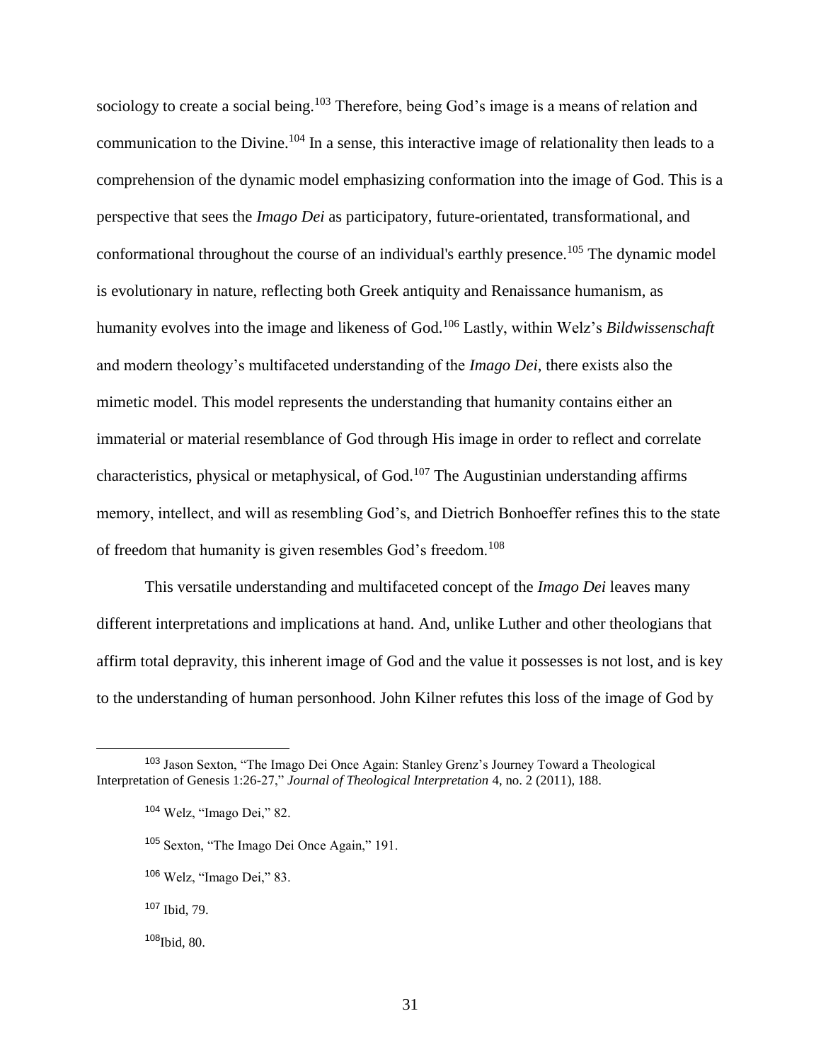sociology to create a social being.[103] Therefore, being God's image is a means of relation and communication to the Divine.[104] In a sense, this interactive image of relationality then leads to a comprehension of the dynamic model emphasizing conformation into the image of God. This is a perspective that sees the *Imago Dei* as participatory, future-orientated, transformational, and conformational throughout the course of an individual's earthly presence.[105] The dynamic model is evolutionary in nature, reflecting both Greek antiquity and Renaissance humanism, as humanity evolves into the image and likeness of God.[106] Lastly, within Welz's *Bildwissenschaft* and modern theology's multifaceted understanding of the *Imago Dei*, there exists also the mimetic model. This model represents the understanding that humanity contains either an immaterial or material resemblance of God through His image in order to reflect and correlate characteristics, physical or metaphysical, of God.[107] The Augustinian understanding affirms memory, intellect, and will as resembling God's, and Dietrich Bonhoeffer refines this to the state of freedom that humanity is given resembles God's freedom.[108]

This versatile understanding and multifaceted concept of the *Imago Dei* leaves many different interpretations and implications at hand. And, unlike Luther and other theologians that affirm total depravity, this inherent image of God and the value it possesses is not lost, and is key to the understanding of human personhood. John Kilner refutes this loss of the image of God by

---

[103] Jason Sexton, "The Imago Dei Once Again: Stanley Grenz's Journey Toward a Theological Interpretation of Genesis 1:26-27," *Journal of Theological Interpretation* 4, no. 2 (2011), 188.

[104] Welz, "Imago Dei," 82.

[105] Sexton, "The Imago Dei Once Again," 191.

[106] Welz, "Imago Dei," 83.

[107] Ibid, 79.

[108] Ibid, 80.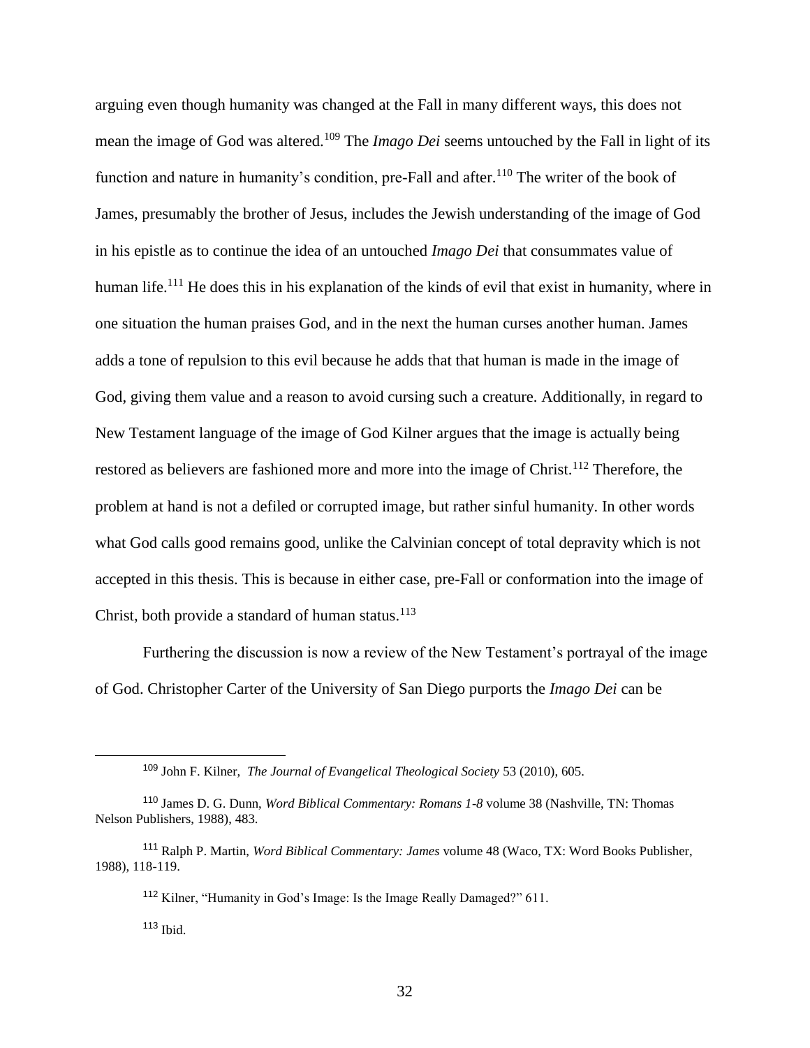arguing even though humanity was changed at the Fall in many different ways, this does not mean the image of God was altered.[109] The *Imago Dei* seems untouched by the Fall in light of its function and nature in humanity's condition, pre-Fall and after.[110] The writer of the book of James, presumably the brother of Jesus, includes the Jewish understanding of the image of God in his epistle as to continue the idea of an untouched *Imago Dei* that consummates value of human life.[111] He does this in his explanation of the kinds of evil that exist in humanity, where in one situation the human praises God, and in the next the human curses another human. James adds a tone of repulsion to this evil because he adds that that human is made in the image of God, giving them value and a reason to avoid cursing such a creature. Additionally, in regard to New Testament language of the image of God Kilner argues that the image is actually being restored as believers are fashioned more and more into the image of Christ.[112] Therefore, the problem at hand is not a defiled or corrupted image, but rather sinful humanity. In other words what God calls good remains good, unlike the Calvinian concept of total depravity which is not accepted in this thesis. This is because in either case, pre-Fall or conformation into the image of Christ, both provide a standard of human status.[113]

Furthering the discussion is now a review of the New Testament's portrayal of the image of God. Christopher Carter of the University of San Diego purports the *Imago Dei* can be

---

[109] John F. Kilner, *The Journal of Evangelical Theological Society* 53 (2010), 605.

[110] James D. G. Dunn, *Word Biblical Commentary: Romans 1-8* volume 38 (Nashville, TN: Thomas Nelson Publishers, 1988), 483.

[111] Ralph P. Martin, *Word Biblical Commentary: James* volume 48 (Waco, TX: Word Books Publisher, 1988), 118-119.

[112] Kilner, "Humanity in God's Image: Is the Image Really Damaged?" 611.

[113] Ibid.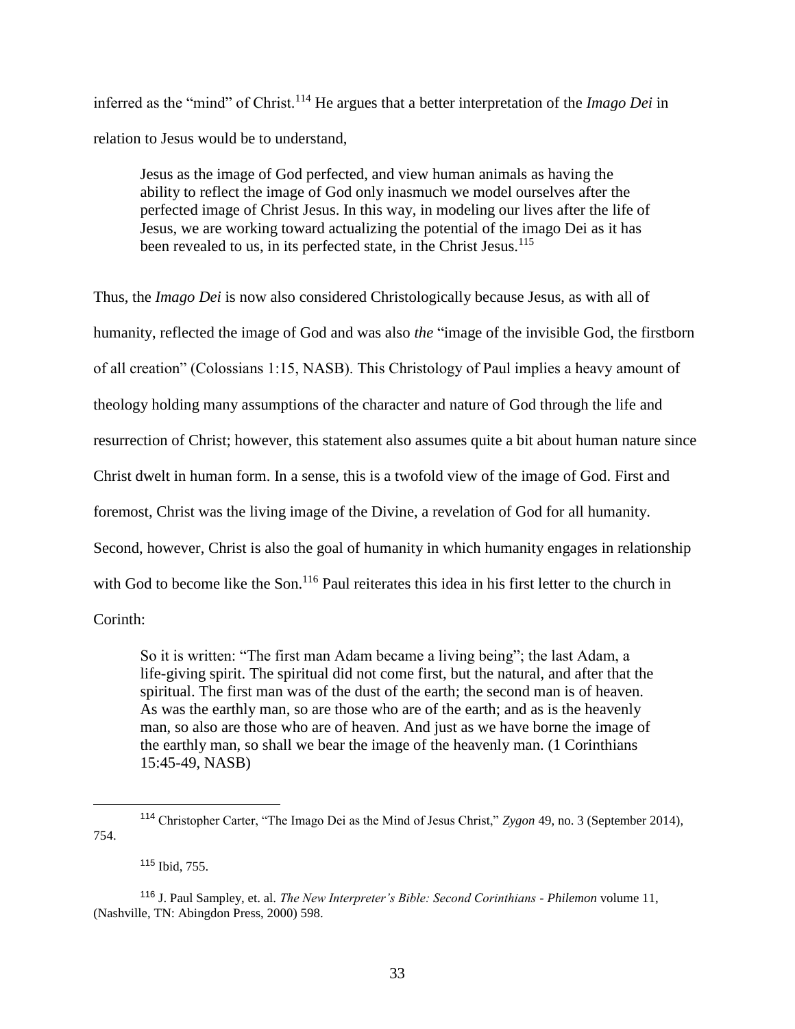inferred as the "mind" of Christ.[114] He argues that a better interpretation of the *Imago Dei* in relation to Jesus would be to understand,

> Jesus as the image of God perfected, and view human animals as having the ability to reflect the image of God only inasmuch we model ourselves after the perfected image of Christ Jesus. In this way, in modeling our lives after the life of Jesus, we are working toward actualizing the potential of the imago Dei as it has been revealed to us, in its perfected state, in the Christ Jesus.[115]

Thus, the *Imago Dei* is now also considered Christologically because Jesus, as with all of humanity, reflected the image of God and was also *the* "image of the invisible God, the firstborn of all creation" (Colossians 1:15, NASB). This Christology of Paul implies a heavy amount of theology holding many assumptions of the character and nature of God through the life and resurrection of Christ; however, this statement also assumes quite a bit about human nature since Christ dwelt in human form. In a sense, this is a twofold view of the image of God. First and foremost, Christ was the living image of the Divine, a revelation of God for all humanity. Second, however, Christ is also the goal of humanity in which humanity engages in relationship with God to become like the Son.[116] Paul reiterates this idea in his first letter to the church in Corinth:

> So it is written: "The first man Adam became a living being"; the last Adam, a life-giving spirit. The spiritual did not come first, but the natural, and after that the spiritual. The first man was of the dust of the earth; the second man is of heaven. As was the earthly man, so are those who are of the earth; and as is the heavenly man, so also are those who are of heaven. And just as we have borne the image of the earthly man, so shall we bear the image of the heavenly man. (1 Corinthians 15:45-49, NASB)

---

[114] Christopher Carter, "The Imago Dei as the Mind of Jesus Christ," *Zygon* 49, no. 3 (September 2014), 754.

[115] Ibid, 755.

[116] J. Paul Sampley, et. al. *The New Interpreter's Bible: Second Corinthians - Philemon* volume 11, (Nashville, TN: Abingdon Press, 2000) 598.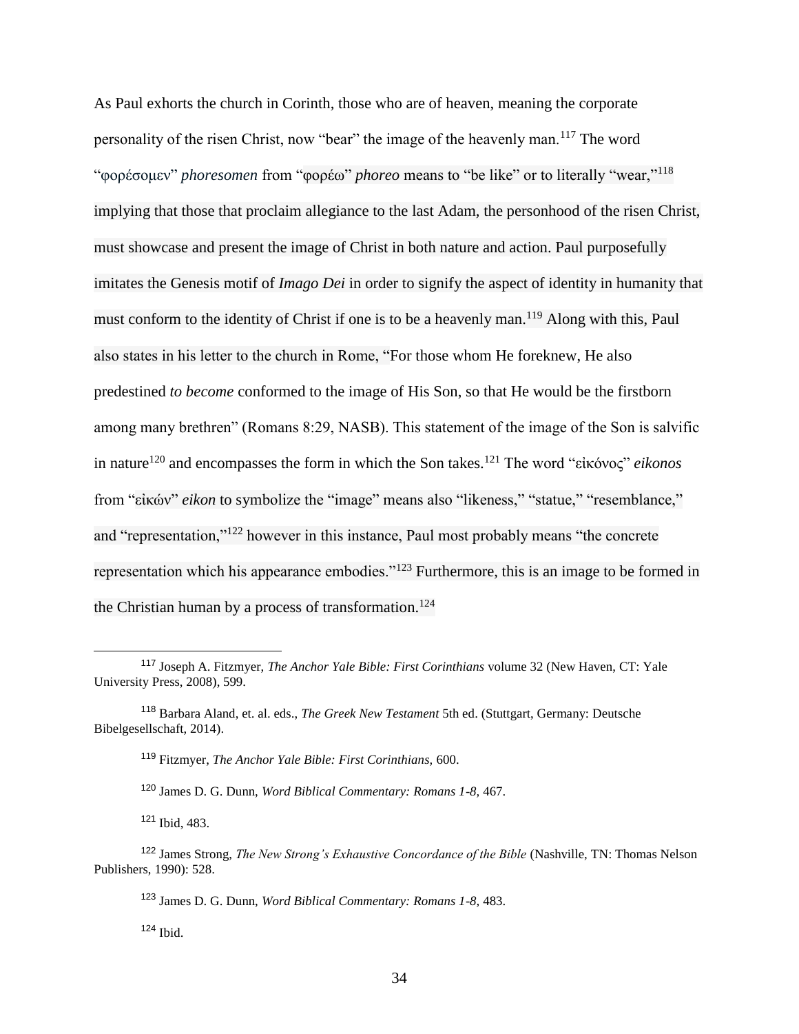As Paul exhorts the church in Corinth, those who are of heaven, meaning the corporate personality of the risen Christ, now "bear" the image of the heavenly man.[117] The word "φορέσομεν" *phoresomen* from "φορέω" *phoreo* means to "be like" or to literally "wear,"[118] implying that those that proclaim allegiance to the last Adam, the personhood of the risen Christ, must showcase and present the image of Christ in both nature and action. Paul purposefully imitates the Genesis motif of *Imago Dei* in order to signify the aspect of identity in humanity that must conform to the identity of Christ if one is to be a heavenly man.[119] Along with this, Paul also states in his letter to the church in Rome, "For those whom He foreknew, He also predestined *to become* conformed to the image of His Son, so that He would be the firstborn among many brethren" (Romans 8:29, NASB). This statement of the image of the Son is salvific in nature[120] and encompasses the form in which the Son takes.[121] The word "εἰκόνος" *eikonos* from "εἰκών" *eikon* to symbolize the "image" means also "likeness," "statue," "resemblance," and "representation,"[122] however in this instance, Paul most probably means "the concrete representation which his appearance embodies."[123] Furthermore, this is an image to be formed in the Christian human by a process of transformation.[124]

---

[117] Joseph A. Fitzmyer, *The Anchor Yale Bible: First Corinthians* volume 32 (New Haven, CT: Yale University Press, 2008), 599.

[118] Barbara Aland, et. al. eds., *The Greek New Testament* 5th ed. (Stuttgart, Germany: Deutsche Bibelgesellschaft, 2014).

[119] Fitzmyer, *The Anchor Yale Bible: First Corinthians,* 600.

[120] James D. G. Dunn, *Word Biblical Commentary: Romans 1-8,* 467.

[121] Ibid, 483.

[122] James Strong, *The New Strong's Exhaustive Concordance of the Bible* (Nashville, TN: Thomas Nelson Publishers, 1990): 528.

[123] James D. G. Dunn, *Word Biblical Commentary: Romans 1-8,* 483.

[124] Ibid.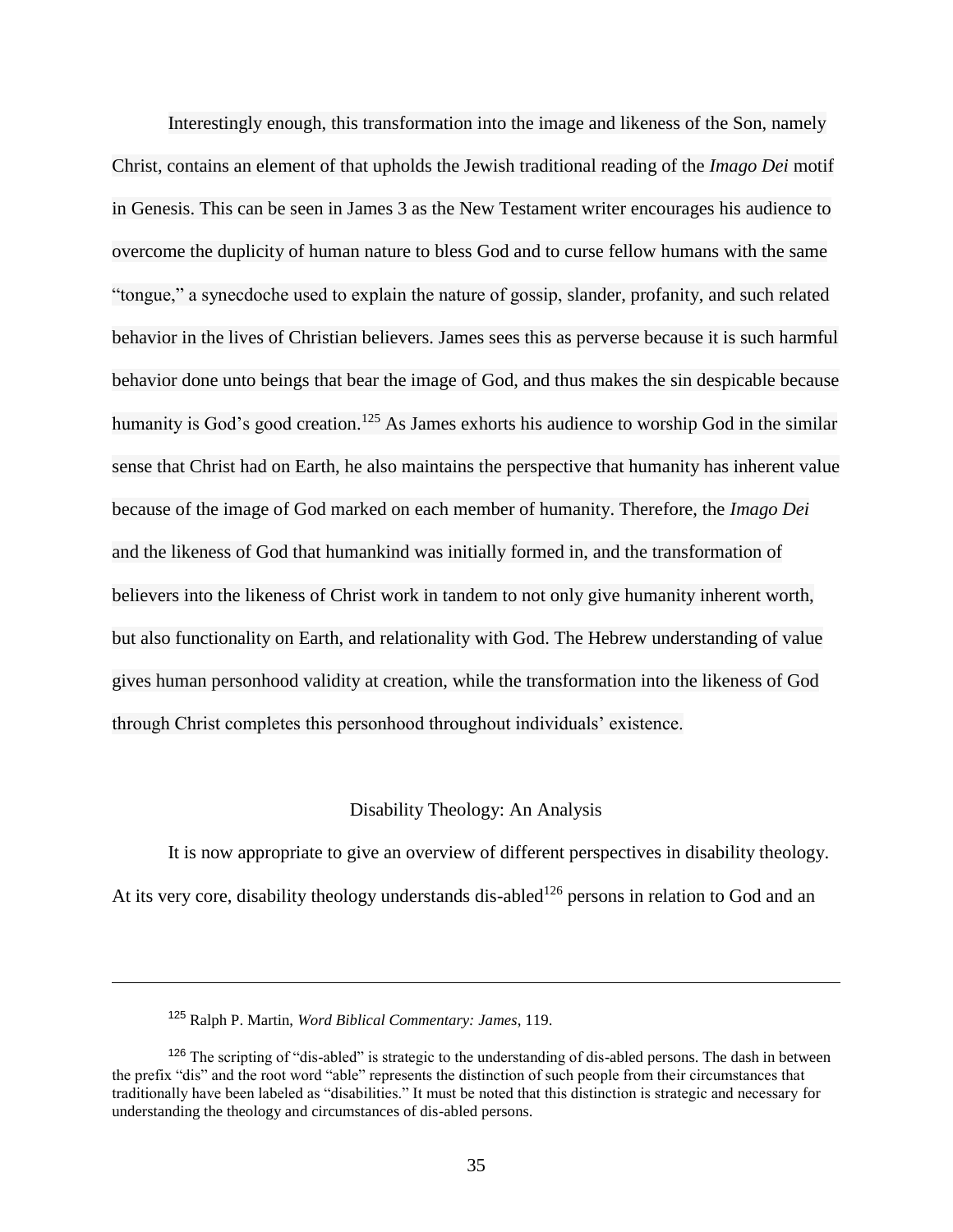Interestingly enough, this transformation into the image and likeness of the Son, namely Christ, contains an element of that upholds the Jewish traditional reading of the *Imago Dei* motif in Genesis. This can be seen in James 3 as the New Testament writer encourages his audience to overcome the duplicity of human nature to bless God and to curse fellow humans with the same "tongue," a synecdoche used to explain the nature of gossip, slander, profanity, and such related behavior in the lives of Christian believers. James sees this as perverse because it is such harmful behavior done unto beings that bear the image of God, and thus makes the sin despicable because humanity is God's good creation.[125] As James exhorts his audience to worship God in the similar sense that Christ had on Earth, he also maintains the perspective that humanity has inherent value because of the image of God marked on each member of humanity. Therefore, the *Imago Dei* and the likeness of God that humankind was initially formed in, and the transformation of believers into the likeness of Christ work in tandem to not only give humanity inherent worth, but also functionality on Earth, and relationality with God. The Hebrew understanding of value gives human personhood validity at creation, while the transformation into the likeness of God through Christ completes this personhood throughout individuals' existence.

## Disability Theology: An Analysis

It is now appropriate to give an overview of different perspectives in disability theology. At its very core, disability theology understands dis-abled[126] persons in relation to God and an

---

[125] Ralph P. Martin, *Word Biblical Commentary: James*, 119.

[126] The scripting of "dis-abled" is strategic to the understanding of dis-abled persons. The dash in between the prefix "dis" and the root word "able" represents the distinction of such people from their circumstances that traditionally have been labeled as "disabilities." It must be noted that this distinction is strategic and necessary for understanding the theology and circumstances of dis-abled persons.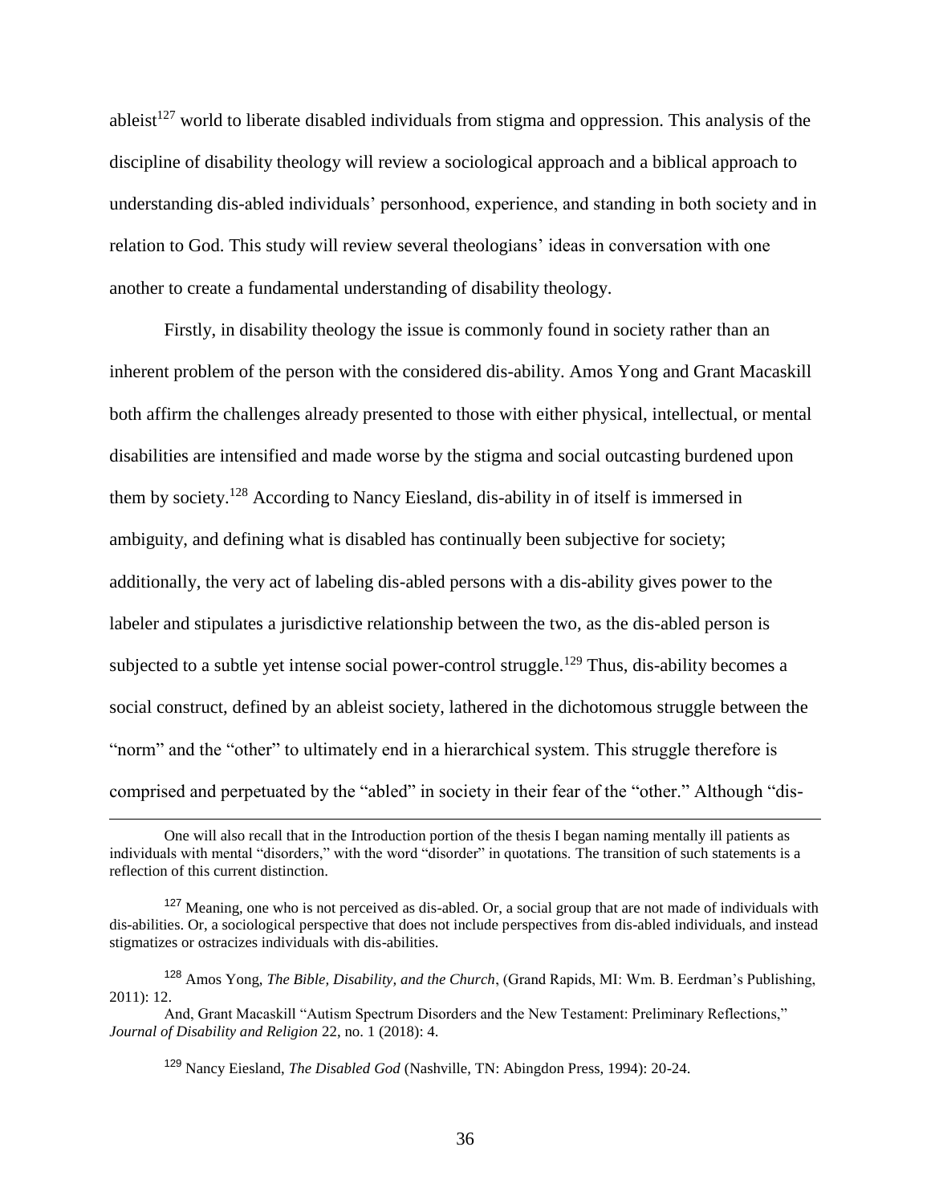ableist[127] world to liberate disabled individuals from stigma and oppression. This analysis of the discipline of disability theology will review a sociological approach and a biblical approach to understanding dis-abled individuals' personhood, experience, and standing in both society and in relation to God. This study will review several theologians' ideas in conversation with one another to create a fundamental understanding of disability theology.

Firstly, in disability theology the issue is commonly found in society rather than an inherent problem of the person with the considered dis-ability. Amos Yong and Grant Macaskill both affirm the challenges already presented to those with either physical, intellectual, or mental disabilities are intensified and made worse by the stigma and social outcasting burdened upon them by society.[128] According to Nancy Eiesland, dis-ability in of itself is immersed in ambiguity, and defining what is disabled has continually been subjective for society; additionally, the very act of labeling dis-abled persons with a dis-ability gives power to the labeler and stipulates a jurisdictive relationship between the two, as the dis-abled person is subjected to a subtle yet intense social power-control struggle.[129] Thus, dis-ability becomes a social construct, defined by an ableist society, lathered in the dichotomous struggle between the "norm" and the "other" to ultimately end in a hierarchical system. This struggle therefore is comprised and perpetuated by the "abled" in society in their fear of the "other." Although "dis-

---

One will also recall that in the Introduction portion of the thesis I began naming mentally ill patients as individuals with mental "disorders," with the word "disorder" in quotations. The transition of such statements is a reflection of this current distinction.

[127] Meaning, one who is not perceived as dis-abled. Or, a social group that are not made of individuals with dis-abilities. Or, a sociological perspective that does not include perspectives from dis-abled individuals, and instead stigmatizes or ostracizes individuals with dis-abilities.

[128] Amos Yong, *The Bible, Disability, and the Church*, (Grand Rapids, MI: Wm. B. Eerdman's Publishing, 2011): 12.

And, Grant Macaskill "Autism Spectrum Disorders and the New Testament: Preliminary Reflections," *Journal of Disability and Religion* 22, no. 1 (2018): 4.

[129] Nancy Eiesland, *The Disabled God* (Nashville, TN: Abingdon Press, 1994): 20-24.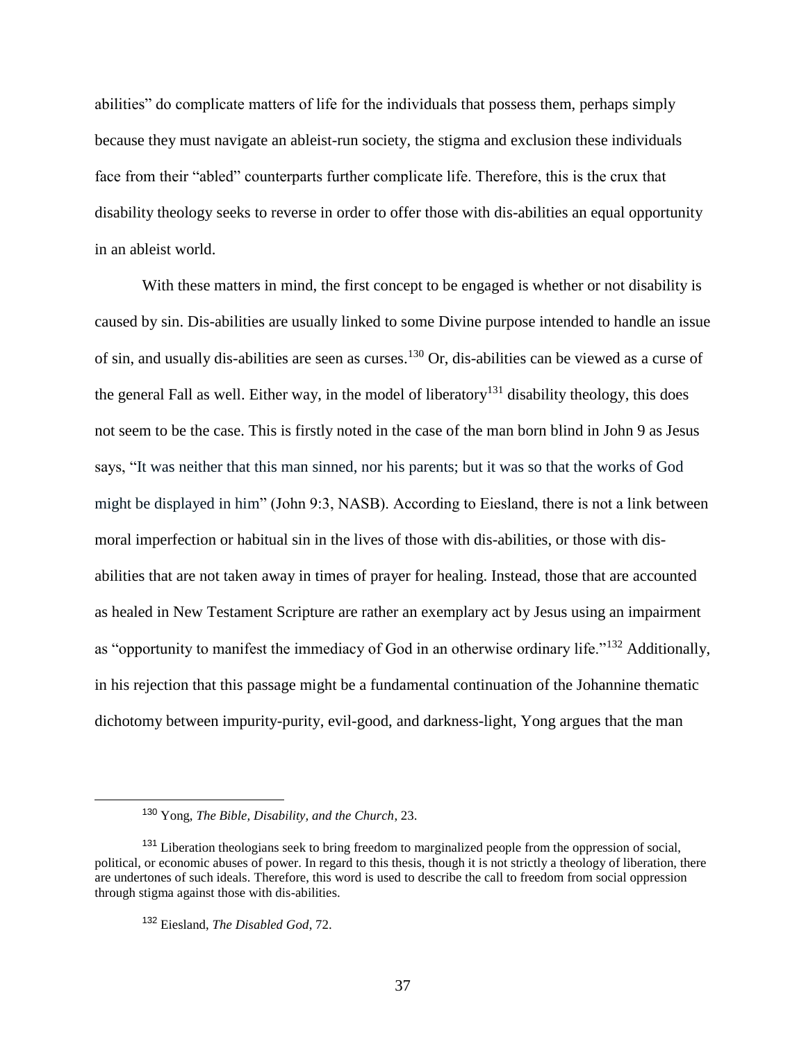abilities" do complicate matters of life for the individuals that possess them, perhaps simply because they must navigate an ableist-run society, the stigma and exclusion these individuals face from their "abled" counterparts further complicate life. Therefore, this is the crux that disability theology seeks to reverse in order to offer those with dis-abilities an equal opportunity in an ableist world.

With these matters in mind, the first concept to be engaged is whether or not disability is caused by sin. Dis-abilities are usually linked to some Divine purpose intended to handle an issue of sin, and usually dis-abilities are seen as curses.[130] Or, dis-abilities can be viewed as a curse of the general Fall as well. Either way, in the model of liberatory[131] disability theology, this does not seem to be the case. This is firstly noted in the case of the man born blind in John 9 as Jesus says, "It was neither that this man sinned, nor his parents; but it was so that the works of God might be displayed in him" (John 9:3, NASB). According to Eiesland, there is not a link between moral imperfection or habitual sin in the lives of those with dis-abilities, or those with dis-abilities that are not taken away in times of prayer for healing. Instead, those that are accounted as healed in New Testament Scripture are rather an exemplary act by Jesus using an impairment as "opportunity to manifest the immediacy of God in an otherwise ordinary life."[132] Additionally, in his rejection that this passage might be a fundamental continuation of the Johannine thematic dichotomy between impurity-purity, evil-good, and darkness-light, Yong argues that the man

---

[130] Yong, *The Bible, Disability, and the Church*, 23.

[131] Liberation theologians seek to bring freedom to marginalized people from the oppression of social, political, or economic abuses of power. In regard to this thesis, though it is not strictly a theology of liberation, there are undertones of such ideals. Therefore, this word is used to describe the call to freedom from social oppression through stigma against those with dis-abilities.

[132] Eiesland, *The Disabled God*, 72.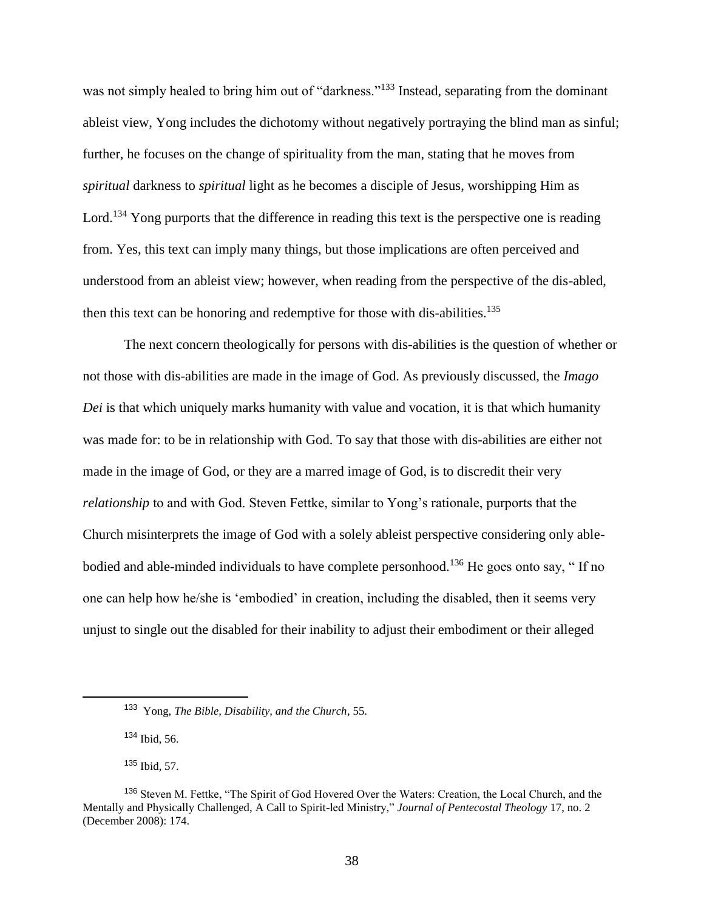was not simply healed to bring him out of "darkness."[133] Instead, separating from the dominant ableist view, Yong includes the dichotomy without negatively portraying the blind man as sinful; further, he focuses on the change of spirituality from the man, stating that he moves from *spiritual* darkness to *spiritual* light as he becomes a disciple of Jesus, worshipping Him as Lord.[134] Yong purports that the difference in reading this text is the perspective one is reading from. Yes, this text can imply many things, but those implications are often perceived and understood from an ableist view; however, when reading from the perspective of the dis-abled, then this text can be honoring and redemptive for those with dis-abilities.[135]

The next concern theologically for persons with dis-abilities is the question of whether or not those with dis-abilities are made in the image of God. As previously discussed, the *Imago Dei* is that which uniquely marks humanity with value and vocation, it is that which humanity was made for: to be in relationship with God. To say that those with dis-abilities are either not made in the image of God, or they are a marred image of God, is to discredit their very *relationship* to and with God. Steven Fettke, similar to Yong's rationale, purports that the Church misinterprets the image of God with a solely ableist perspective considering only able-bodied and able-minded individuals to have complete personhood.[136] He goes onto say, " If no one can help how he/she is 'embodied' in creation, including the disabled, then it seems very unjust to single out the disabled for their inability to adjust their embodiment or their alleged

---

[133] Yong, *The Bible, Disability, and the Church*, 55.

[134] Ibid, 56.

[135] Ibid, 57.

[136] Steven M. Fettke, "The Spirit of God Hovered Over the Waters: Creation, the Local Church, and the Mentally and Physically Challenged, A Call to Spirit-led Ministry," *Journal of Pentecostal Theology* 17, no. 2 (December 2008): 174.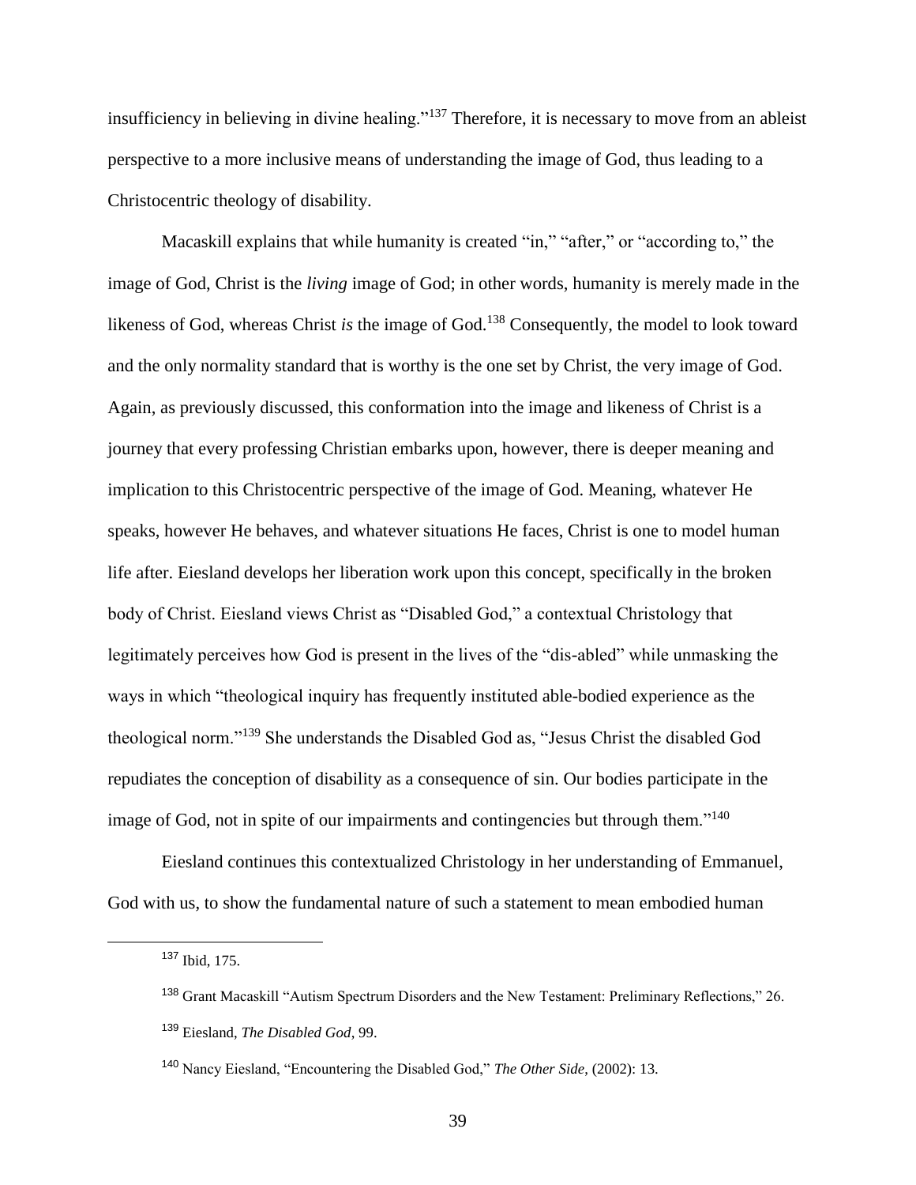insufficiency in believing in divine healing."[137] Therefore, it is necessary to move from an ableist perspective to a more inclusive means of understanding the image of God, thus leading to a Christocentric theology of disability.

Macaskill explains that while humanity is created "in," "after," or "according to," the image of God, Christ is the *living* image of God; in other words, humanity is merely made in the likeness of God, whereas Christ *is* the image of God.[138] Consequently, the model to look toward and the only normality standard that is worthy is the one set by Christ, the very image of God. Again, as previously discussed, this conformation into the image and likeness of Christ is a journey that every professing Christian embarks upon, however, there is deeper meaning and implication to this Christocentric perspective of the image of God. Meaning, whatever He speaks, however He behaves, and whatever situations He faces, Christ is one to model human life after. Eiesland develops her liberation work upon this concept, specifically in the broken body of Christ. Eiesland views Christ as "Disabled God," a contextual Christology that legitimately perceives how God is present in the lives of the "dis-abled" while unmasking the ways in which "theological inquiry has frequently instituted able-bodied experience as the theological norm."[139] She understands the Disabled God as, "Jesus Christ the disabled God repudiates the conception of disability as a consequence of sin. Our bodies participate in the image of God, not in spite of our impairments and contingencies but through them."[140]

Eiesland continues this contextualized Christology in her understanding of Emmanuel, God with us, to show the fundamental nature of such a statement to mean embodied human

---

[137] Ibid, 175.

[138] Grant Macaskill "Autism Spectrum Disorders and the New Testament: Preliminary Reflections," 26.

[139] Eiesland, *The Disabled God*, 99.

[140] Nancy Eiesland, "Encountering the Disabled God," *The Other Side*, (2002): 13.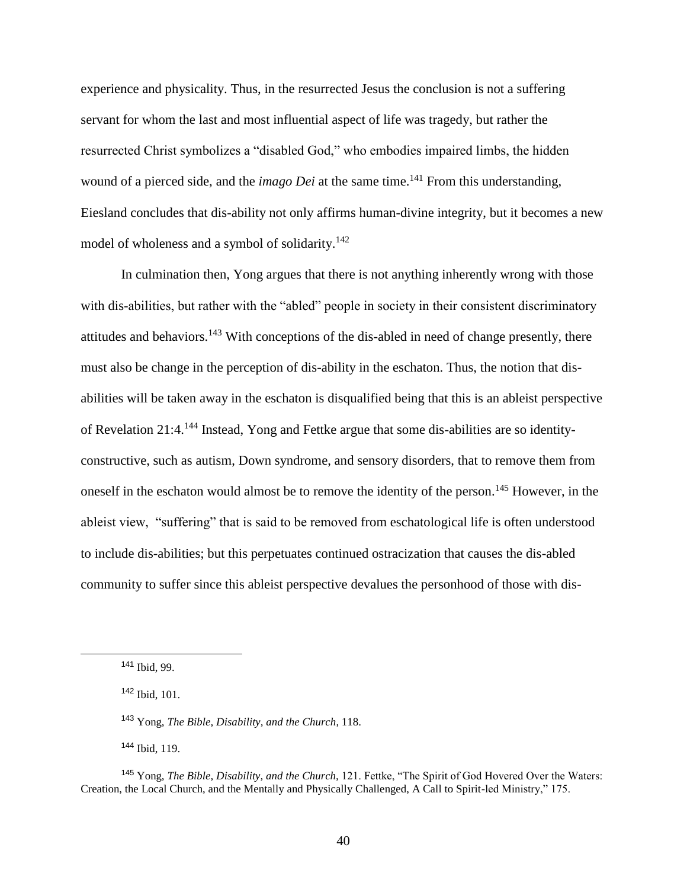experience and physicality. Thus, in the resurrected Jesus the conclusion is not a suffering servant for whom the last and most influential aspect of life was tragedy, but rather the resurrected Christ symbolizes a "disabled God," who embodies impaired limbs, the hidden wound of a pierced side, and the *imago Dei* at the same time.[141] From this understanding, Eiesland concludes that dis-ability not only affirms human-divine integrity, but it becomes a new model of wholeness and a symbol of solidarity.[142]

In culmination then, Yong argues that there is not anything inherently wrong with those with dis-abilities, but rather with the "abled" people in society in their consistent discriminatory attitudes and behaviors.[143] With conceptions of the dis-abled in need of change presently, there must also be change in the perception of dis-ability in the eschaton. Thus, the notion that dis-abilities will be taken away in the eschaton is disqualified being that this is an ableist perspective of Revelation 21:4.[144] Instead, Yong and Fettke argue that some dis-abilities are so identity-constructive, such as autism, Down syndrome, and sensory disorders, that to remove them from oneself in the eschaton would almost be to remove the identity of the person.[145] However, in the ableist view, "suffering" that is said to be removed from eschatological life is often understood to include dis-abilities; but this perpetuates continued ostracization that causes the dis-abled community to suffer since this ableist perspective devalues the personhood of those with dis-

---

[141] Ibid, 99.

[142] Ibid, 101.

[143] Yong, *The Bible, Disability, and the Church*, 118.

[144] Ibid, 119.

[145] Yong, *The Bible, Disability, and the Church*, 121. Fettke, "The Spirit of God Hovered Over the Waters: Creation, the Local Church, and the Mentally and Physically Challenged, A Call to Spirit-led Ministry," 175.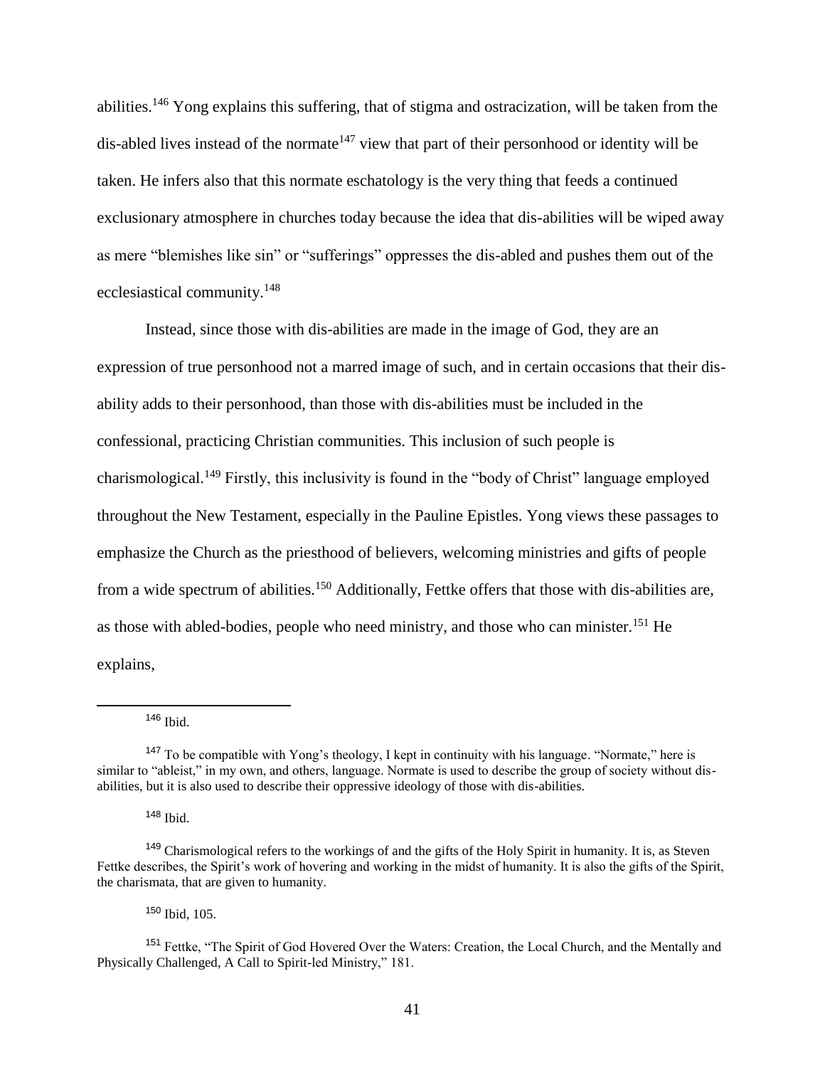abilities.[146] Yong explains this suffering, that of stigma and ostracization, will be taken from the dis-abled lives instead of the normate[147] view that part of their personhood or identity will be taken. He infers also that this normate eschatology is the very thing that feeds a continued exclusionary atmosphere in churches today because the idea that dis-abilities will be wiped away as mere "blemishes like sin" or "sufferings" oppresses the dis-abled and pushes them out of the ecclesiastical community.[148]

Instead, since those with dis-abilities are made in the image of God, they are an expression of true personhood not a marred image of such, and in certain occasions that their dis-ability adds to their personhood, than those with dis-abilities must be included in the confessional, practicing Christian communities. This inclusion of such people is charismological.[149] Firstly, this inclusivity is found in the "body of Christ" language employed throughout the New Testament, especially in the Pauline Epistles. Yong views these passages to emphasize the Church as the priesthood of believers, welcoming ministries and gifts of people from a wide spectrum of abilities.[150] Additionally, Fettke offers that those with dis-abilities are, as those with abled-bodies, people who need ministry, and those who can minister.[151] He explains,

---

[146] Ibid.

[147] To be compatible with Yong's theology, I kept in continuity with his language. "Normate," here is similar to "ableist," in my own, and others, language. Normate is used to describe the group of society without dis-abilities, but it is also used to describe their oppressive ideology of those with dis-abilities.

[148] Ibid.

[149] Charismological refers to the workings of and the gifts of the Holy Spirit in humanity. It is, as Steven Fettke describes, the Spirit's work of hovering and working in the midst of humanity. It is also the gifts of the Spirit, the charismata, that are given to humanity.

[150] Ibid, 105.

[151] Fettke, "The Spirit of God Hovered Over the Waters: Creation, the Local Church, and the Mentally and Physically Challenged, A Call to Spirit-led Ministry," 181.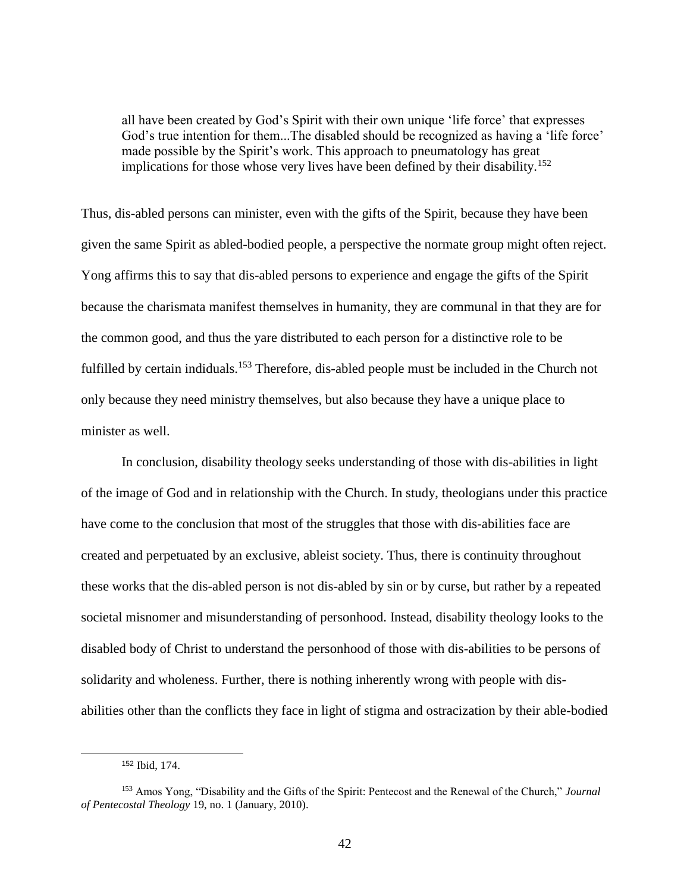> all have been created by God's Spirit with their own unique 'life force' that expresses God's true intention for them...The disabled should be recognized as having a 'life force' made possible by the Spirit's work. This approach to pneumatology has great implications for those whose very lives have been defined by their disability.[152]

Thus, dis-abled persons can minister, even with the gifts of the Spirit, because they have been given the same Spirit as abled-bodied people, a perspective the normate group might often reject. Yong affirms this to say that dis-abled persons to experience and engage the gifts of the Spirit because the charismata manifest themselves in humanity, they are communal in that they are for the common good, and thus the yare distributed to each person for a distinctive role to be fulfilled by certain indiduals.[153] Therefore, dis-abled people must be included in the Church not only because they need ministry themselves, but also because they have a unique place to minister as well.

In conclusion, disability theology seeks understanding of those with dis-abilities in light of the image of God and in relationship with the Church. In study, theologians under this practice have come to the conclusion that most of the struggles that those with dis-abilities face are created and perpetuated by an exclusive, ableist society. Thus, there is continuity throughout these works that the dis-abled person is not dis-abled by sin or by curse, but rather by a repeated societal misnomer and misunderstanding of personhood. Instead, disability theology looks to the disabled body of Christ to understand the personhood of those with dis-abilities to be persons of solidarity and wholeness. Further, there is nothing inherently wrong with people with dis-abilities other than the conflicts they face in light of stigma and ostracization by their able-bodied

---

[152] Ibid, 174.

[153] Amos Yong, "Disability and the Gifts of the Spirit: Pentecost and the Renewal of the Church," *Journal of Pentecostal Theology* 19, no. 1 (January, 2010).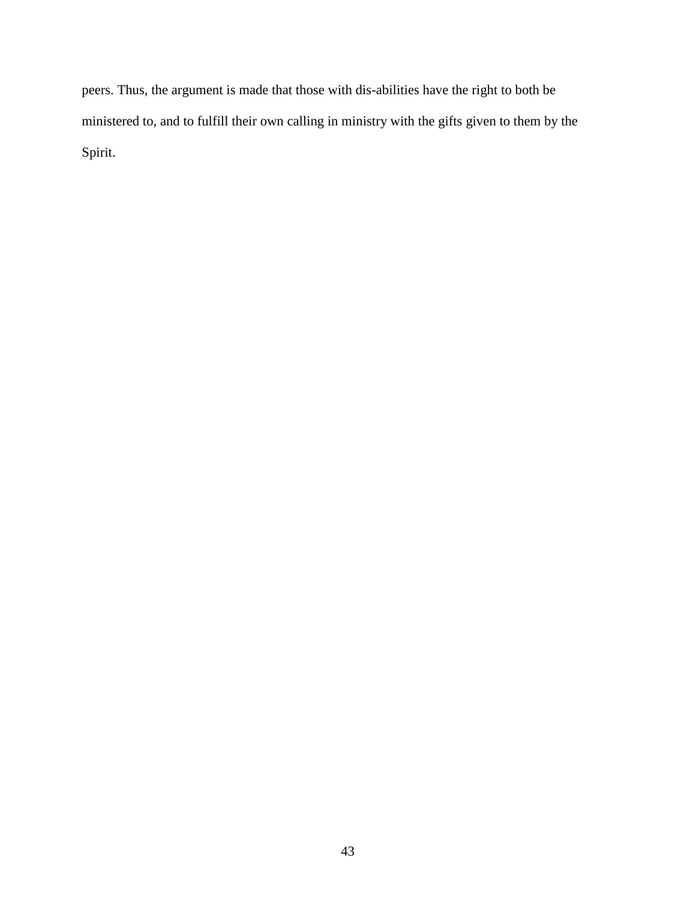peers. Thus, the argument is made that those with dis-abilities have the right to both be ministered to, and to fulfill their own calling in ministry with the gifts given to them by the Spirit.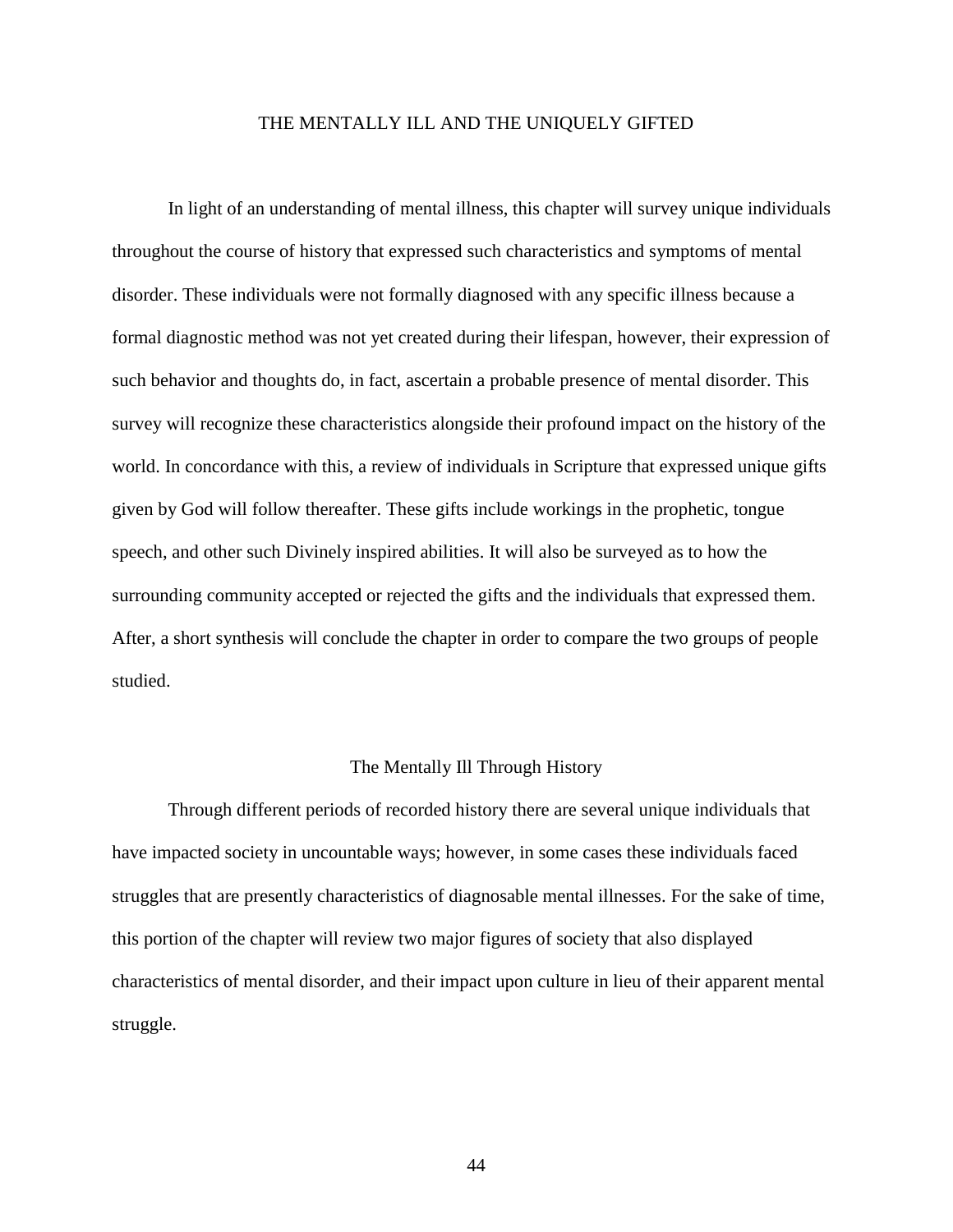# THE MENTALLY ILL AND THE UNIQUELY GIFTED

In light of an understanding of mental illness, this chapter will survey unique individuals throughout the course of history that expressed such characteristics and symptoms of mental disorder. These individuals were not formally diagnosed with any specific illness because a formal diagnostic method was not yet created during their lifespan, however, their expression of such behavior and thoughts do, in fact, ascertain a probable presence of mental disorder. This survey will recognize these characteristics alongside their profound impact on the history of the world. In concordance with this, a review of individuals in Scripture that expressed unique gifts given by God will follow thereafter. These gifts include workings in the prophetic, tongue speech, and other such Divinely inspired abilities. It will also be surveyed as to how the surrounding community accepted or rejected the gifts and the individuals that expressed them. After, a short synthesis will conclude the chapter in order to compare the two groups of people studied.

## The Mentally Ill Through History

Through different periods of recorded history there are several unique individuals that have impacted society in uncountable ways; however, in some cases these individuals faced struggles that are presently characteristics of diagnosable mental illnesses. For the sake of time, this portion of the chapter will review two major figures of society that also displayed characteristics of mental disorder, and their impact upon culture in lieu of their apparent mental struggle.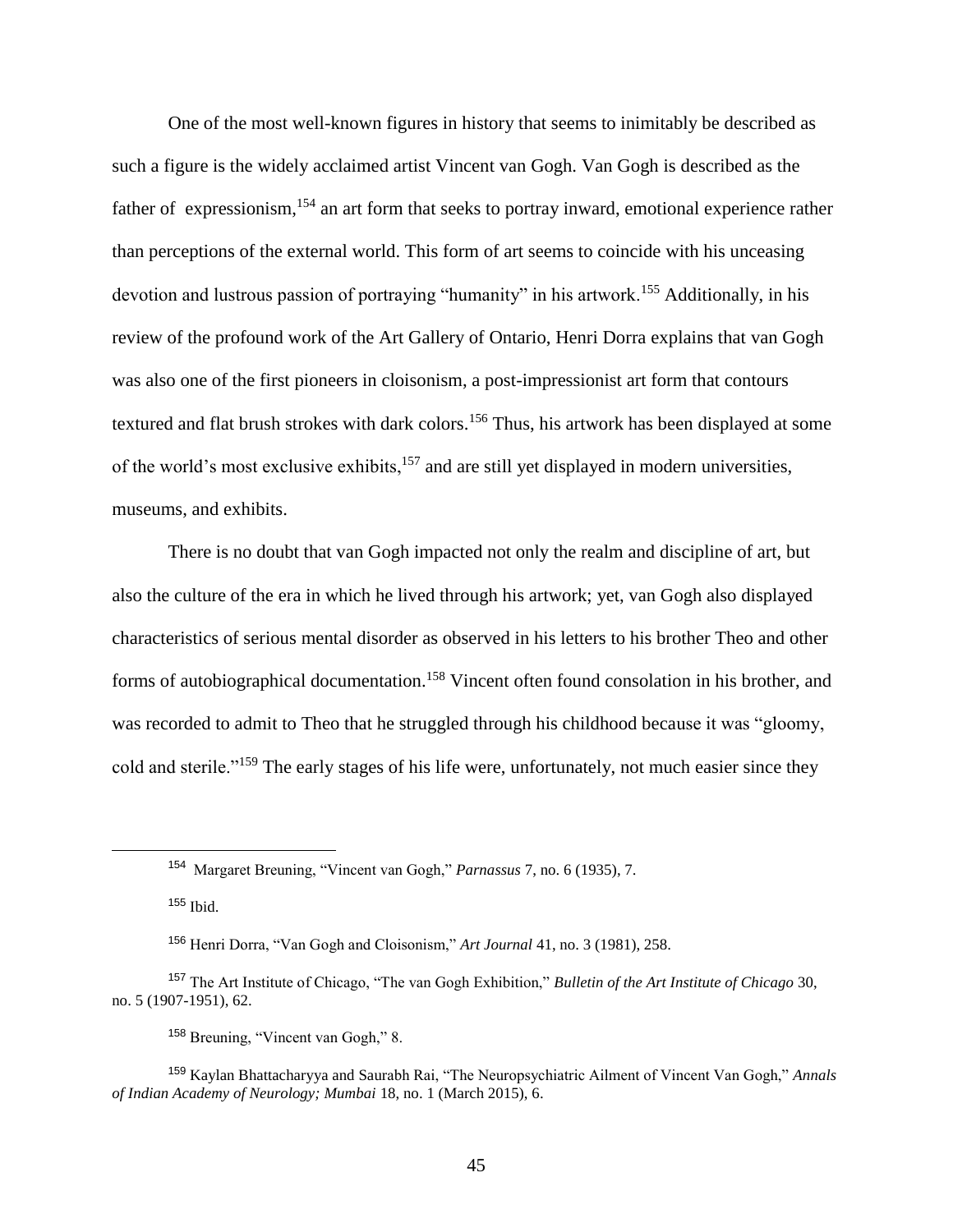One of the most well-known figures in history that seems to inimitably be described as such a figure is the widely acclaimed artist Vincent van Gogh. Van Gogh is described as the father of expressionism,[154] an art form that seeks to portray inward, emotional experience rather than perceptions of the external world. This form of art seems to coincide with his unceasing devotion and lustrous passion of portraying "humanity" in his artwork.[155] Additionally, in his review of the profound work of the Art Gallery of Ontario, Henri Dorra explains that van Gogh was also one of the first pioneers in cloisonism, a post-impressionist art form that contours textured and flat brush strokes with dark colors.[156] Thus, his artwork has been displayed at some of the world's most exclusive exhibits,[157] and are still yet displayed in modern universities, museums, and exhibits.

There is no doubt that van Gogh impacted not only the realm and discipline of art, but also the culture of the era in which he lived through his artwork; yet, van Gogh also displayed characteristics of serious mental disorder as observed in his letters to his brother Theo and other forms of autobiographical documentation.[158] Vincent often found consolation in his brother, and was recorded to admit to Theo that he struggled through his childhood because it was "gloomy, cold and sterile."[159] The early stages of his life were, unfortunately, not much easier since they

---

[154] Margaret Breuning, "Vincent van Gogh," *Parnassus* 7, no. 6 (1935), 7.

[155] Ibid.

[156] Henri Dorra, "Van Gogh and Cloisonism," *Art Journal* 41, no. 3 (1981), 258.

[157] The Art Institute of Chicago, "The van Gogh Exhibition," *Bulletin of the Art Institute of Chicago* 30, no. 5 (1907-1951), 62.

[158] Breuning, "Vincent van Gogh," 8.

[159] Kaylan Bhattacharyya and Saurabh Rai, "The Neuropsychiatric Ailment of Vincent Van Gogh," *Annals of Indian Academy of Neurology; Mumbai* 18, no. 1 (March 2015), 6.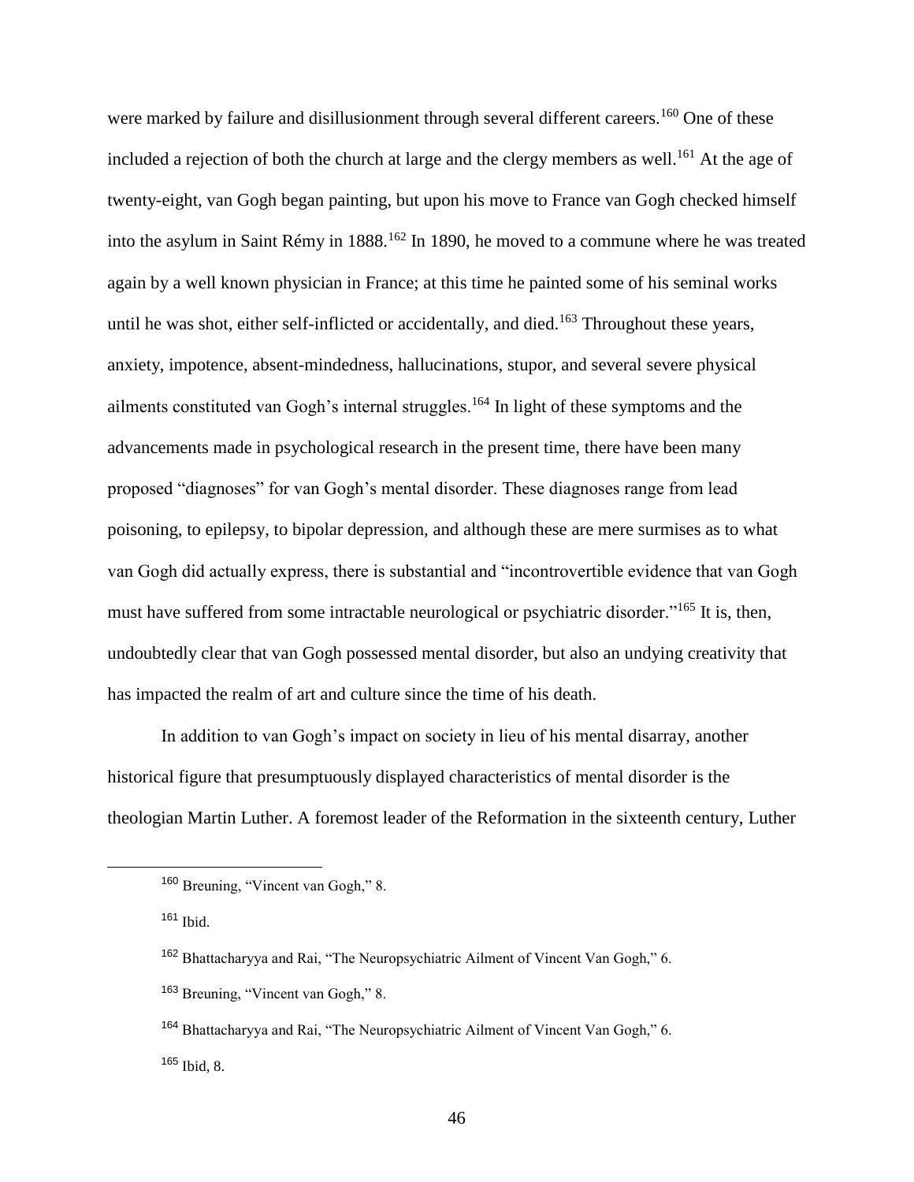were marked by failure and disillusionment through several different careers.[160] One of these included a rejection of both the church at large and the clergy members as well.[161] At the age of twenty-eight, van Gogh began painting, but upon his move to France van Gogh checked himself into the asylum in Saint Rémy in 1888.[162] In 1890, he moved to a commune where he was treated again by a well known physician in France; at this time he painted some of his seminal works until he was shot, either self-inflicted or accidentally, and died.[163] Throughout these years, anxiety, impotence, absent-mindedness, hallucinations, stupor, and several severe physical ailments constituted van Gogh's internal struggles.[164] In light of these symptoms and the advancements made in psychological research in the present time, there have been many proposed "diagnoses" for van Gogh's mental disorder. These diagnoses range from lead poisoning, to epilepsy, to bipolar depression, and although these are mere surmises as to what van Gogh did actually express, there is substantial and "incontrovertible evidence that van Gogh must have suffered from some intractable neurological or psychiatric disorder."[165] It is, then, undoubtedly clear that van Gogh possessed mental disorder, but also an undying creativity that has impacted the realm of art and culture since the time of his death.

In addition to van Gogh's impact on society in lieu of his mental disarray, another historical figure that presumptuously displayed characteristics of mental disorder is the theologian Martin Luther. A foremost leader of the Reformation in the sixteenth century, Luther

---

[160] Breuning, "Vincent van Gogh," 8.

[161] Ibid.

[162] Bhattacharyya and Rai, "The Neuropsychiatric Ailment of Vincent Van Gogh," 6.

[163] Breuning, "Vincent van Gogh," 8.

[164] Bhattacharyya and Rai, "The Neuropsychiatric Ailment of Vincent Van Gogh," 6.

[165] Ibid, 8.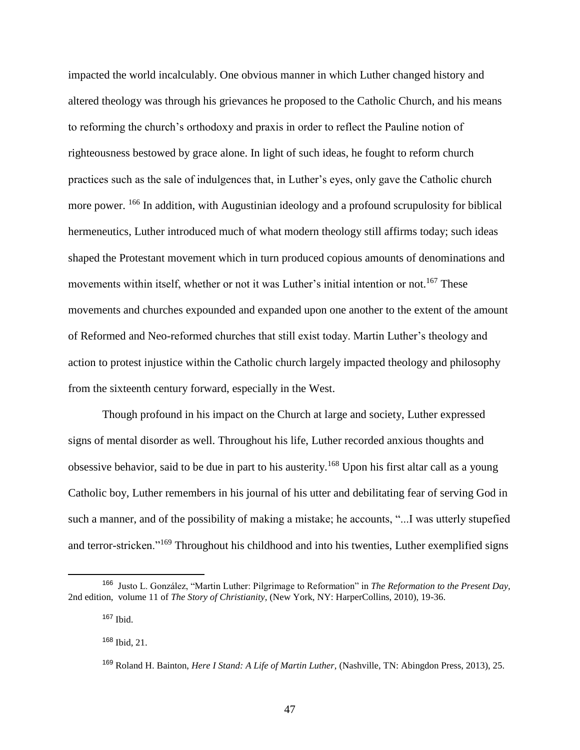impacted the world incalculably. One obvious manner in which Luther changed history and altered theology was through his grievances he proposed to the Catholic Church, and his means to reforming the church's orthodoxy and praxis in order to reflect the Pauline notion of righteousness bestowed by grace alone. In light of such ideas, he fought to reform church practices such as the sale of indulgences that, in Luther's eyes, only gave the Catholic church more power. [166] In addition, with Augustinian ideology and a profound scrupulosity for biblical hermeneutics, Luther introduced much of what modern theology still affirms today; such ideas shaped the Protestant movement which in turn produced copious amounts of denominations and movements within itself, whether or not it was Luther's initial intention or not.[167] These movements and churches expounded and expanded upon one another to the extent of the amount of Reformed and Neo-reformed churches that still exist today. Martin Luther's theology and action to protest injustice within the Catholic church largely impacted theology and philosophy from the sixteenth century forward, especially in the West.

Though profound in his impact on the Church at large and society, Luther expressed signs of mental disorder as well. Throughout his life, Luther recorded anxious thoughts and obsessive behavior, said to be due in part to his austerity.[168] Upon his first altar call as a young Catholic boy, Luther remembers in his journal of his utter and debilitating fear of serving God in such a manner, and of the possibility of making a mistake; he accounts, "...I was utterly stupefied and terror-stricken."[169] Throughout his childhood and into his twenties, Luther exemplified signs

---

[166] Justo L. González, "Martin Luther: Pilgrimage to Reformation" in *The Reformation to the Present Day*, 2nd edition, volume 11 of *The Story of Christianity*, (New York, NY: HarperCollins, 2010), 19-36.

[167] Ibid.

[168] Ibid, 21.

[169] Roland H. Bainton, *Here I Stand: A Life of Martin Luther*, (Nashville, TN: Abingdon Press, 2013), 25.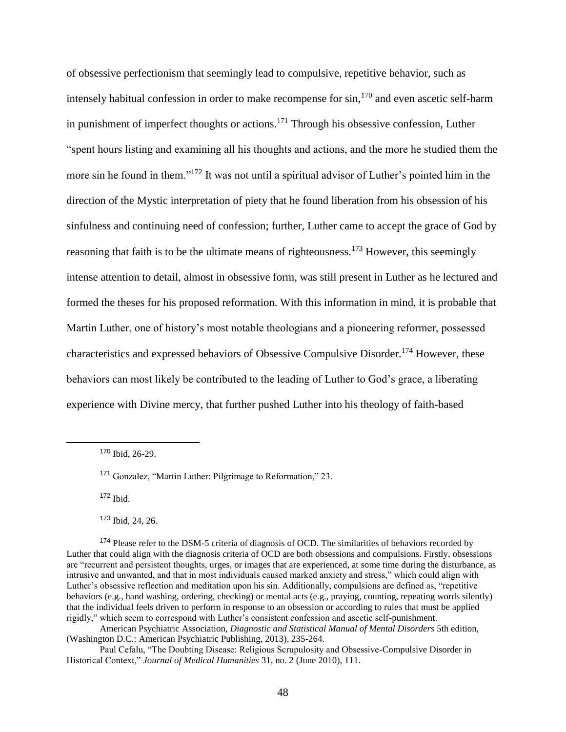of obsessive perfectionism that seemingly lead to compulsive, repetitive behavior, such as intensely habitual confession in order to make recompense for sin,[170] and even ascetic self-harm in punishment of imperfect thoughts or actions.[171] Through his obsessive confession, Luther "spent hours listing and examining all his thoughts and actions, and the more he studied them the more sin he found in them."[172] It was not until a spiritual advisor of Luther's pointed him in the direction of the Mystic interpretation of piety that he found liberation from his obsession of his sinfulness and continuing need of confession; further, Luther came to accept the grace of God by reasoning that faith is to be the ultimate means of righteousness.[173] However, this seemingly intense attention to detail, almost in obsessive form, was still present in Luther as he lectured and formed the theses for his proposed reformation. With this information in mind, it is probable that Martin Luther, one of history's most notable theologians and a pioneering reformer, possessed characteristics and expressed behaviors of Obsessive Compulsive Disorder.[174] However, these behaviors can most likely be contributed to the leading of Luther to God's grace, a liberating experience with Divine mercy, that further pushed Luther into his theology of faith-based

---

[170] Ibid, 26-29.

[171] Gonzalez, "Martin Luther: Pilgrimage to Reformation," 23.

[172] Ibid.

[173] Ibid, 24, 26.

[174] Please refer to the DSM-5 criteria of diagnosis of OCD. The similarities of behaviors recorded by Luther that could align with the diagnosis criteria of OCD are both obsessions and compulsions. Firstly, obsessions are "recurrent and persistent thoughts, urges, or images that are experienced, at some time during the disturbance, as intrusive and unwanted, and that in most individuals caused marked anxiety and stress," which could align with Luther's obsessive reflection and meditation upon his sin. Additionally, compulsions are defined as, "repetitive behaviors (e.g., hand washing, ordering, checking) or mental acts (e.g., praying, counting, repeating words silently) that the individual feels driven to perform in response to an obsession or according to rules that must be applied rigidly," which seem to correspond with Luther's consistent confession and ascetic self-punishment.

American Psychiatric Association, *Diagnostic and Statistical Manual of Mental Disorders* 5th edition, (Washington D.C.: American Psychiatric Publishing, 2013), 235-264.

Paul Cefalu, "The Doubting Disease: Religious Scrupulosity and Obsessive-Compulsive Disorder in Historical Context," *Journal of Medical Humanities* 31, no. 2 (June 2010), 111.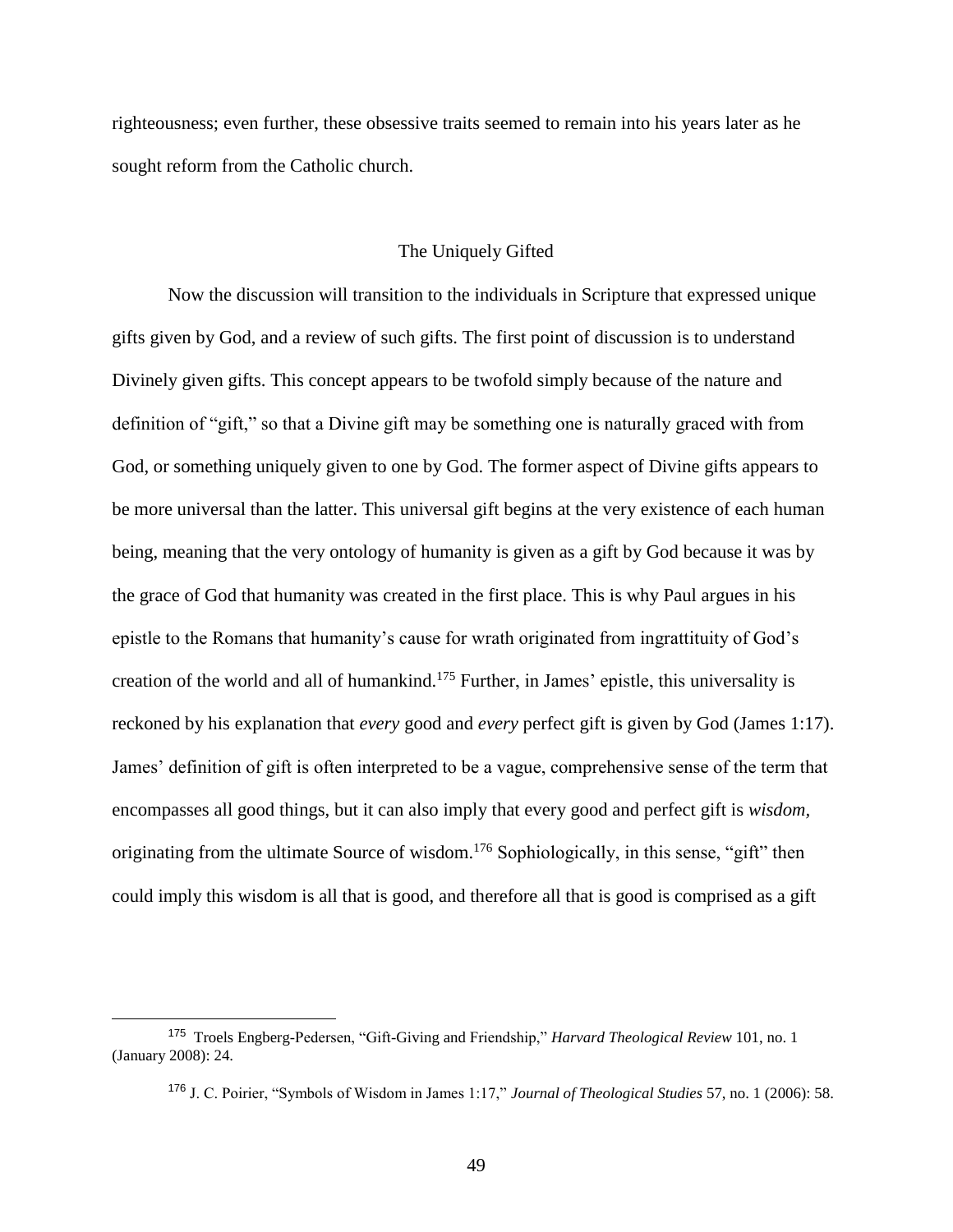righteousness; even further, these obsessive traits seemed to remain into his years later as he sought reform from the Catholic church.

## The Uniquely Gifted

Now the discussion will transition to the individuals in Scripture that expressed unique gifts given by God, and a review of such gifts. The first point of discussion is to understand Divinely given gifts. This concept appears to be twofold simply because of the nature and definition of "gift," so that a Divine gift may be something one is naturally graced with from God, or something uniquely given to one by God. The former aspect of Divine gifts appears to be more universal than the latter. This universal gift begins at the very existence of each human being, meaning that the very ontology of humanity is given as a gift by God because it was by the grace of God that humanity was created in the first place. This is why Paul argues in his epistle to the Romans that humanity's cause for wrath originated from ingrattituity of God's creation of the world and all of humankind.[175] Further, in James' epistle, this universality is reckoned by his explanation that *every* good and *every* perfect gift is given by God (James 1:17). James' definition of gift is often interpreted to be a vague, comprehensive sense of the term that encompasses all good things, but it can also imply that every good and perfect gift is *wisdom*, originating from the ultimate Source of wisdom.[176] Sophiologically, in this sense, "gift" then could imply this wisdom is all that is good, and therefore all that is good is comprised as a gift

---

[175] Troels Engberg-Pedersen, "Gift-Giving and Friendship," *Harvard Theological Review* 101, no. 1 (January 2008): 24.

[176] J. C. Poirier, "Symbols of Wisdom in James 1:17," *Journal of Theological Studies* 57, no. 1 (2006): 58.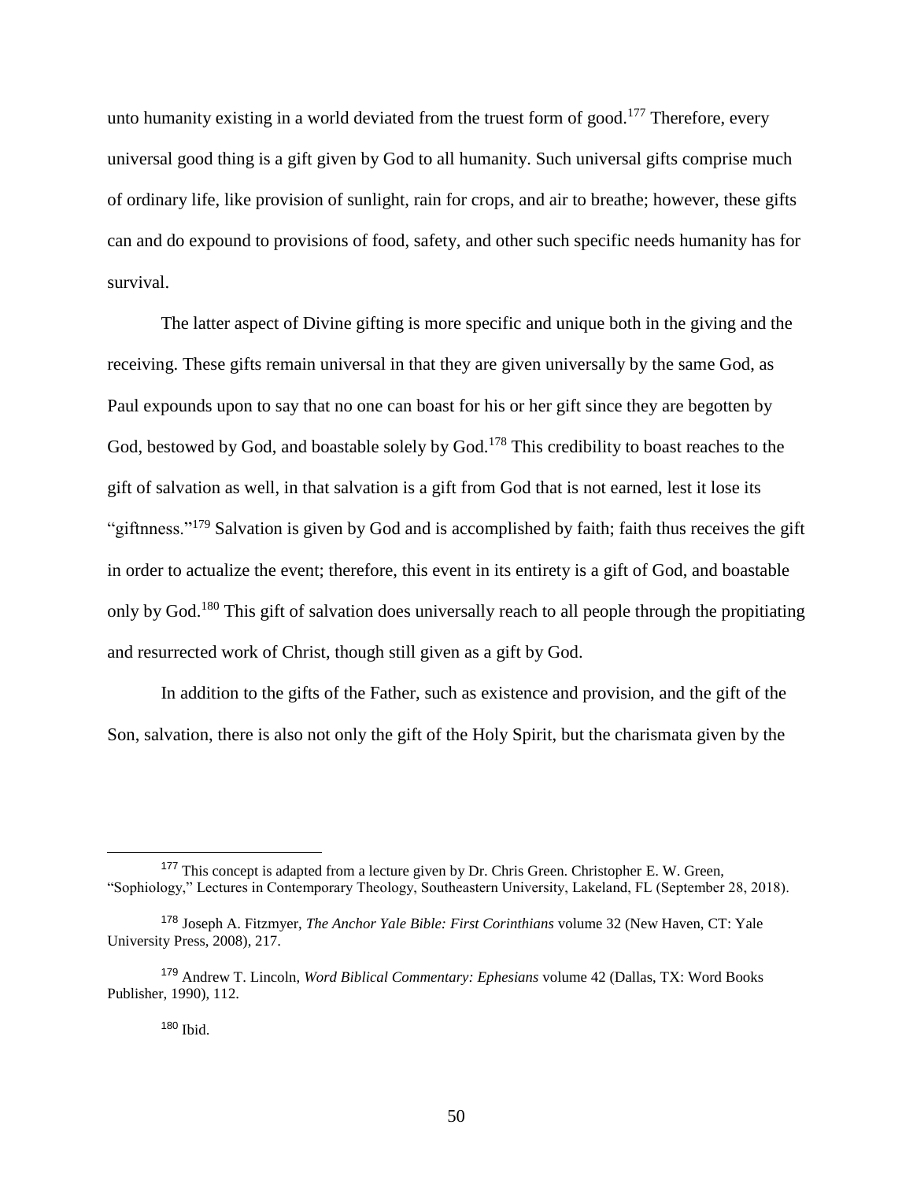unto humanity existing in a world deviated from the truest form of good.[177] Therefore, every universal good thing is a gift given by God to all humanity. Such universal gifts comprise much of ordinary life, like provision of sunlight, rain for crops, and air to breathe; however, these gifts can and do expound to provisions of food, safety, and other such specific needs humanity has for survival.

The latter aspect of Divine gifting is more specific and unique both in the giving and the receiving. These gifts remain universal in that they are given universally by the same God, as Paul expounds upon to say that no one can boast for his or her gift since they are begotten by God, bestowed by God, and boastable solely by God.[178] This credibility to boast reaches to the gift of salvation as well, in that salvation is a gift from God that is not earned, lest it lose its "giftnness."[179] Salvation is given by God and is accomplished by faith; faith thus receives the gift in order to actualize the event; therefore, this event in its entirety is a gift of God, and boastable only by God.[180] This gift of salvation does universally reach to all people through the propitiating and resurrected work of Christ, though still given as a gift by God.

In addition to the gifts of the Father, such as existence and provision, and the gift of the Son, salvation, there is also not only the gift of the Holy Spirit, but the charismata given by the

---

[177] This concept is adapted from a lecture given by Dr. Chris Green. Christopher E. W. Green, "Sophiology," Lectures in Contemporary Theology, Southeastern University, Lakeland, FL (September 28, 2018).

[178] Joseph A. Fitzmyer, *The Anchor Yale Bible: First Corinthians* volume 32 (New Haven, CT: Yale University Press, 2008), 217.

[179] Andrew T. Lincoln, *Word Biblical Commentary: Ephesians* volume 42 (Dallas, TX: Word Books Publisher, 1990), 112.

[180] Ibid.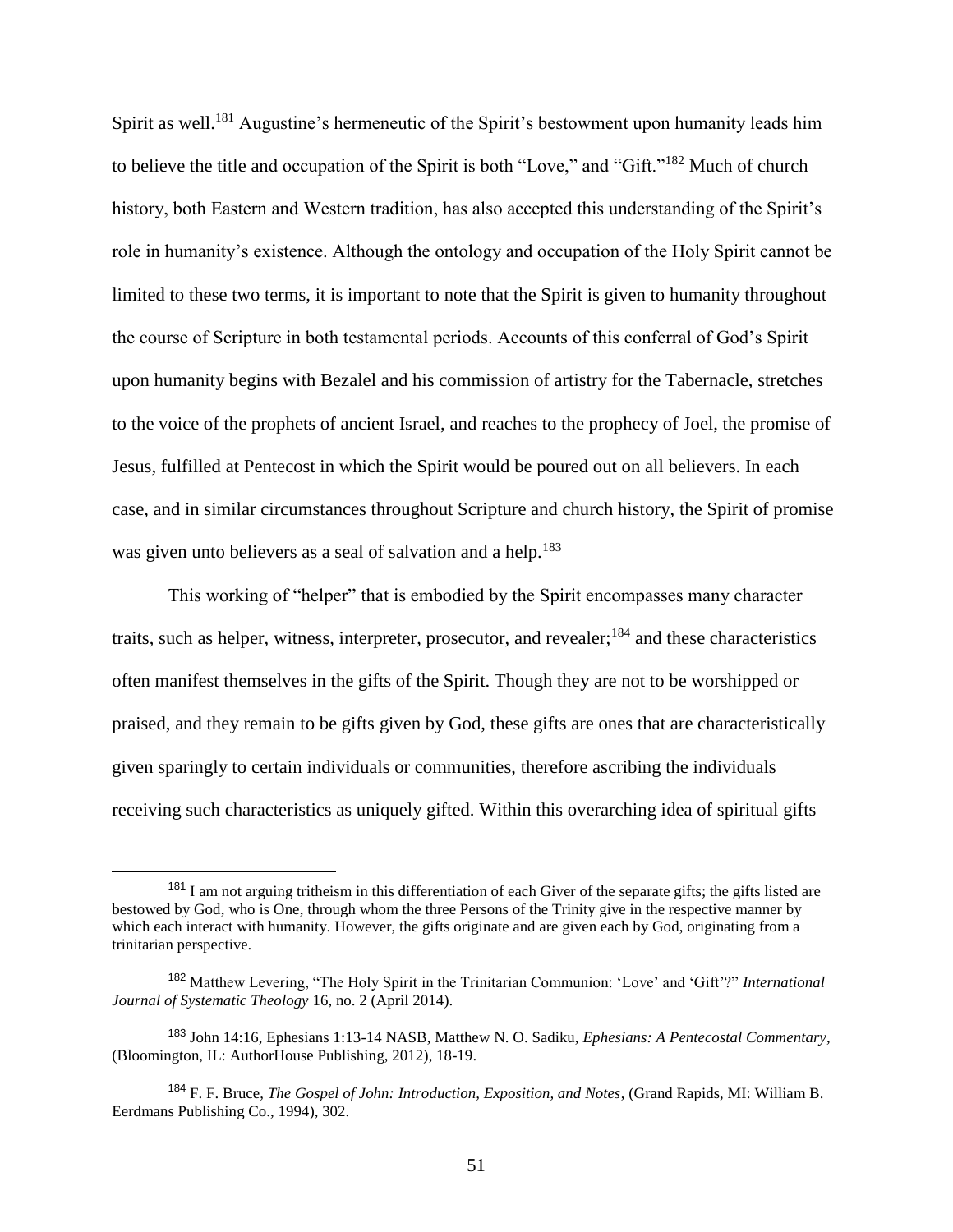Spirit as well.[181] Augustine's hermeneutic of the Spirit's bestowment upon humanity leads him to believe the title and occupation of the Spirit is both "Love," and "Gift."[182] Much of church history, both Eastern and Western tradition, has also accepted this understanding of the Spirit's role in humanity's existence. Although the ontology and occupation of the Holy Spirit cannot be limited to these two terms, it is important to note that the Spirit is given to humanity throughout the course of Scripture in both testamental periods. Accounts of this conferral of God's Spirit upon humanity begins with Bezalel and his commission of artistry for the Tabernacle, stretches to the voice of the prophets of ancient Israel, and reaches to the prophecy of Joel, the promise of Jesus, fulfilled at Pentecost in which the Spirit would be poured out on all believers. In each case, and in similar circumstances throughout Scripture and church history, the Spirit of promise was given unto believers as a seal of salvation and a help.[183]

This working of "helper" that is embodied by the Spirit encompasses many character traits, such as helper, witness, interpreter, prosecutor, and revealer;[184] and these characteristics often manifest themselves in the gifts of the Spirit. Though they are not to be worshipped or praised, and they remain to be gifts given by God, these gifts are ones that are characteristically given sparingly to certain individuals or communities, therefore ascribing the individuals receiving such characteristics as uniquely gifted. Within this overarching idea of spiritual gifts

---

[181] I am not arguing tritheism in this differentiation of each Giver of the separate gifts; the gifts listed are bestowed by God, who is One, through whom the three Persons of the Trinity give in the respective manner by which each interact with humanity. However, the gifts originate and are given each by God, originating from a trinitarian perspective.

[182] Matthew Levering, "The Holy Spirit in the Trinitarian Communion: 'Love' and 'Gift'?" *International Journal of Systematic Theology* 16, no. 2 (April 2014).

[183] John 14:16, Ephesians 1:13-14 NASB, Matthew N. O. Sadiku, *Ephesians: A Pentecostal Commentary*, (Bloomington, IL: AuthorHouse Publishing, 2012), 18-19.

[184] F. F. Bruce, *The Gospel of John: Introduction, Exposition, and Notes*, (Grand Rapids, MI: William B. Eerdmans Publishing Co., 1994), 302.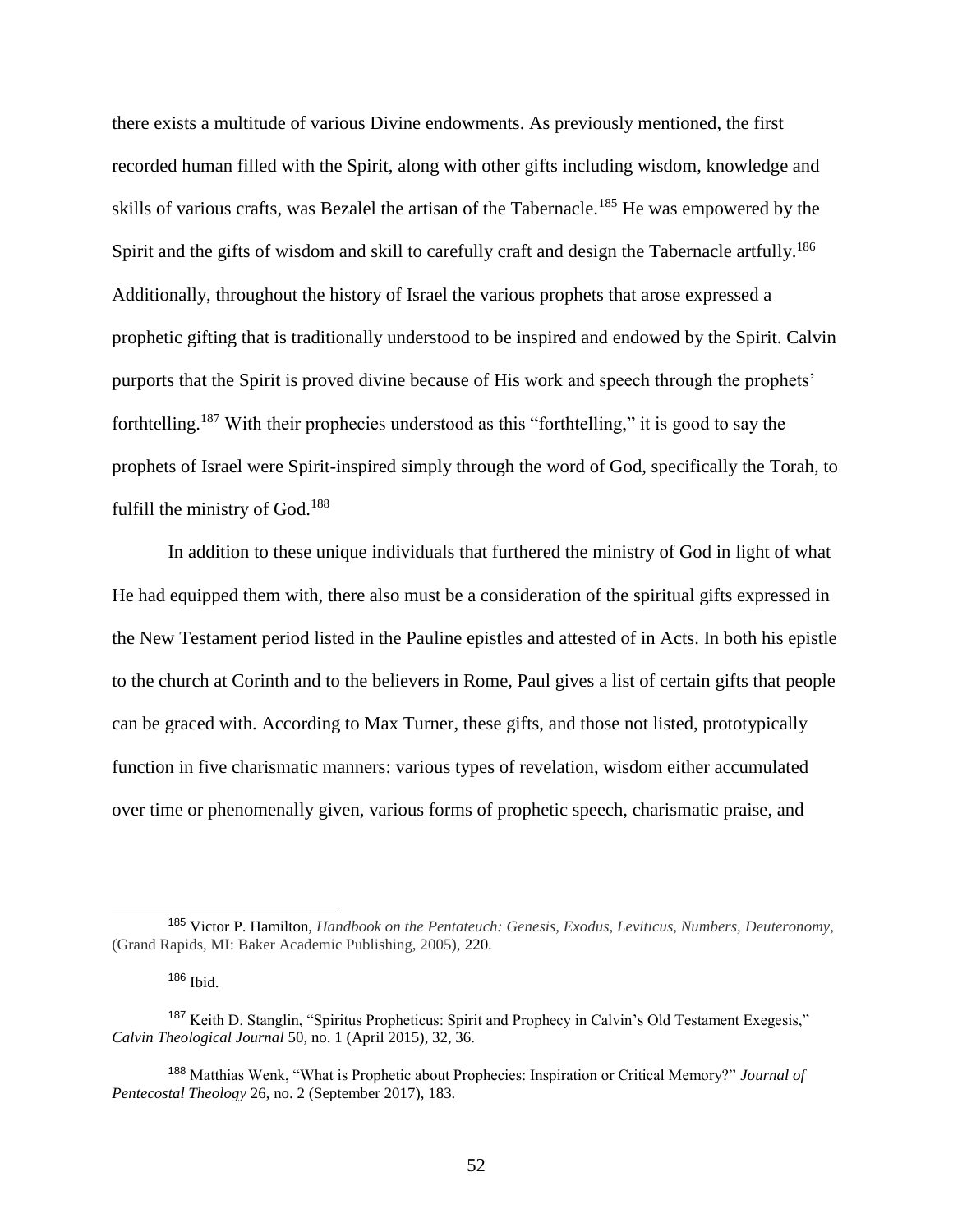there exists a multitude of various Divine endowments. As previously mentioned, the first recorded human filled with the Spirit, along with other gifts including wisdom, knowledge and skills of various crafts, was Bezalel the artisan of the Tabernacle.[185] He was empowered by the Spirit and the gifts of wisdom and skill to carefully craft and design the Tabernacle artfully.[186] Additionally, throughout the history of Israel the various prophets that arose expressed a prophetic gifting that is traditionally understood to be inspired and endowed by the Spirit. Calvin purports that the Spirit is proved divine because of His work and speech through the prophets' forthtelling.[187] With their prophecies understood as this "forthtelling," it is good to say the prophets of Israel were Spirit-inspired simply through the word of God, specifically the Torah, to fulfill the ministry of God.[188]

In addition to these unique individuals that furthered the ministry of God in light of what He had equipped them with, there also must be a consideration of the spiritual gifts expressed in the New Testament period listed in the Pauline epistles and attested of in Acts. In both his epistle to the church at Corinth and to the believers in Rome, Paul gives a list of certain gifts that people can be graced with. According to Max Turner, these gifts, and those not listed, prototypically function in five charismatic manners: various types of revelation, wisdom either accumulated over time or phenomenally given, various forms of prophetic speech, charismatic praise, and

---

[185] Victor P. Hamilton, *Handbook on the Pentateuch: Genesis, Exodus, Leviticus, Numbers, Deuteronomy*, (Grand Rapids, MI: Baker Academic Publishing, 2005), 220.

[186] Ibid.

[187] Keith D. Stanglin, "Spiritus Propheticus: Spirit and Prophecy in Calvin's Old Testament Exegesis," *Calvin Theological Journal* 50, no. 1 (April 2015), 32, 36.

[188] Matthias Wenk, "What is Prophetic about Prophecies: Inspiration or Critical Memory?" *Journal of Pentecostal Theology* 26, no. 2 (September 2017), 183.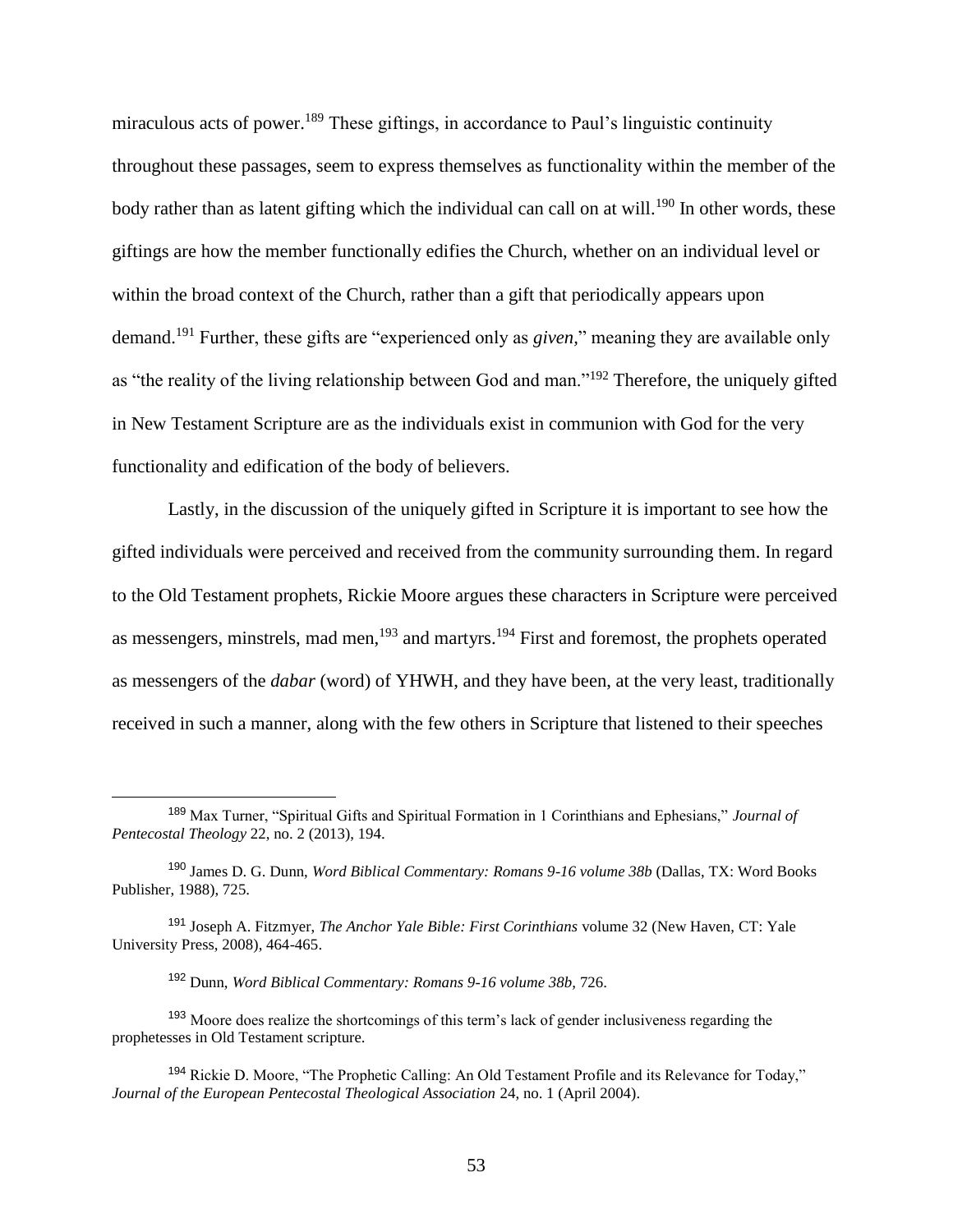miraculous acts of power.[189] These giftings, in accordance to Paul's linguistic continuity throughout these passages, seem to express themselves as functionality within the member of the body rather than as latent gifting which the individual can call on at will.[190] In other words, these giftings are how the member functionally edifies the Church, whether on an individual level or within the broad context of the Church, rather than a gift that periodically appears upon demand.[191] Further, these gifts are "experienced only as *given*," meaning they are available only as "the reality of the living relationship between God and man."[192] Therefore, the uniquely gifted in New Testament Scripture are as the individuals exist in communion with God for the very functionality and edification of the body of believers.

Lastly, in the discussion of the uniquely gifted in Scripture it is important to see how the gifted individuals were perceived and received from the community surrounding them. In regard to the Old Testament prophets, Rickie Moore argues these characters in Scripture were perceived as messengers, minstrels, mad men,[193] and martyrs.[194] First and foremost, the prophets operated as messengers of the *dabar* (word) of YHWH, and they have been, at the very least, traditionally received in such a manner, along with the few others in Scripture that listened to their speeches

---

[189] Max Turner, "Spiritual Gifts and Spiritual Formation in 1 Corinthians and Ephesians," *Journal of Pentecostal Theology* 22, no. 2 (2013), 194.

[190] James D. G. Dunn, *Word Biblical Commentary: Romans 9-16 volume 38b* (Dallas, TX: Word Books Publisher, 1988), 725.

[191] Joseph A. Fitzmyer, *The Anchor Yale Bible: First Corinthians* volume 32 (New Haven, CT: Yale University Press, 2008), 464-465.

[192] Dunn, *Word Biblical Commentary: Romans 9-16 volume 38b,* 726.

[193] Moore does realize the shortcomings of this term's lack of gender inclusiveness regarding the prophetesses in Old Testament scripture.

[194] Rickie D. Moore, "The Prophetic Calling: An Old Testament Profile and its Relevance for Today," *Journal of the European Pentecostal Theological Association* 24, no. 1 (April 2004).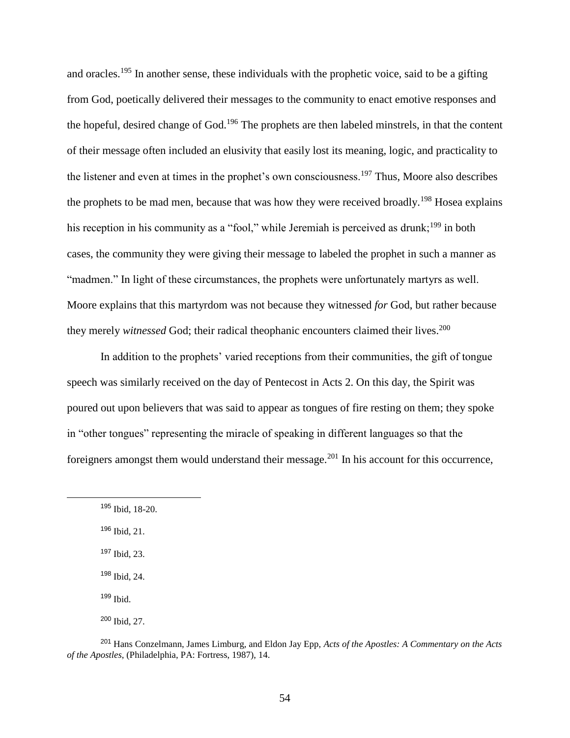and oracles.[195] In another sense, these individuals with the prophetic voice, said to be a gifting from God, poetically delivered their messages to the community to enact emotive responses and the hopeful, desired change of God.[196] The prophets are then labeled minstrels, in that the content of their message often included an elusivity that easily lost its meaning, logic, and practicality to the listener and even at times in the prophet's own consciousness.[197] Thus, Moore also describes the prophets to be mad men, because that was how they were received broadly.[198] Hosea explains his reception in his community as a "fool," while Jeremiah is perceived as drunk;[199] in both cases, the community they were giving their message to labeled the prophet in such a manner as "madmen." In light of these circumstances, the prophets were unfortunately martyrs as well. Moore explains that this martyrdom was not because they witnessed *for* God, but rather because they merely *witnessed* God; their radical theophanic encounters claimed their lives.[200]

In addition to the prophets' varied receptions from their communities, the gift of tongue speech was similarly received on the day of Pentecost in Acts 2. On this day, the Spirit was poured out upon believers that was said to appear as tongues of fire resting on them; they spoke in "other tongues" representing the miracle of speaking in different languages so that the foreigners amongst them would understand their message.[201] In his account for this occurrence,

---

[195] Ibid, 18-20.

[196] Ibid, 21.

[197] Ibid, 23.

[198] Ibid, 24.

[199] Ibid.

[200] Ibid, 27.

[201] Hans Conzelmann, James Limburg, and Eldon Jay Epp, *Acts of the Apostles: A Commentary on the Acts of the Apostles*, (Philadelphia, PA: Fortress, 1987), 14.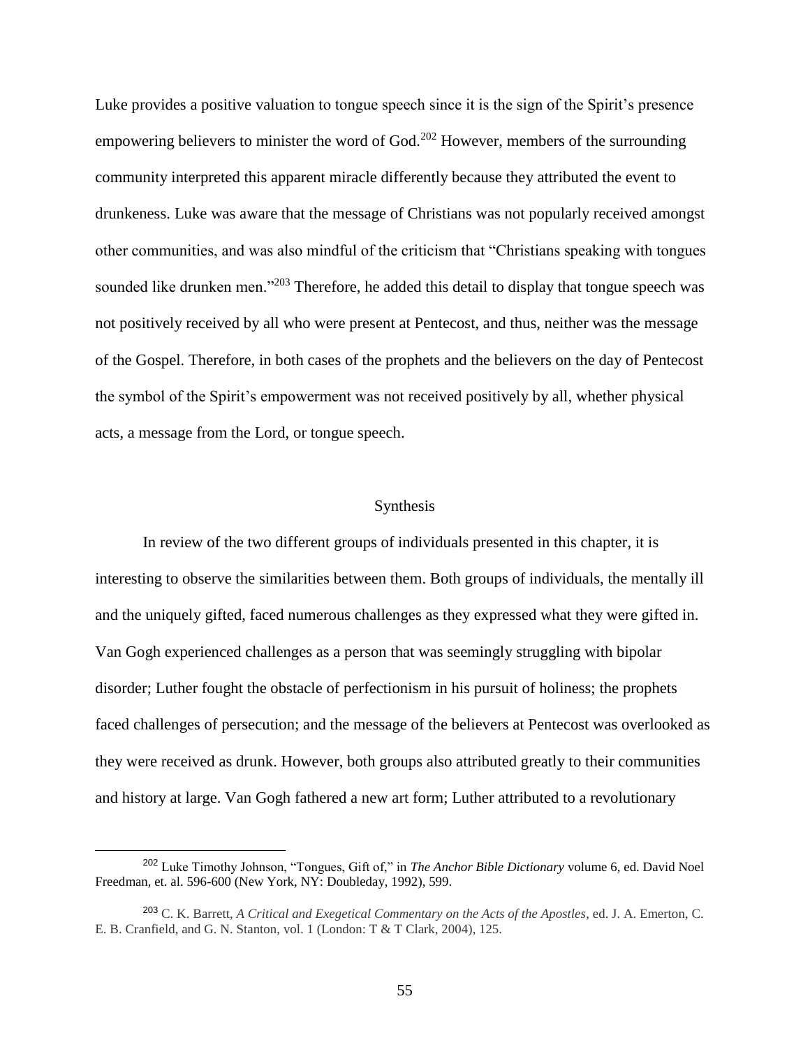Luke provides a positive valuation to tongue speech since it is the sign of the Spirit's presence empowering believers to minister the word of God.[202] However, members of the surrounding community interpreted this apparent miracle differently because they attributed the event to drunkeness. Luke was aware that the message of Christians was not popularly received amongst other communities, and was also mindful of the criticism that "Christians speaking with tongues sounded like drunken men."[203] Therefore, he added this detail to display that tongue speech was not positively received by all who were present at Pentecost, and thus, neither was the message of the Gospel. Therefore, in both cases of the prophets and the believers on the day of Pentecost the symbol of the Spirit's empowerment was not received positively by all, whether physical acts, a message from the Lord, or tongue speech.

## Synthesis

In review of the two different groups of individuals presented in this chapter, it is interesting to observe the similarities between them. Both groups of individuals, the mentally ill and the uniquely gifted, faced numerous challenges as they expressed what they were gifted in. Van Gogh experienced challenges as a person that was seemingly struggling with bipolar disorder; Luther fought the obstacle of perfectionism in his pursuit of holiness; the prophets faced challenges of persecution; and the message of the believers at Pentecost was overlooked as they were received as drunk. However, both groups also attributed greatly to their communities and history at large. Van Gogh fathered a new art form; Luther attributed to a revolutionary

---

[202] Luke Timothy Johnson, "Tongues, Gift of," in *The Anchor Bible Dictionary* volume 6, ed. David Noel Freedman, et. al. 596-600 (New York, NY: Doubleday, 1992), 599.

[203] C. K. Barrett, *A Critical and Exegetical Commentary on the Acts of the Apostles*, ed. J. A. Emerton, C. E. B. Cranfield, and G. N. Stanton, vol. 1 (London: T & T Clark, 2004), 125.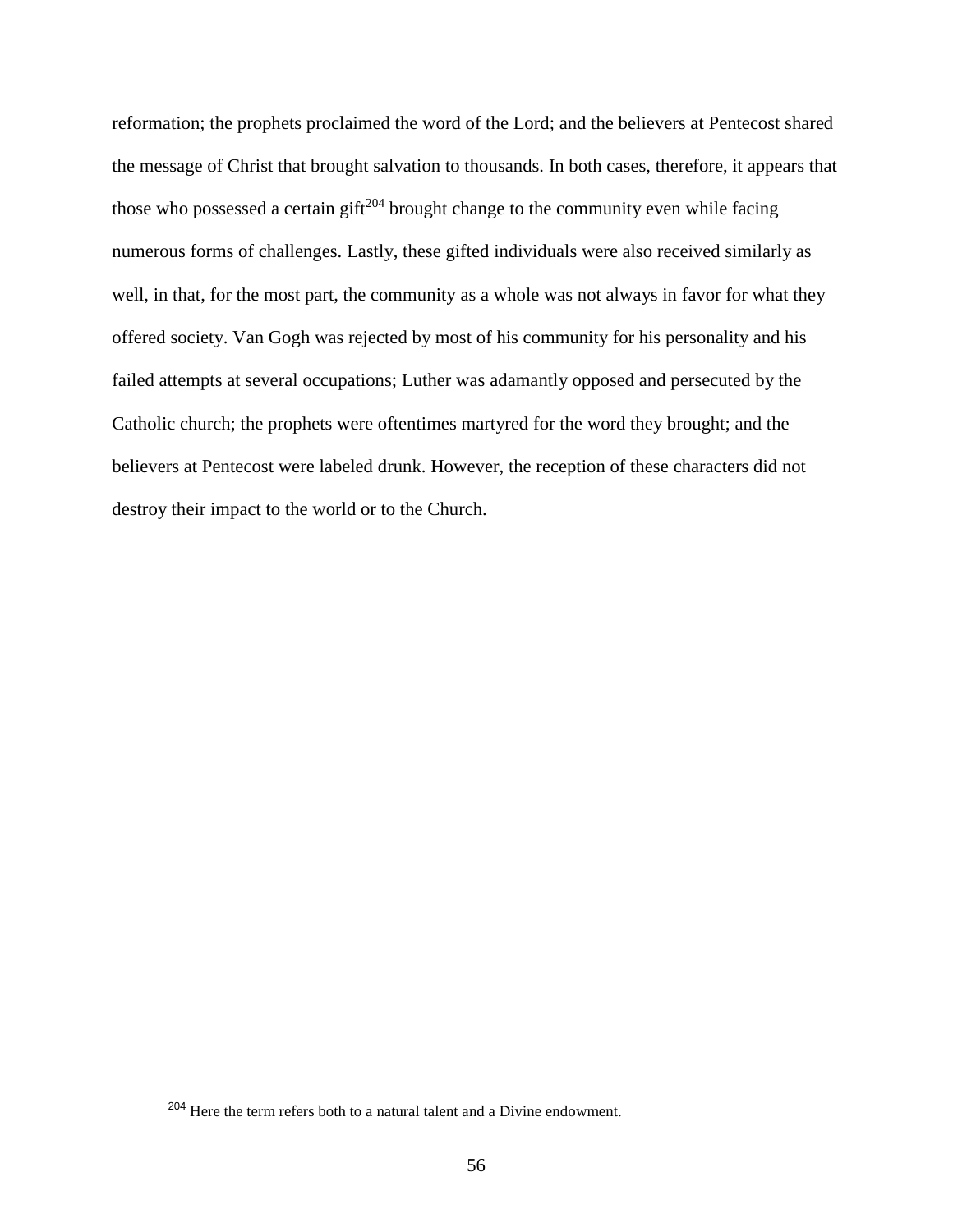reformation; the prophets proclaimed the word of the Lord; and the believers at Pentecost shared the message of Christ that brought salvation to thousands. In both cases, therefore, it appears that those who possessed a certain gift[204] brought change to the community even while facing numerous forms of challenges. Lastly, these gifted individuals were also received similarly as well, in that, for the most part, the community as a whole was not always in favor for what they offered society. Van Gogh was rejected by most of his community for his personality and his failed attempts at several occupations; Luther was adamantly opposed and persecuted by the Catholic church; the prophets were oftentimes martyred for the word they brought; and the believers at Pentecost were labeled drunk. However, the reception of these characters did not destroy their impact to the world or to the Church.

[204] Here the term refers both to a natural talent and a Divine endowment.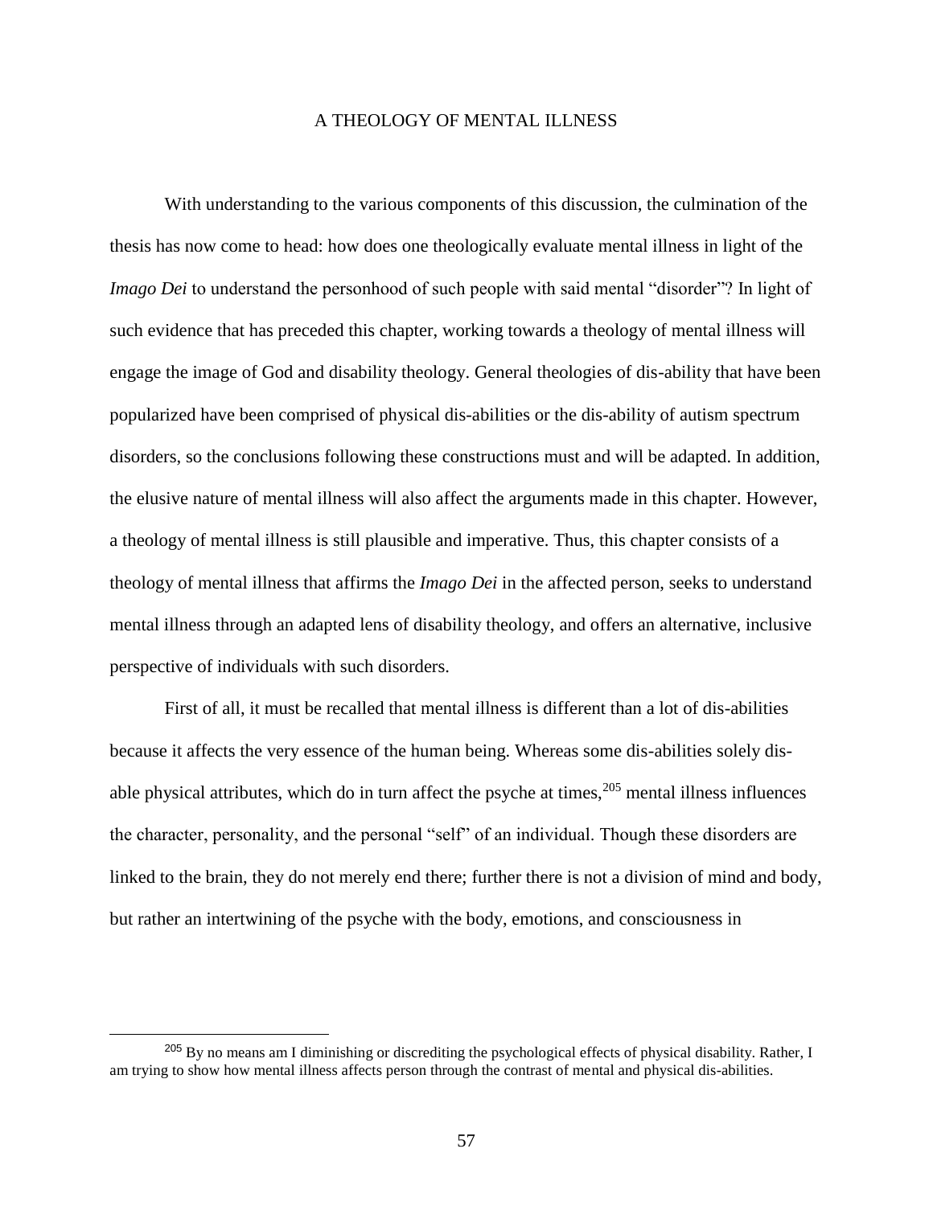# A THEOLOGY OF MENTAL ILLNESS

With understanding to the various components of this discussion, the culmination of the thesis has now come to head: how does one theologically evaluate mental illness in light of the *Imago Dei* to understand the personhood of such people with said mental "disorder"? In light of such evidence that has preceded this chapter, working towards a theology of mental illness will engage the image of God and disability theology. General theologies of dis-ability that have been popularized have been comprised of physical dis-abilities or the dis-ability of autism spectrum disorders, so the conclusions following these constructions must and will be adapted. In addition, the elusive nature of mental illness will also affect the arguments made in this chapter. However, a theology of mental illness is still plausible and imperative. Thus, this chapter consists of a theology of mental illness that affirms the *Imago Dei* in the affected person, seeks to understand mental illness through an adapted lens of disability theology, and offers an alternative, inclusive perspective of individuals with such disorders.

First of all, it must be recalled that mental illness is different than a lot of dis-abilities because it affects the very essence of the human being. Whereas some dis-abilities solely dis-able physical attributes, which do in turn affect the psyche at times,[205] mental illness influences the character, personality, and the personal "self" of an individual. Though these disorders are linked to the brain, they do not merely end there; further there is not a division of mind and body, but rather an intertwining of the psyche with the body, emotions, and consciousness in

---

[205] By no means am I diminishing or discrediting the psychological effects of physical disability. Rather, I am trying to show how mental illness affects person through the contrast of mental and physical dis-abilities.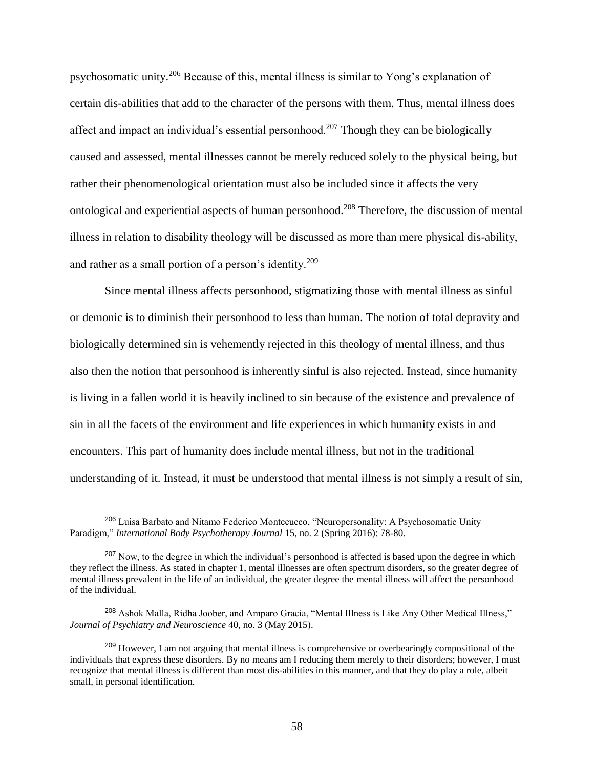psychosomatic unity.[206] Because of this, mental illness is similar to Yong's explanation of certain dis-abilities that add to the character of the persons with them. Thus, mental illness does affect and impact an individual's essential personhood.[207] Though they can be biologically caused and assessed, mental illnesses cannot be merely reduced solely to the physical being, but rather their phenomenological orientation must also be included since it affects the very ontological and experiential aspects of human personhood.[208] Therefore, the discussion of mental illness in relation to disability theology will be discussed as more than mere physical dis-ability, and rather as a small portion of a person's identity.[209]

Since mental illness affects personhood, stigmatizing those with mental illness as sinful or demonic is to diminish their personhood to less than human. The notion of total depravity and biologically determined sin is vehemently rejected in this theology of mental illness, and thus also then the notion that personhood is inherently sinful is also rejected. Instead, since humanity is living in a fallen world it is heavily inclined to sin because of the existence and prevalence of sin in all the facets of the environment and life experiences in which humanity exists in and encounters. This part of humanity does include mental illness, but not in the traditional understanding of it. Instead, it must be understood that mental illness is not simply a result of sin,

---

[206] Luisa Barbato and Nitamo Federico Montecucco, "Neuropersonality: A Psychosomatic Unity Paradigm," *International Body Psychotherapy Journal* 15, no. 2 (Spring 2016): 78-80.

[207] Now, to the degree in which the individual's personhood is affected is based upon the degree in which they reflect the illness. As stated in chapter 1, mental illnesses are often spectrum disorders, so the greater degree of mental illness prevalent in the life of an individual, the greater degree the mental illness will affect the personhood of the individual.

[208] Ashok Malla, Ridha Joober, and Amparo Gracia, "Mental Illness is Like Any Other Medical Illness," *Journal of Psychiatry and Neuroscience* 40, no. 3 (May 2015).

[209] However, I am not arguing that mental illness is comprehensive or overbearingly compositional of the individuals that express these disorders. By no means am I reducing them merely to their disorders; however, I must recognize that mental illness is different than most dis-abilities in this manner, and that they do play a role, albeit small, in personal identification.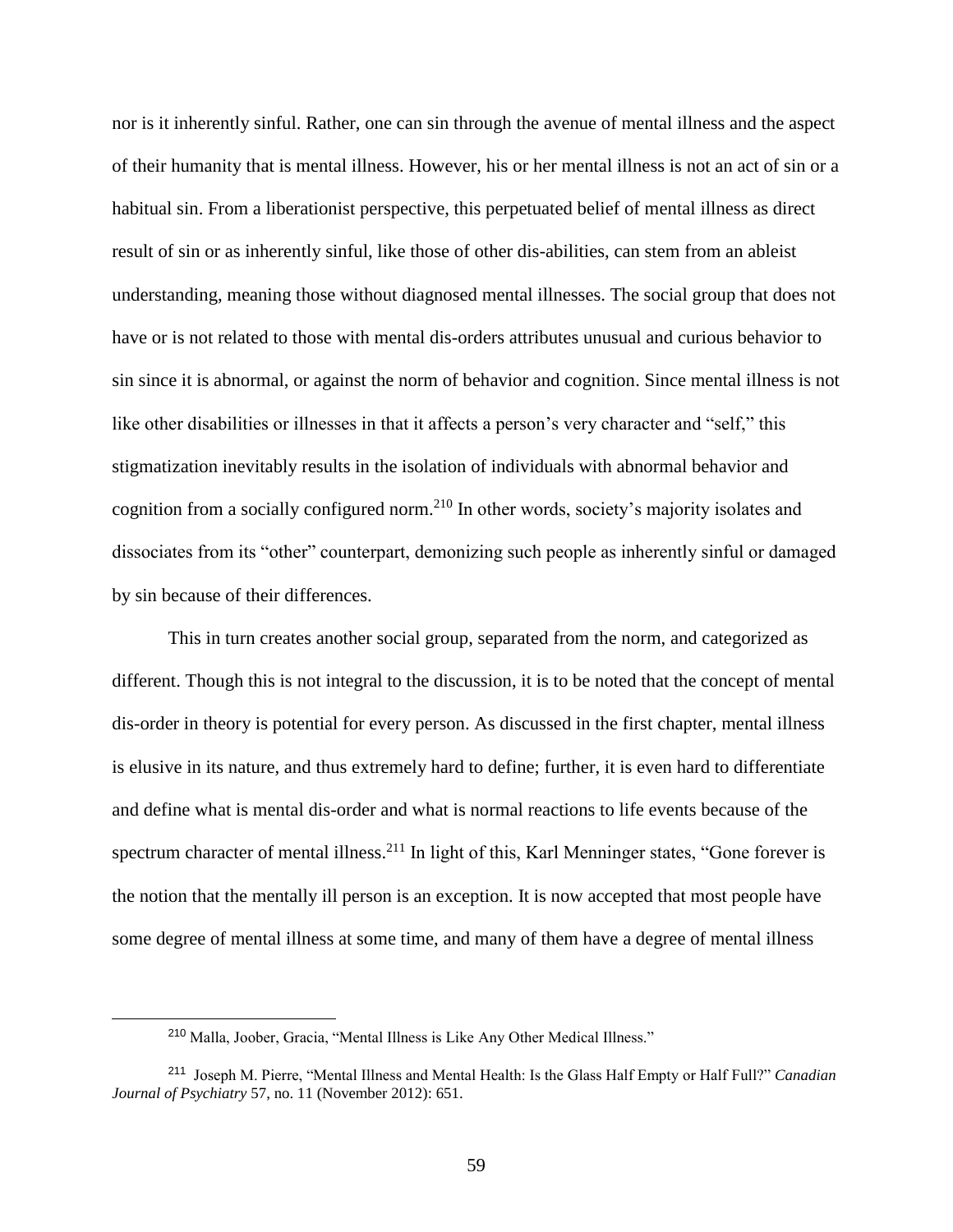nor is it inherently sinful. Rather, one can sin through the avenue of mental illness and the aspect of their humanity that is mental illness. However, his or her mental illness is not an act of sin or a habitual sin. From a liberationist perspective, this perpetuated belief of mental illness as direct result of sin or as inherently sinful, like those of other dis-abilities, can stem from an ableist understanding, meaning those without diagnosed mental illnesses. The social group that does not have or is not related to those with mental dis-orders attributes unusual and curious behavior to sin since it is abnormal, or against the norm of behavior and cognition. Since mental illness is not like other disabilities or illnesses in that it affects a person's very character and "self," this stigmatization inevitably results in the isolation of individuals with abnormal behavior and cognition from a socially configured norm.[210] In other words, society's majority isolates and dissociates from its "other" counterpart, demonizing such people as inherently sinful or damaged by sin because of their differences.

This in turn creates another social group, separated from the norm, and categorized as different. Though this is not integral to the discussion, it is to be noted that the concept of mental dis-order in theory is potential for every person. As discussed in the first chapter, mental illness is elusive in its nature, and thus extremely hard to define; further, it is even hard to differentiate and define what is mental dis-order and what is normal reactions to life events because of the spectrum character of mental illness.[211] In light of this, Karl Menninger states, "Gone forever is the notion that the mentally ill person is an exception. It is now accepted that most people have some degree of mental illness at some time, and many of them have a degree of mental illness

---

[210] Malla, Joober, Gracia, "Mental Illness is Like Any Other Medical Illness."

[211] Joseph M. Pierre, "Mental Illness and Mental Health: Is the Glass Half Empty or Half Full?" *Canadian Journal of Psychiatry* 57, no. 11 (November 2012): 651.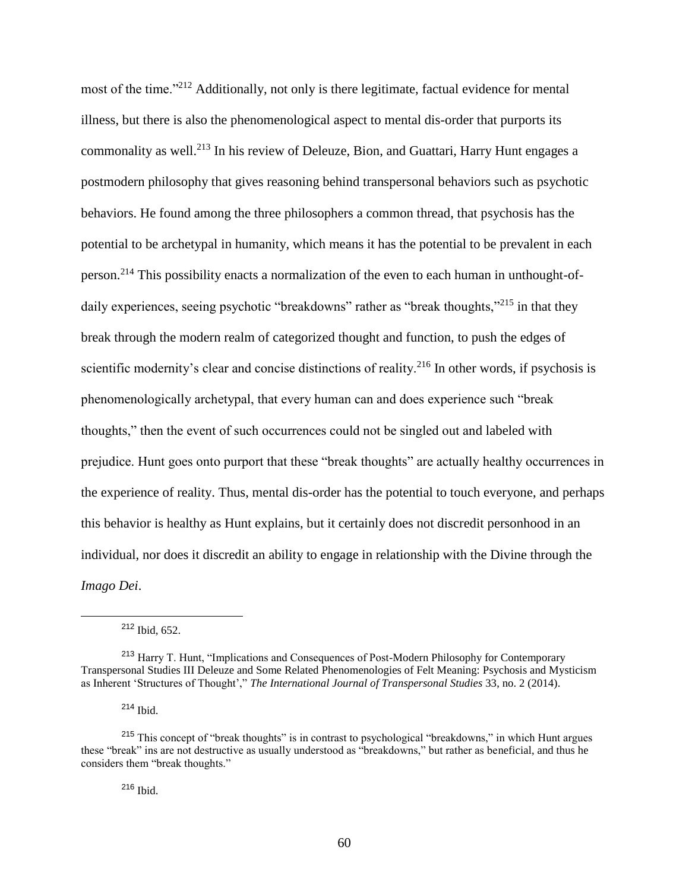most of the time."[212] Additionally, not only is there legitimate, factual evidence for mental illness, but there is also the phenomenological aspect to mental dis-order that purports its commonality as well.[213] In his review of Deleuze, Bion, and Guattari, Harry Hunt engages a postmodern philosophy that gives reasoning behind transpersonal behaviors such as psychotic behaviors. He found among the three philosophers a common thread, that psychosis has the potential to be archetypal in humanity, which means it has the potential to be prevalent in each person.[214] This possibility enacts a normalization of the even to each human in unthought-of-daily experiences, seeing psychotic "breakdowns" rather as "break thoughts,"[215] in that they break through the modern realm of categorized thought and function, to push the edges of scientific modernity's clear and concise distinctions of reality.[216] In other words, if psychosis is phenomenologically archetypal, that every human can and does experience such "break thoughts," then the event of such occurrences could not be singled out and labeled with prejudice. Hunt goes onto purport that these "break thoughts" are actually healthy occurrences in the experience of reality. Thus, mental dis-order has the potential to touch everyone, and perhaps this behavior is healthy as Hunt explains, but it certainly does not discredit personhood in an individual, nor does it discredit an ability to engage in relationship with the Divine through the *Imago Dei*.

---

[212] Ibid, 652.

[213] Harry T. Hunt, "Implications and Consequences of Post-Modern Philosophy for Contemporary Transpersonal Studies III Deleuze and Some Related Phenomenologies of Felt Meaning: Psychosis and Mysticism as Inherent 'Structures of Thought'," *The International Journal of Transpersonal Studies* 33, no. 2 (2014).

[214] Ibid.

[215] This concept of "break thoughts" is in contrast to psychological "breakdowns," in which Hunt argues these "break" ins are not destructive as usually understood as "breakdowns," but rather as beneficial, and thus he considers them "break thoughts."

[216] Ibid.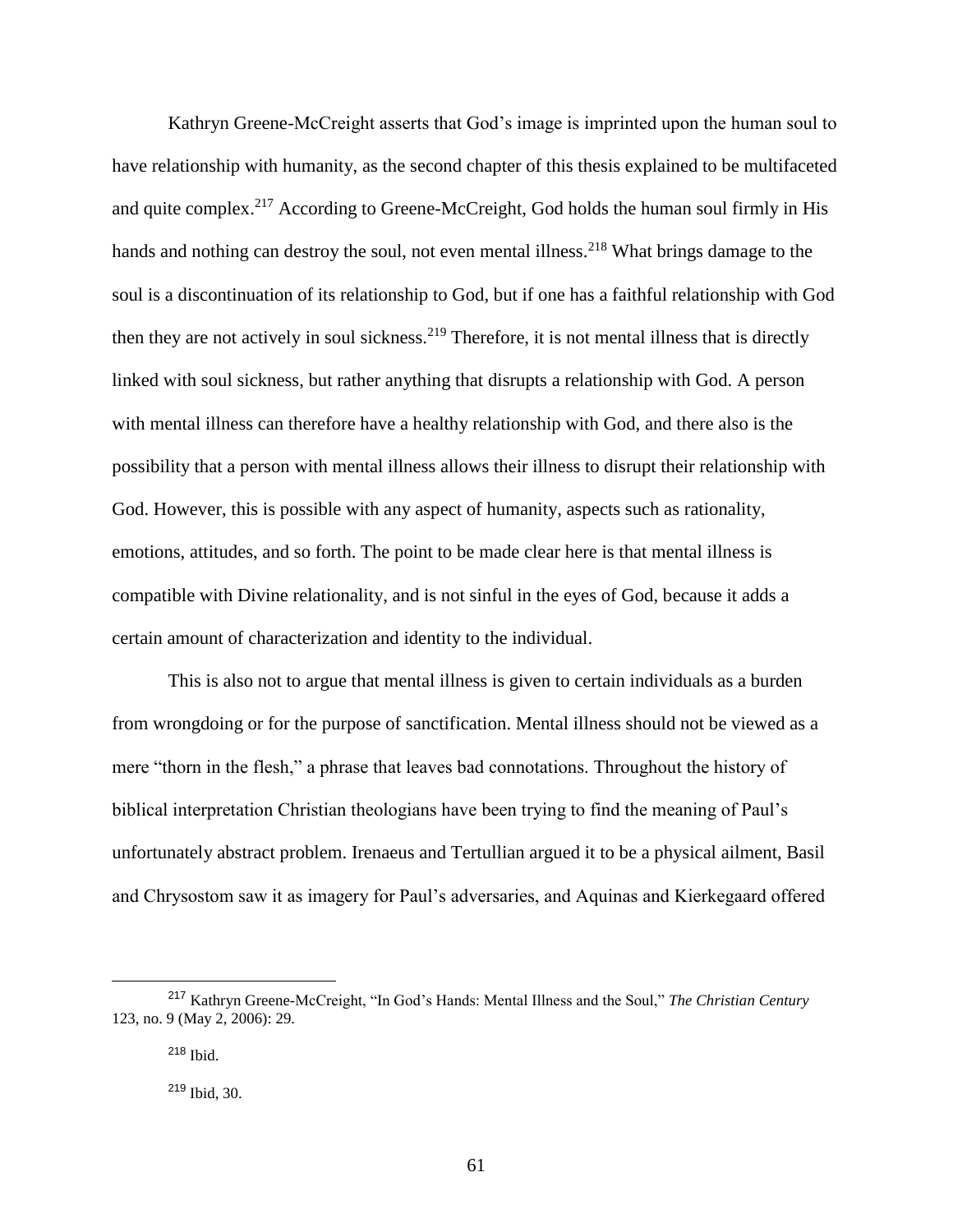Kathryn Greene-McCreight asserts that God's image is imprinted upon the human soul to have relationship with humanity, as the second chapter of this thesis explained to be multifaceted and quite complex.[217] According to Greene-McCreight, God holds the human soul firmly in His hands and nothing can destroy the soul, not even mental illness.[218] What brings damage to the soul is a discontinuation of its relationship to God, but if one has a faithful relationship with God then they are not actively in soul sickness.[219] Therefore, it is not mental illness that is directly linked with soul sickness, but rather anything that disrupts a relationship with God. A person with mental illness can therefore have a healthy relationship with God, and there also is the possibility that a person with mental illness allows their illness to disrupt their relationship with God. However, this is possible with any aspect of humanity, aspects such as rationality, emotions, attitudes, and so forth. The point to be made clear here is that mental illness is compatible with Divine relationality, and is not sinful in the eyes of God, because it adds a certain amount of characterization and identity to the individual.

This is also not to argue that mental illness is given to certain individuals as a burden from wrongdoing or for the purpose of sanctification. Mental illness should not be viewed as a mere "thorn in the flesh," a phrase that leaves bad connotations. Throughout the history of biblical interpretation Christian theologians have been trying to find the meaning of Paul's unfortunately abstract problem. Irenaeus and Tertullian argued it to be a physical ailment, Basil and Chrysostom saw it as imagery for Paul's adversaries, and Aquinas and Kierkegaard offered

---

[217] Kathryn Greene-McCreight, "In God's Hands: Mental Illness and the Soul," *The Christian Century* 123, no. 9 (May 2, 2006): 29.

[218] Ibid.

[219] Ibid, 30.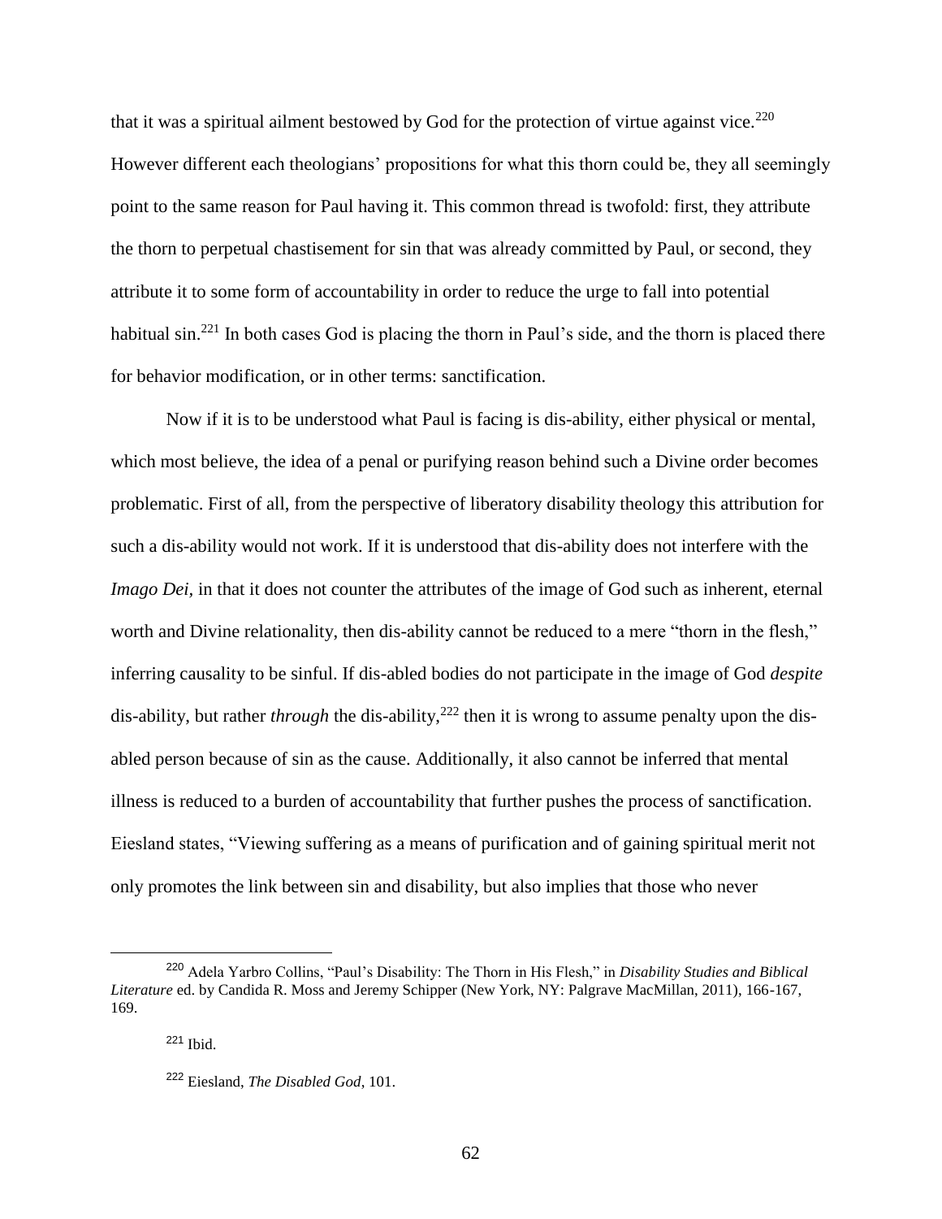that it was a spiritual ailment bestowed by God for the protection of virtue against vice.[220] However different each theologians' propositions for what this thorn could be, they all seemingly point to the same reason for Paul having it. This common thread is twofold: first, they attribute the thorn to perpetual chastisement for sin that was already committed by Paul, or second, they attribute it to some form of accountability in order to reduce the urge to fall into potential habitual sin.[221] In both cases God is placing the thorn in Paul's side, and the thorn is placed there for behavior modification, or in other terms: sanctification.

Now if it is to be understood what Paul is facing is dis-ability, either physical or mental, which most believe, the idea of a penal or purifying reason behind such a Divine order becomes problematic. First of all, from the perspective of liberatory disability theology this attribution for such a dis-ability would not work. If it is understood that dis-ability does not interfere with the *Imago Dei*, in that it does not counter the attributes of the image of God such as inherent, eternal worth and Divine relationality, then dis-ability cannot be reduced to a mere "thorn in the flesh," inferring causality to be sinful. If dis-abled bodies do not participate in the image of God *despite* dis-ability, but rather *through* the dis-ability,[222] then it is wrong to assume penalty upon the dis-abled person because of sin as the cause. Additionally, it also cannot be inferred that mental illness is reduced to a burden of accountability that further pushes the process of sanctification. Eiesland states, "Viewing suffering as a means of purification and of gaining spiritual merit not only promotes the link between sin and disability, but also implies that those who never

---

[220] Adela Yarbro Collins, "Paul's Disability: The Thorn in His Flesh," in *Disability Studies and Biblical Literature* ed. by Candida R. Moss and Jeremy Schipper (New York, NY: Palgrave MacMillan, 2011), 166-167, 169.

[221] Ibid.

[222] Eiesland, *The Disabled God*, 101.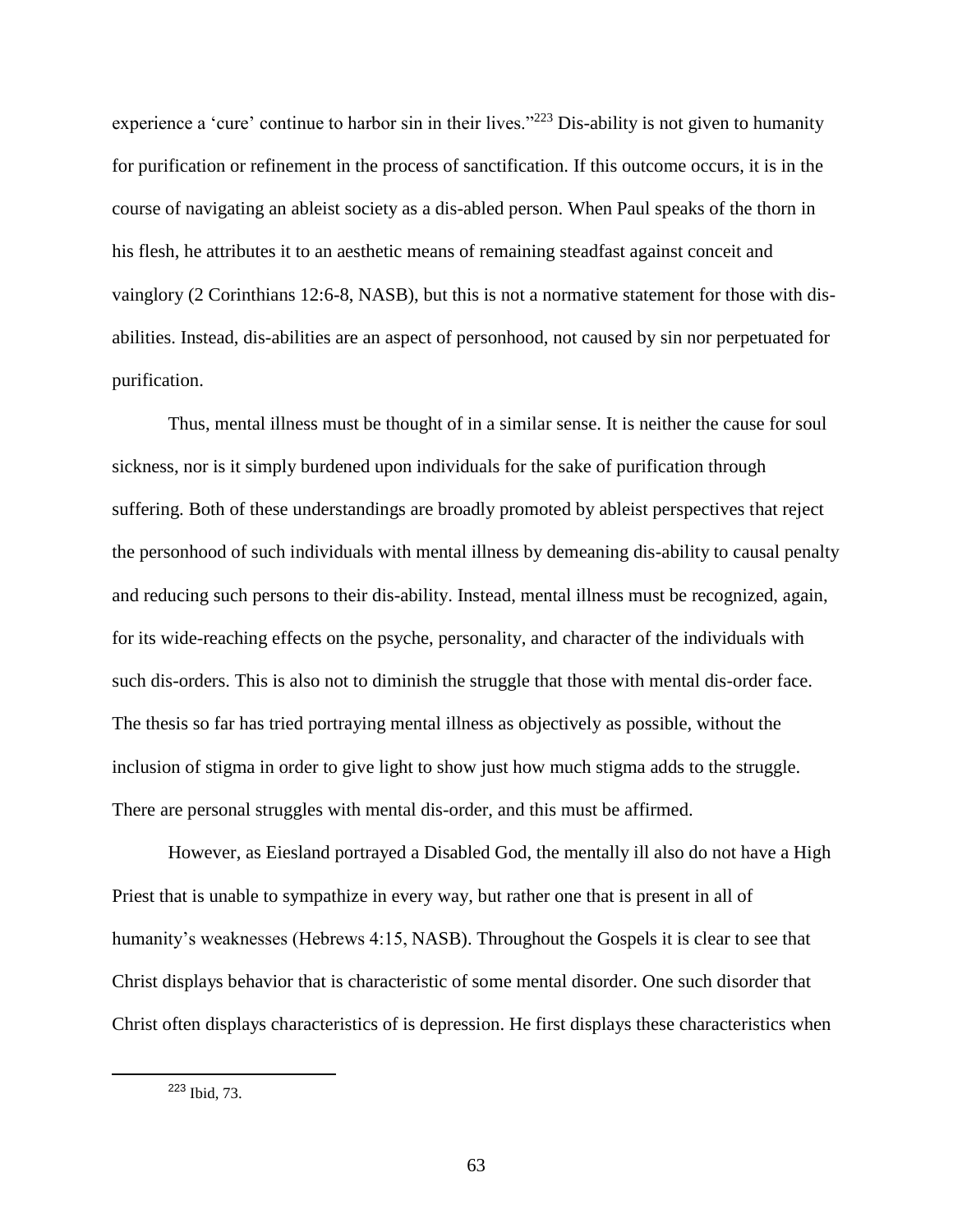experience a 'cure' continue to harbor sin in their lives."[223] Dis-ability is not given to humanity for purification or refinement in the process of sanctification. If this outcome occurs, it is in the course of navigating an ableist society as a dis-abled person. When Paul speaks of the thorn in his flesh, he attributes it to an aesthetic means of remaining steadfast against conceit and vainglory (2 Corinthians 12:6-8, NASB), but this is not a normative statement for those with dis-abilities. Instead, dis-abilities are an aspect of personhood, not caused by sin nor perpetuated for purification.

Thus, mental illness must be thought of in a similar sense. It is neither the cause for soul sickness, nor is it simply burdened upon individuals for the sake of purification through suffering. Both of these understandings are broadly promoted by ableist perspectives that reject the personhood of such individuals with mental illness by demeaning dis-ability to causal penalty and reducing such persons to their dis-ability. Instead, mental illness must be recognized, again, for its wide-reaching effects on the psyche, personality, and character of the individuals with such dis-orders. This is also not to diminish the struggle that those with mental dis-order face. The thesis so far has tried portraying mental illness as objectively as possible, without the inclusion of stigma in order to give light to show just how much stigma adds to the struggle. There are personal struggles with mental dis-order, and this must be affirmed.

However, as Eiesland portrayed a Disabled God, the mentally ill also do not have a High Priest that is unable to sympathize in every way, but rather one that is present in all of humanity's weaknesses (Hebrews 4:15, NASB). Throughout the Gospels it is clear to see that Christ displays behavior that is characteristic of some mental disorder. One such disorder that Christ often displays characteristics of is depression. He first displays these characteristics when

[223] Ibid, 73.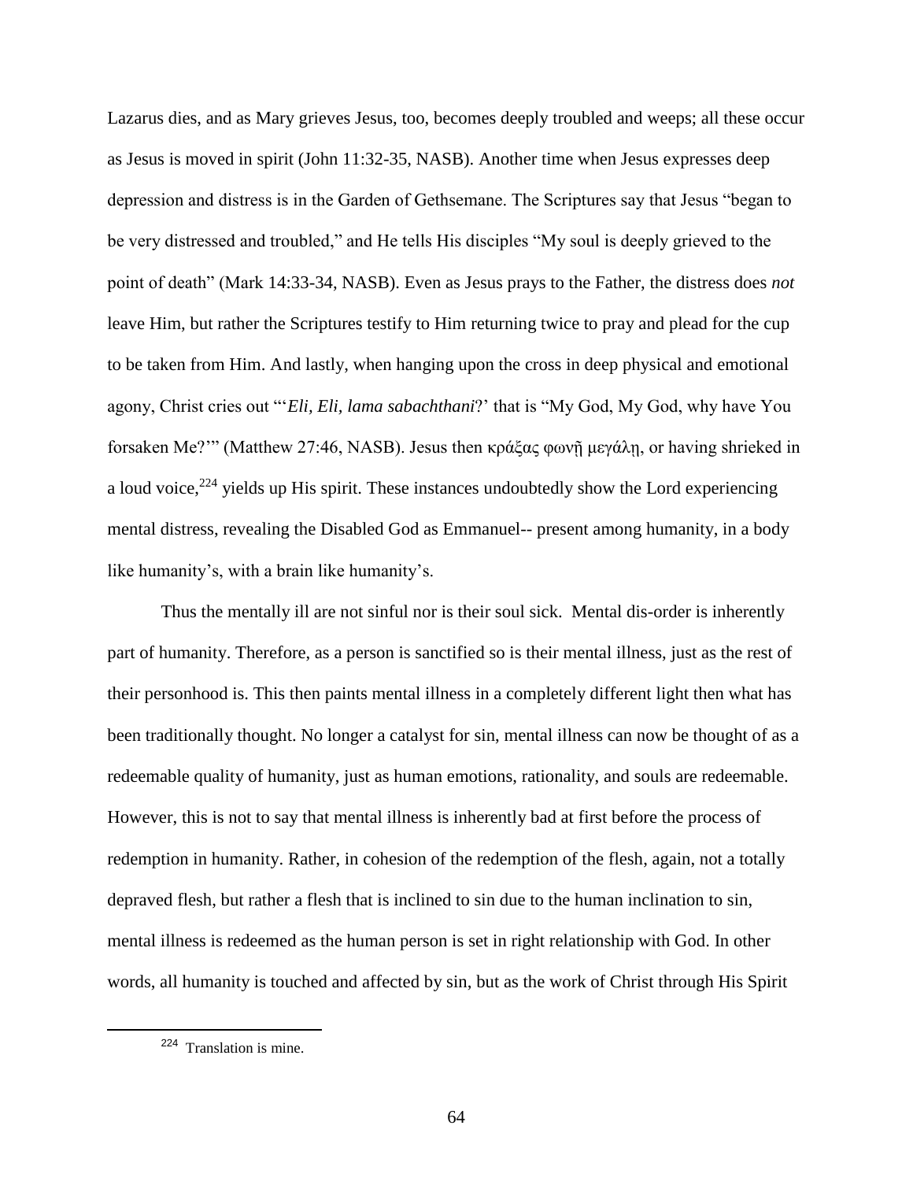Lazarus dies, and as Mary grieves Jesus, too, becomes deeply troubled and weeps; all these occur as Jesus is moved in spirit (John 11:32-35, NASB). Another time when Jesus expresses deep depression and distress is in the Garden of Gethsemane. The Scriptures say that Jesus "began to be very distressed and troubled," and He tells His disciples "My soul is deeply grieved to the point of death" (Mark 14:33-34, NASB). Even as Jesus prays to the Father, the distress does *not* leave Him, but rather the Scriptures testify to Him returning twice to pray and plead for the cup to be taken from Him. And lastly, when hanging upon the cross in deep physical and emotional agony, Christ cries out "'*Eli, Eli, lama sabachthani*?' that is "My God, My God, why have You forsaken Me?'" (Matthew 27:46, NASB). Jesus then κράξας φωνῇ μεγάλῃ, or having shrieked in a loud voice,[224] yields up His spirit. These instances undoubtedly show the Lord experiencing mental distress, revealing the Disabled God as Emmanuel-- present among humanity, in a body like humanity's, with a brain like humanity's.

Thus the mentally ill are not sinful nor is their soul sick. Mental dis-order is inherently part of humanity. Therefore, as a person is sanctified so is their mental illness, just as the rest of their personhood is. This then paints mental illness in a completely different light then what has been traditionally thought. No longer a catalyst for sin, mental illness can now be thought of as a redeemable quality of humanity, just as human emotions, rationality, and souls are redeemable. However, this is not to say that mental illness is inherently bad at first before the process of redemption in humanity. Rather, in cohesion of the redemption of the flesh, again, not a totally depraved flesh, but rather a flesh that is inclined to sin due to the human inclination to sin, mental illness is redeemed as the human person is set in right relationship with God. In other words, all humanity is touched and affected by sin, but as the work of Christ through His Spirit

---

[224] Translation is mine.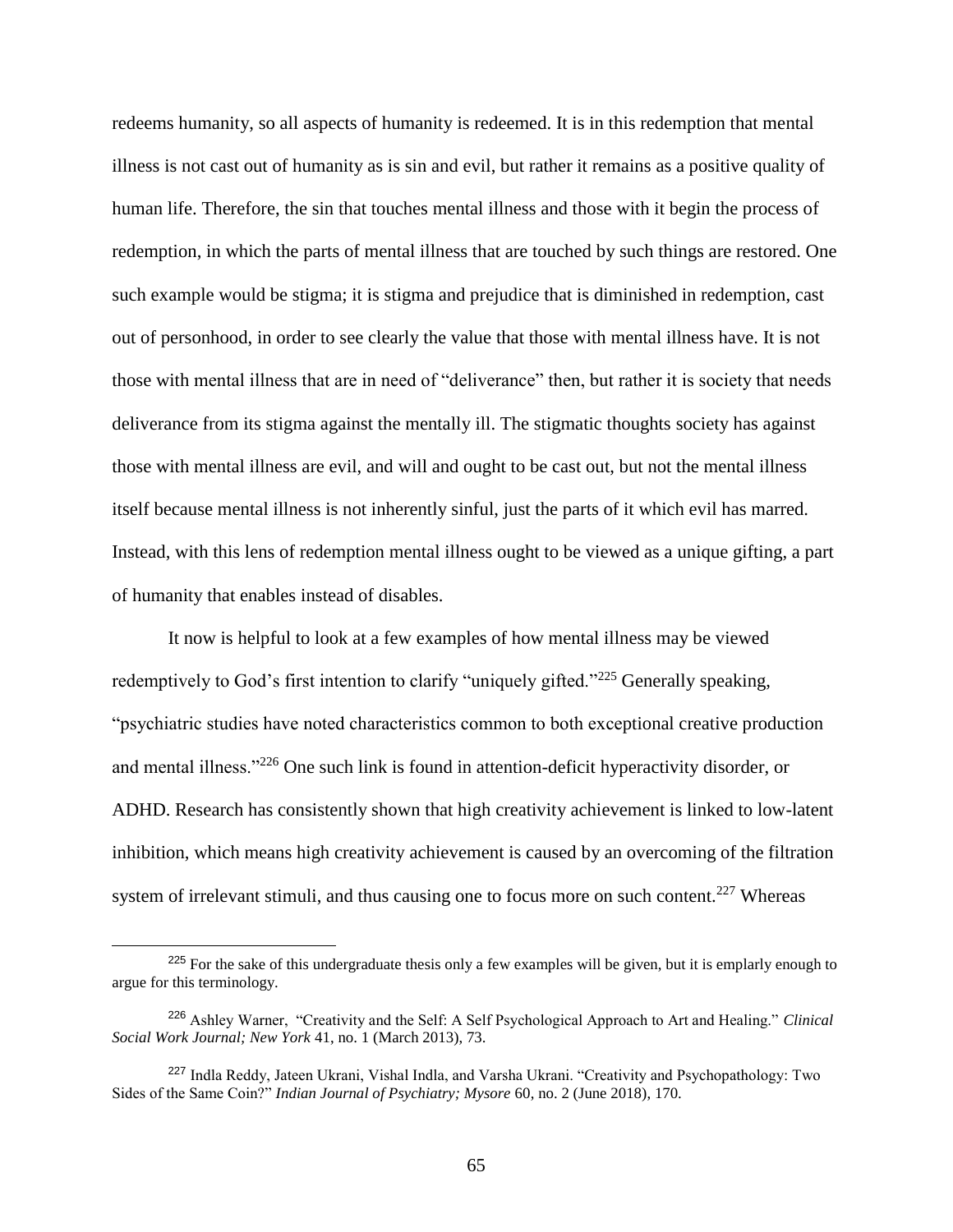redeems humanity, so all aspects of humanity is redeemed. It is in this redemption that mental illness is not cast out of humanity as is sin and evil, but rather it remains as a positive quality of human life. Therefore, the sin that touches mental illness and those with it begin the process of redemption, in which the parts of mental illness that are touched by such things are restored. One such example would be stigma; it is stigma and prejudice that is diminished in redemption, cast out of personhood, in order to see clearly the value that those with mental illness have. It is not those with mental illness that are in need of "deliverance" then, but rather it is society that needs deliverance from its stigma against the mentally ill. The stigmatic thoughts society has against those with mental illness are evil, and will and ought to be cast out, but not the mental illness itself because mental illness is not inherently sinful, just the parts of it which evil has marred. Instead, with this lens of redemption mental illness ought to be viewed as a unique gifting, a part of humanity that enables instead of disables.

It now is helpful to look at a few examples of how mental illness may be viewed redemptively to God's first intention to clarify "uniquely gifted."[225] Generally speaking, "psychiatric studies have noted characteristics common to both exceptional creative production and mental illness."[226] One such link is found in attention-deficit hyperactivity disorder, or ADHD. Research has consistently shown that high creativity achievement is linked to low-latent inhibition, which means high creativity achievement is caused by an overcoming of the filtration system of irrelevant stimuli, and thus causing one to focus more on such content.[227] Whereas

---

[225] For the sake of this undergraduate thesis only a few examples will be given, but it is emplarly enough to argue for this terminology.

[226] Ashley Warner, "Creativity and the Self: A Self Psychological Approach to Art and Healing." *Clinical Social Work Journal; New York* 41, no. 1 (March 2013), 73.

[227] Indla Reddy, Jateen Ukrani, Vishal Indla, and Varsha Ukrani. "Creativity and Psychopathology: Two Sides of the Same Coin?" *Indian Journal of Psychiatry; Mysore* 60, no. 2 (June 2018), 170.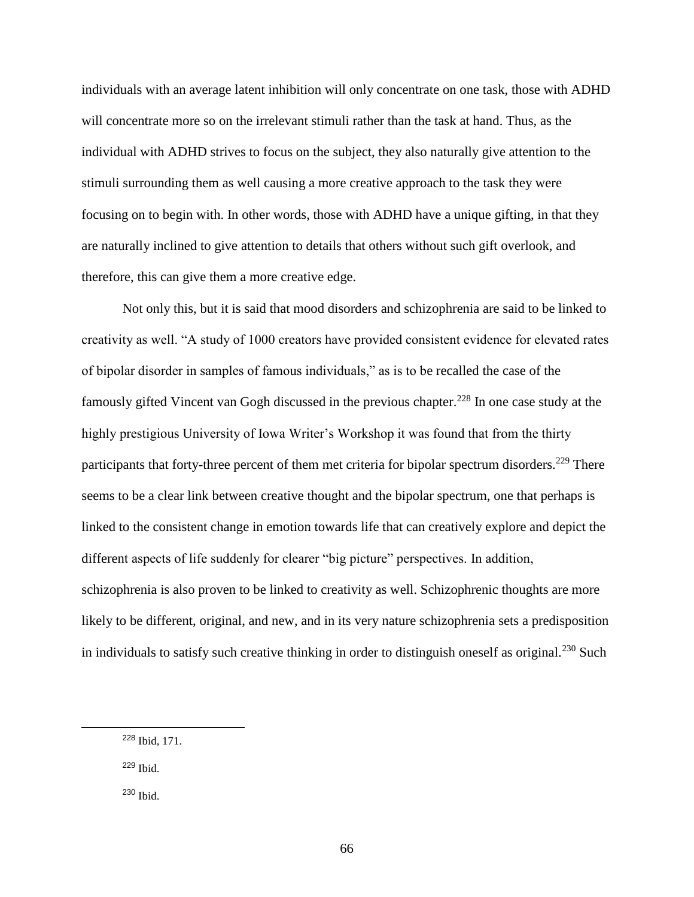individuals with an average latent inhibition will only concentrate on one task, those with ADHD will concentrate more so on the irrelevant stimuli rather than the task at hand. Thus, as the individual with ADHD strives to focus on the subject, they also naturally give attention to the stimuli surrounding them as well causing a more creative approach to the task they were focusing on to begin with. In other words, those with ADHD have a unique gifting, in that they are naturally inclined to give attention to details that others without such gift overlook, and therefore, this can give them a more creative edge.

Not only this, but it is said that mood disorders and schizophrenia are said to be linked to creativity as well. "A study of 1000 creators have provided consistent evidence for elevated rates of bipolar disorder in samples of famous individuals," as is to be recalled the case of the famously gifted Vincent van Gogh discussed in the previous chapter.[228] In one case study at the highly prestigious University of Iowa Writer's Workshop it was found that from the thirty participants that forty-three percent of them met criteria for bipolar spectrum disorders.[229] There seems to be a clear link between creative thought and the bipolar spectrum, one that perhaps is linked to the consistent change in emotion towards life that can creatively explore and depict the different aspects of life suddenly for clearer "big picture" perspectives. In addition, schizophrenia is also proven to be linked to creativity as well. Schizophrenic thoughts are more likely to be different, original, and new, and in its very nature schizophrenia sets a predisposition in individuals to satisfy such creative thinking in order to distinguish oneself as original.[230] Such

---

[228] Ibid, 171.

[229] Ibid.

[230] Ibid.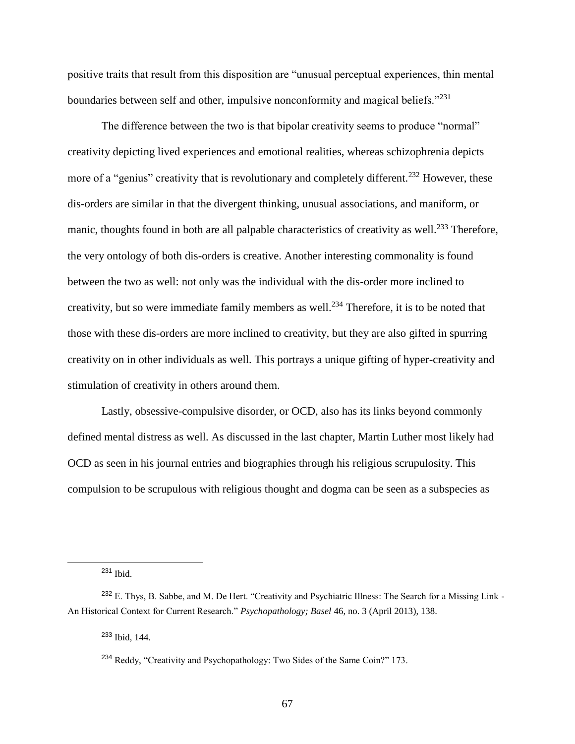positive traits that result from this disposition are "unusual perceptual experiences, thin mental boundaries between self and other, impulsive nonconformity and magical beliefs."[231]

The difference between the two is that bipolar creativity seems to produce "normal" creativity depicting lived experiences and emotional realities, whereas schizophrenia depicts more of a "genius" creativity that is revolutionary and completely different.[232] However, these dis-orders are similar in that the divergent thinking, unusual associations, and maniform, or manic, thoughts found in both are all palpable characteristics of creativity as well.[233] Therefore, the very ontology of both dis-orders is creative. Another interesting commonality is found between the two as well: not only was the individual with the dis-order more inclined to creativity, but so were immediate family members as well.[234] Therefore, it is to be noted that those with these dis-orders are more inclined to creativity, but they are also gifted in spurring creativity on in other individuals as well. This portrays a unique gifting of hyper-creativity and stimulation of creativity in others around them.

Lastly, obsessive-compulsive disorder, or OCD, also has its links beyond commonly defined mental distress as well. As discussed in the last chapter, Martin Luther most likely had OCD as seen in his journal entries and biographies through his religious scrupulosity. This compulsion to be scrupulous with religious thought and dogma can be seen as a subspecies as

---

[231] Ibid.

[232] E. Thys, B. Sabbe, and M. De Hert. "Creativity and Psychiatric Illness: The Search for a Missing Link - An Historical Context for Current Research." *Psychopathology; Basel* 46, no. 3 (April 2013), 138.

[233] Ibid, 144.

[234] Reddy, "Creativity and Psychopathology: Two Sides of the Same Coin?" 173.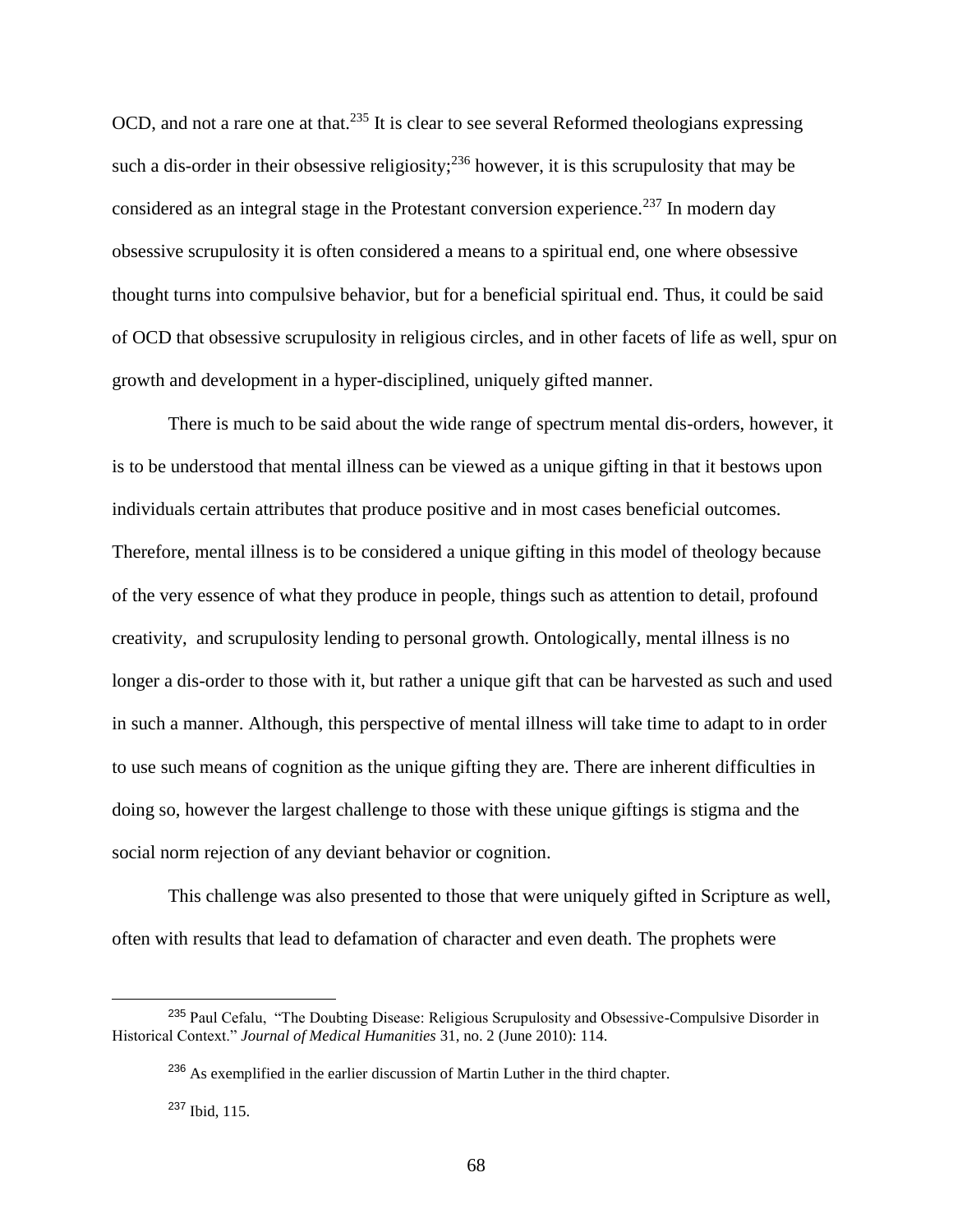OCD, and not a rare one at that.[235] It is clear to see several Reformed theologians expressing such a dis-order in their obsessive religiosity;[236] however, it is this scrupulosity that may be considered as an integral stage in the Protestant conversion experience.[237] In modern day obsessive scrupulosity it is often considered a means to a spiritual end, one where obsessive thought turns into compulsive behavior, but for a beneficial spiritual end. Thus, it could be said of OCD that obsessive scrupulosity in religious circles, and in other facets of life as well, spur on growth and development in a hyper-disciplined, uniquely gifted manner.

There is much to be said about the wide range of spectrum mental dis-orders, however, it is to be understood that mental illness can be viewed as a unique gifting in that it bestows upon individuals certain attributes that produce positive and in most cases beneficial outcomes. Therefore, mental illness is to be considered a unique gifting in this model of theology because of the very essence of what they produce in people, things such as attention to detail, profound creativity, and scrupulosity lending to personal growth. Ontologically, mental illness is no longer a dis-order to those with it, but rather a unique gift that can be harvested as such and used in such a manner. Although, this perspective of mental illness will take time to adapt to in order to use such means of cognition as the unique gifting they are. There are inherent difficulties in doing so, however the largest challenge to those with these unique giftings is stigma and the social norm rejection of any deviant behavior or cognition.

This challenge was also presented to those that were uniquely gifted in Scripture as well, often with results that lead to defamation of character and even death. The prophets were

---

[235] Paul Cefalu, "The Doubting Disease: Religious Scrupulosity and Obsessive-Compulsive Disorder in Historical Context." *Journal of Medical Humanities* 31, no. 2 (June 2010): 114.

[236] As exemplified in the earlier discussion of Martin Luther in the third chapter.

[237] Ibid, 115.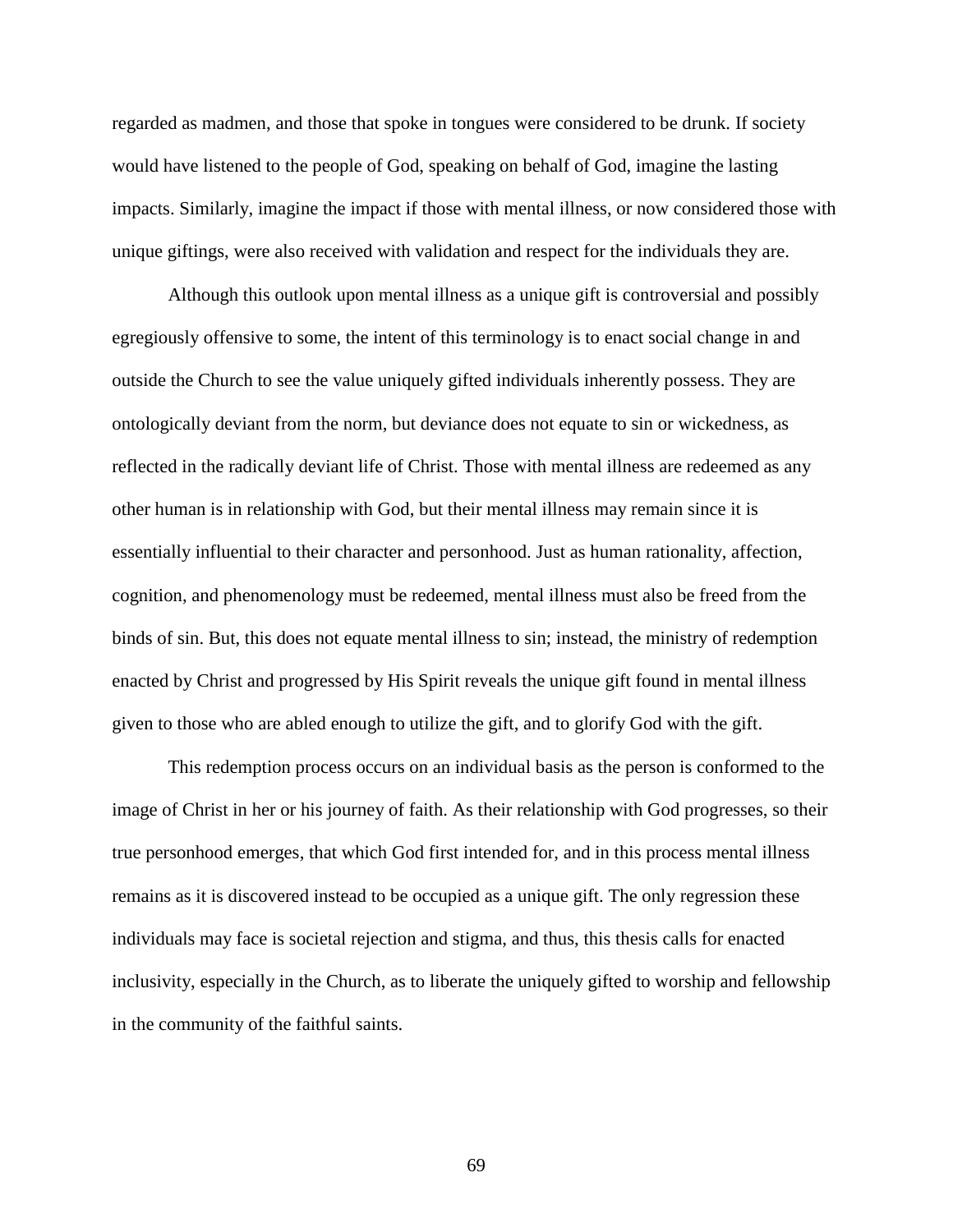regarded as madmen, and those that spoke in tongues were considered to be drunk. If society would have listened to the people of God, speaking on behalf of God, imagine the lasting impacts. Similarly, imagine the impact if those with mental illness, or now considered those with unique giftings, were also received with validation and respect for the individuals they are.

Although this outlook upon mental illness as a unique gift is controversial and possibly egregiously offensive to some, the intent of this terminology is to enact social change in and outside the Church to see the value uniquely gifted individuals inherently possess. They are ontologically deviant from the norm, but deviance does not equate to sin or wickedness, as reflected in the radically deviant life of Christ. Those with mental illness are redeemed as any other human is in relationship with God, but their mental illness may remain since it is essentially influential to their character and personhood. Just as human rationality, affection, cognition, and phenomenology must be redeemed, mental illness must also be freed from the binds of sin. But, this does not equate mental illness to sin; instead, the ministry of redemption enacted by Christ and progressed by His Spirit reveals the unique gift found in mental illness given to those who are abled enough to utilize the gift, and to glorify God with the gift.

This redemption process occurs on an individual basis as the person is conformed to the image of Christ in her or his journey of faith. As their relationship with God progresses, so their true personhood emerges, that which God first intended for, and in this process mental illness remains as it is discovered instead to be occupied as a unique gift. The only regression these individuals may face is societal rejection and stigma, and thus, this thesis calls for enacted inclusivity, especially in the Church, as to liberate the uniquely gifted to worship and fellowship in the community of the faithful saints.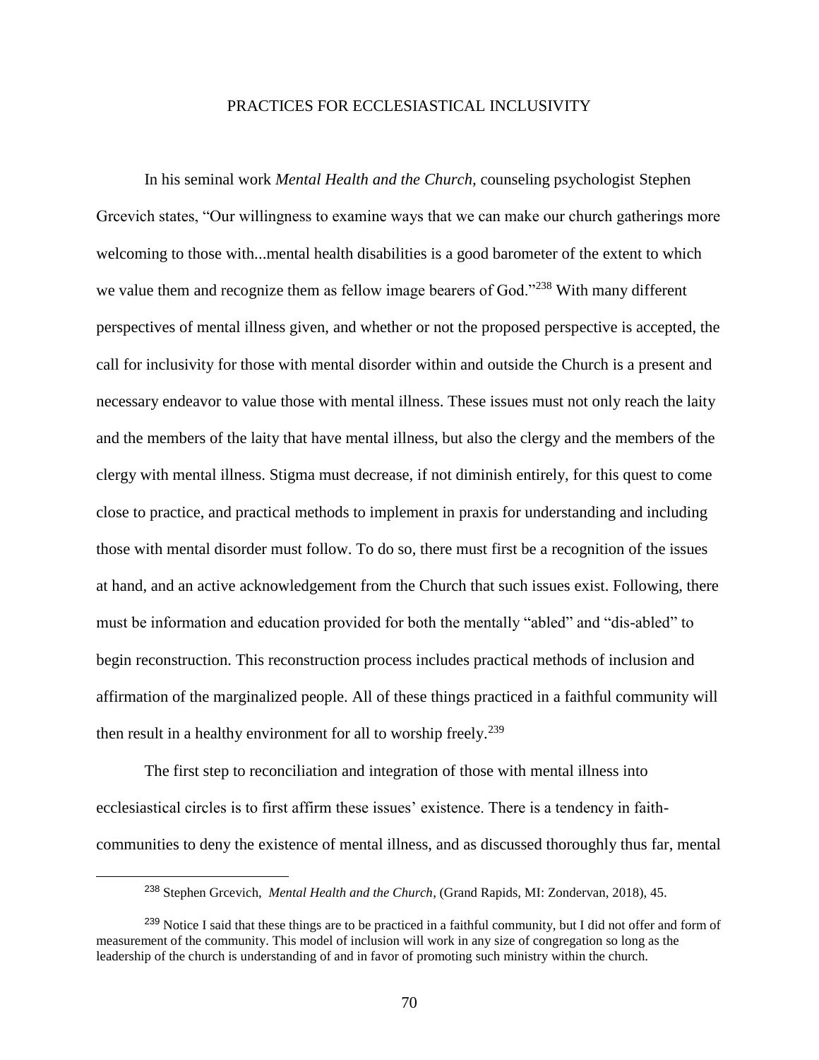## PRACTICES FOR ECCLESIASTICAL INCLUSIVITY

In his seminal work *Mental Health and the Church,* counseling psychologist Stephen Grcevich states, "Our willingness to examine ways that we can make our church gatherings more welcoming to those with...mental health disabilities is a good barometer of the extent to which we value them and recognize them as fellow image bearers of God."[238] With many different perspectives of mental illness given, and whether or not the proposed perspective is accepted, the call for inclusivity for those with mental disorder within and outside the Church is a present and necessary endeavor to value those with mental illness. These issues must not only reach the laity and the members of the laity that have mental illness, but also the clergy and the members of the clergy with mental illness. Stigma must decrease, if not diminish entirely, for this quest to come close to practice, and practical methods to implement in praxis for understanding and including those with mental disorder must follow. To do so, there must first be a recognition of the issues at hand, and an active acknowledgement from the Church that such issues exist. Following, there must be information and education provided for both the mentally "abled" and "dis-abled" to begin reconstruction. This reconstruction process includes practical methods of inclusion and affirmation of the marginalized people. All of these things practiced in a faithful community will then result in a healthy environment for all to worship freely.[239]

The first step to reconciliation and integration of those with mental illness into ecclesiastical circles is to first affirm these issues' existence. There is a tendency in faith-communities to deny the existence of mental illness, and as discussed thoroughly thus far, mental

---

[238] Stephen Grcevich, *Mental Health and the Church*, (Grand Rapids, MI: Zondervan, 2018), 45.

[239] Notice I said that these things are to be practiced in a faithful community, but I did not offer and form of measurement of the community. This model of inclusion will work in any size of congregation so long as the leadership of the church is understanding of and in favor of promoting such ministry within the church.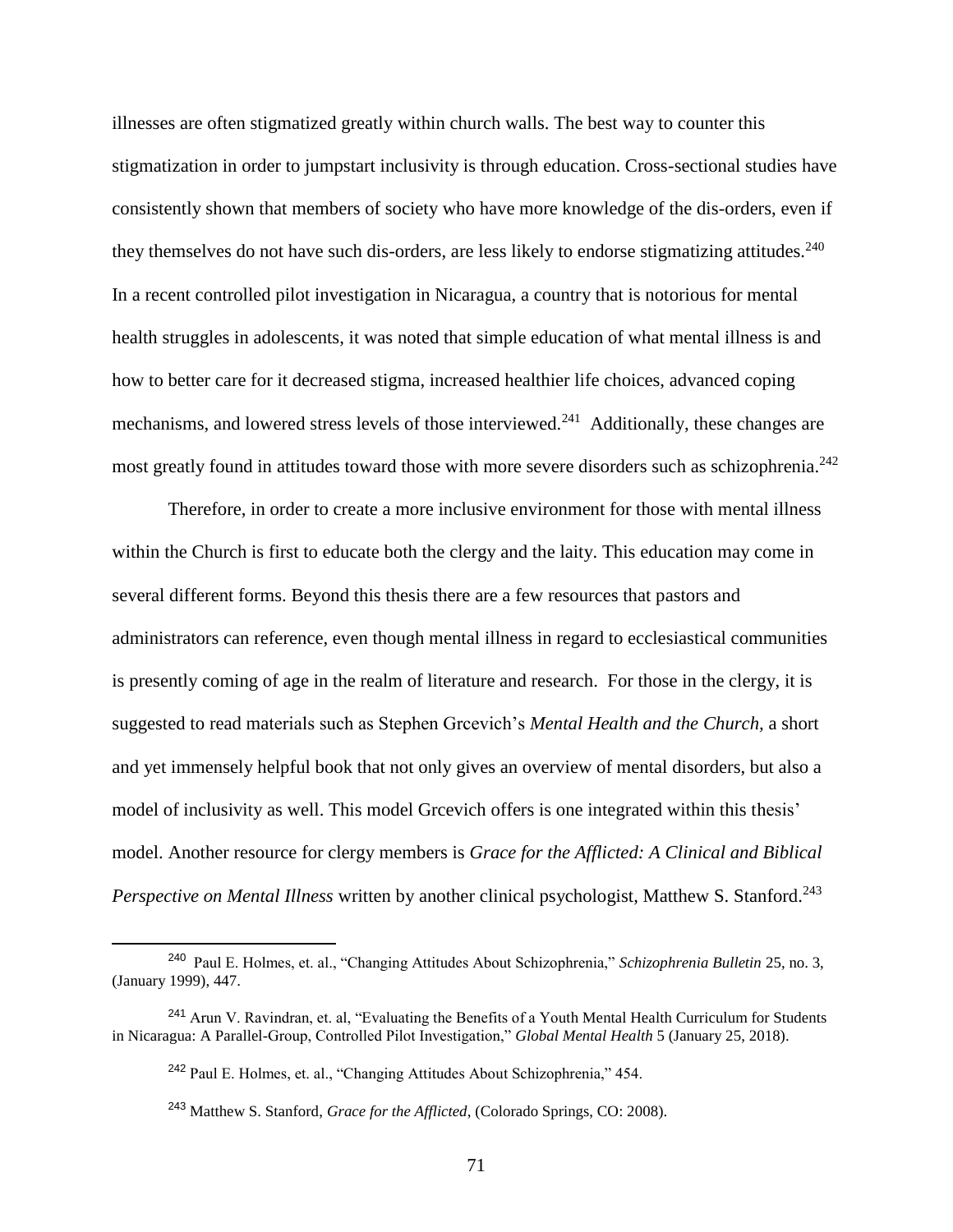illnesses are often stigmatized greatly within church walls. The best way to counter this stigmatization in order to jumpstart inclusivity is through education. Cross-sectional studies have consistently shown that members of society who have more knowledge of the dis-orders, even if they themselves do not have such dis-orders, are less likely to endorse stigmatizing attitudes.[240] In a recent controlled pilot investigation in Nicaragua, a country that is notorious for mental health struggles in adolescents, it was noted that simple education of what mental illness is and how to better care for it decreased stigma, increased healthier life choices, advanced coping mechanisms, and lowered stress levels of those interviewed.[241] Additionally, these changes are most greatly found in attitudes toward those with more severe disorders such as schizophrenia.[242]

Therefore, in order to create a more inclusive environment for those with mental illness within the Church is first to educate both the clergy and the laity. This education may come in several different forms. Beyond this thesis there are a few resources that pastors and administrators can reference, even though mental illness in regard to ecclesiastical communities is presently coming of age in the realm of literature and research. For those in the clergy, it is suggested to read materials such as Stephen Grcevich's *Mental Health and the Church,* a short and yet immensely helpful book that not only gives an overview of mental disorders, but also a model of inclusivity as well. This model Grcevich offers is one integrated within this thesis' model. Another resource for clergy members is *Grace for the Afflicted: A Clinical and Biblical Perspective on Mental Illness* written by another clinical psychologist, Matthew S. Stanford.[243]

---

[240] Paul E. Holmes, et. al., "Changing Attitudes About Schizophrenia," *Schizophrenia Bulletin* 25, no. 3, (January 1999), 447.

[241] Arun V. Ravindran, et. al, "Evaluating the Benefits of a Youth Mental Health Curriculum for Students in Nicaragua: A Parallel-Group, Controlled Pilot Investigation," *Global Mental Health* 5 (January 25, 2018).

[242] Paul E. Holmes, et. al., "Changing Attitudes About Schizophrenia," 454.

[243] Matthew S. Stanford, *Grace for the Afflicted*, (Colorado Springs, CO: 2008).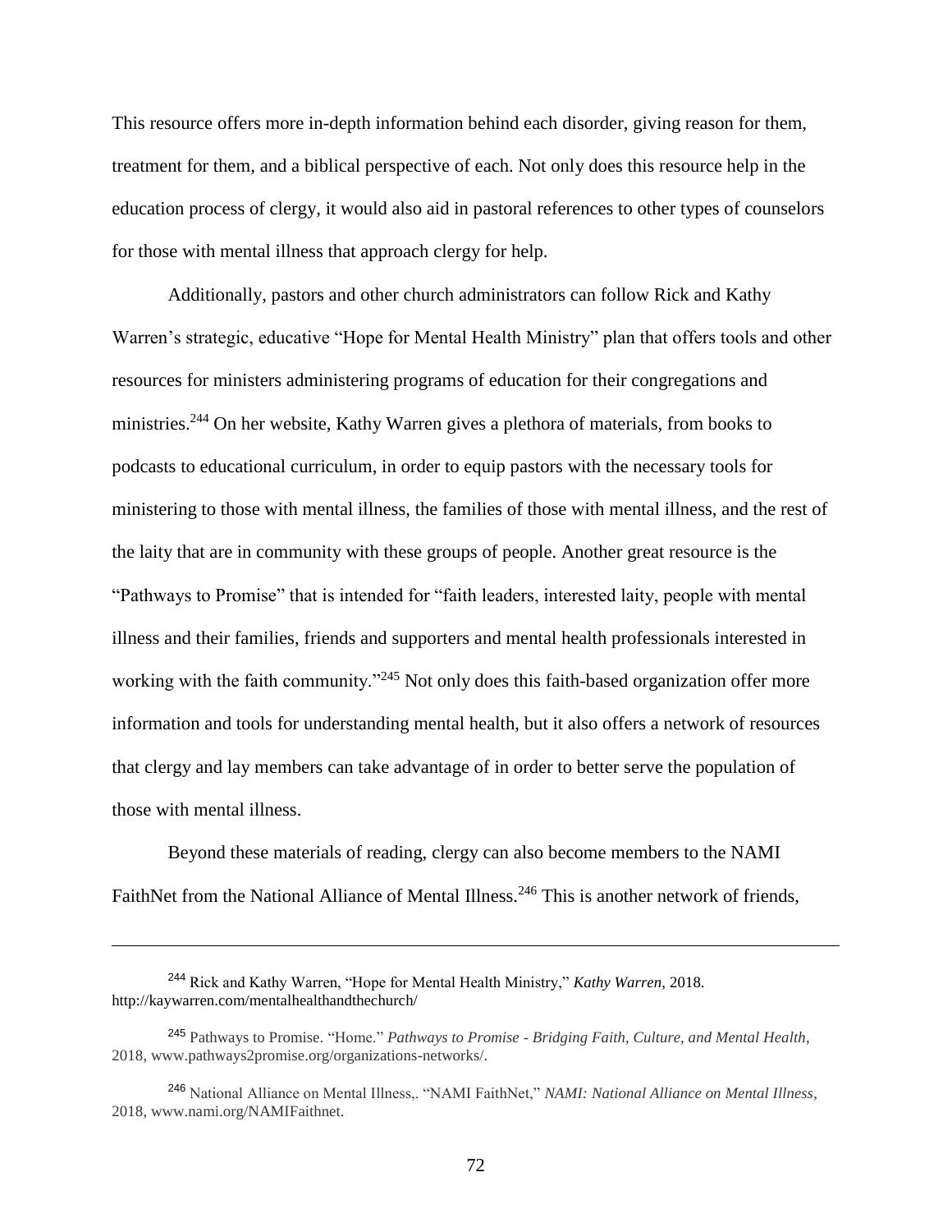This resource offers more in-depth information behind each disorder, giving reason for them, treatment for them, and a biblical perspective of each. Not only does this resource help in the education process of clergy, it would also aid in pastoral references to other types of counselors for those with mental illness that approach clergy for help.

Additionally, pastors and other church administrators can follow Rick and Kathy Warren's strategic, educative "Hope for Mental Health Ministry" plan that offers tools and other resources for ministers administering programs of education for their congregations and ministries.[244] On her website, Kathy Warren gives a plethora of materials, from books to podcasts to educational curriculum, in order to equip pastors with the necessary tools for ministering to those with mental illness, the families of those with mental illness, and the rest of the laity that are in community with these groups of people. Another great resource is the "Pathways to Promise" that is intended for "faith leaders, interested laity, people with mental illness and their families, friends and supporters and mental health professionals interested in working with the faith community."[245] Not only does this faith-based organization offer more information and tools for understanding mental health, but it also offers a network of resources that clergy and lay members can take advantage of in order to better serve the population of those with mental illness.

Beyond these materials of reading, clergy can also become members to the NAMI FaithNet from the National Alliance of Mental Illness.[246] This is another network of friends,

---

[244] Rick and Kathy Warren, "Hope for Mental Health Ministry," *Kathy Warren*, 2018. http://kaywarren.com/mentalhealthandthechurch/

[245] Pathways to Promise. "Home." *Pathways to Promise - Bridging Faith, Culture, and Mental Health*, 2018, www.pathways2promise.org/organizations-networks/.

[246] National Alliance on Mental Illness,. "NAMI FaithNet," *NAMI: National Alliance on Mental Illness*, 2018, www.nami.org/NAMIFaithnet.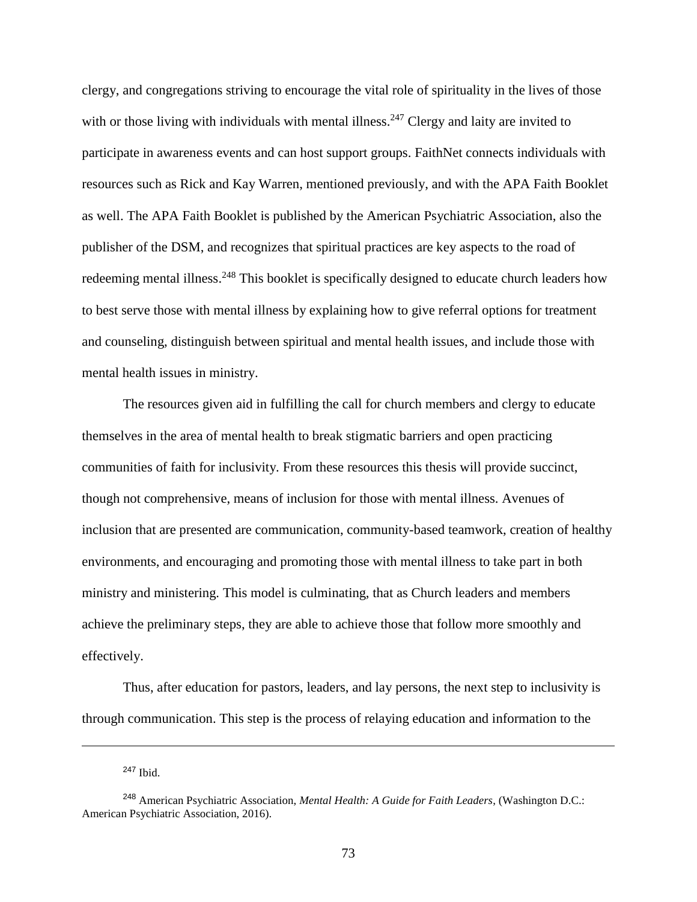clergy, and congregations striving to encourage the vital role of spirituality in the lives of those with or those living with individuals with mental illness.[247] Clergy and laity are invited to participate in awareness events and can host support groups. FaithNet connects individuals with resources such as Rick and Kay Warren, mentioned previously, and with the APA Faith Booklet as well. The APA Faith Booklet is published by the American Psychiatric Association, also the publisher of the DSM, and recognizes that spiritual practices are key aspects to the road of redeeming mental illness.[248] This booklet is specifically designed to educate church leaders how to best serve those with mental illness by explaining how to give referral options for treatment and counseling, distinguish between spiritual and mental health issues, and include those with mental health issues in ministry.

The resources given aid in fulfilling the call for church members and clergy to educate themselves in the area of mental health to break stigmatic barriers and open practicing communities of faith for inclusivity. From these resources this thesis will provide succinct, though not comprehensive, means of inclusion for those with mental illness. Avenues of inclusion that are presented are communication, community-based teamwork, creation of healthy environments, and encouraging and promoting those with mental illness to take part in both ministry and ministering. This model is culminating, that as Church leaders and members achieve the preliminary steps, they are able to achieve those that follow more smoothly and effectively.

Thus, after education for pastors, leaders, and lay persons, the next step to inclusivity is through communication. This step is the process of relaying education and information to the

---

[247] Ibid.

[248] American Psychiatric Association, *Mental Health: A Guide for Faith Leaders*, (Washington D.C.: American Psychiatric Association, 2016).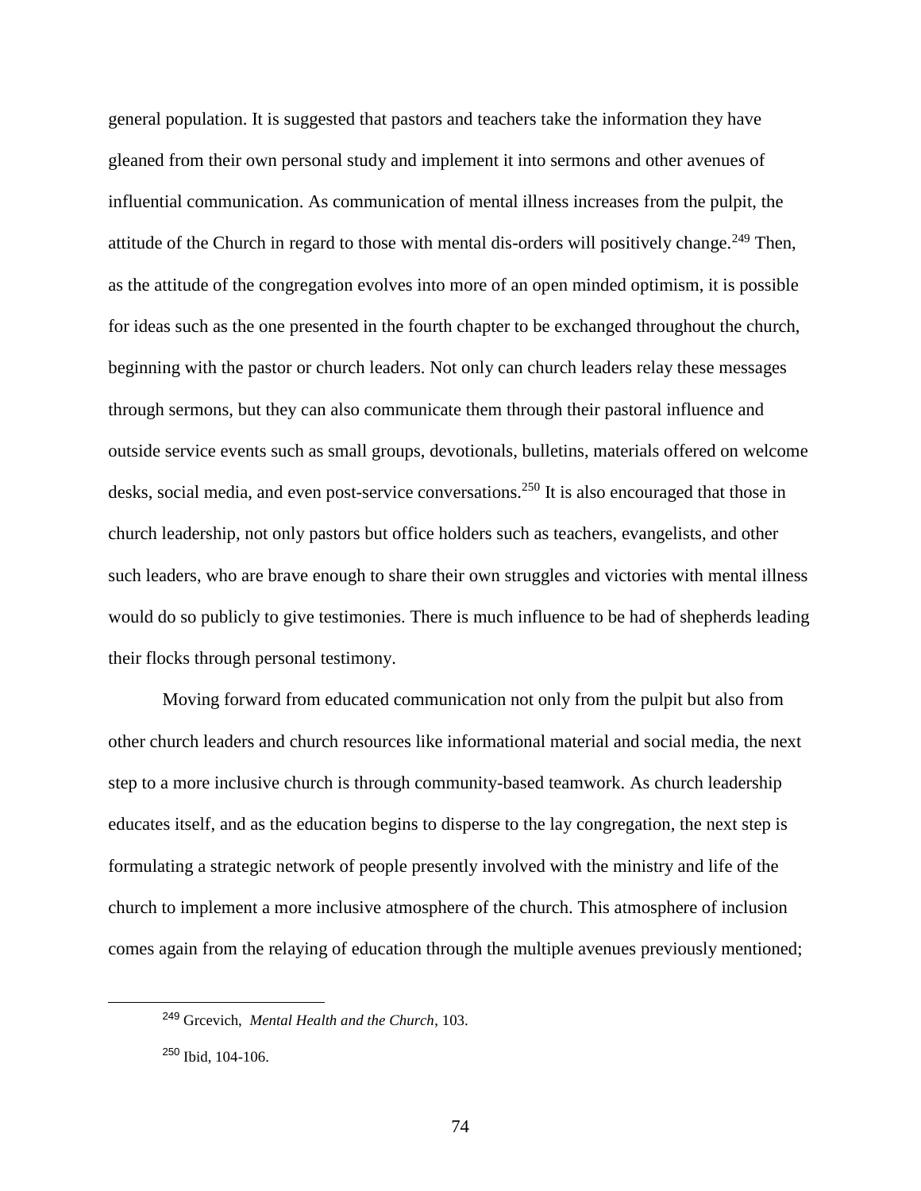general population. It is suggested that pastors and teachers take the information they have gleaned from their own personal study and implement it into sermons and other avenues of influential communication. As communication of mental illness increases from the pulpit, the attitude of the Church in regard to those with mental dis-orders will positively change.[249] Then, as the attitude of the congregation evolves into more of an open minded optimism, it is possible for ideas such as the one presented in the fourth chapter to be exchanged throughout the church, beginning with the pastor or church leaders. Not only can church leaders relay these messages through sermons, but they can also communicate them through their pastoral influence and outside service events such as small groups, devotionals, bulletins, materials offered on welcome desks, social media, and even post-service conversations.[250] It is also encouraged that those in church leadership, not only pastors but office holders such as teachers, evangelists, and other such leaders, who are brave enough to share their own struggles and victories with mental illness would do so publicly to give testimonies. There is much influence to be had of shepherds leading their flocks through personal testimony.

Moving forward from educated communication not only from the pulpit but also from other church leaders and church resources like informational material and social media, the next step to a more inclusive church is through community-based teamwork. As church leadership educates itself, and as the education begins to disperse to the lay congregation, the next step is formulating a strategic network of people presently involved with the ministry and life of the church to implement a more inclusive atmosphere of the church. This atmosphere of inclusion comes again from the relaying of education through the multiple avenues previously mentioned;

---

[249] Grcevich, *Mental Health and the Church*, 103.

[250] Ibid, 104-106.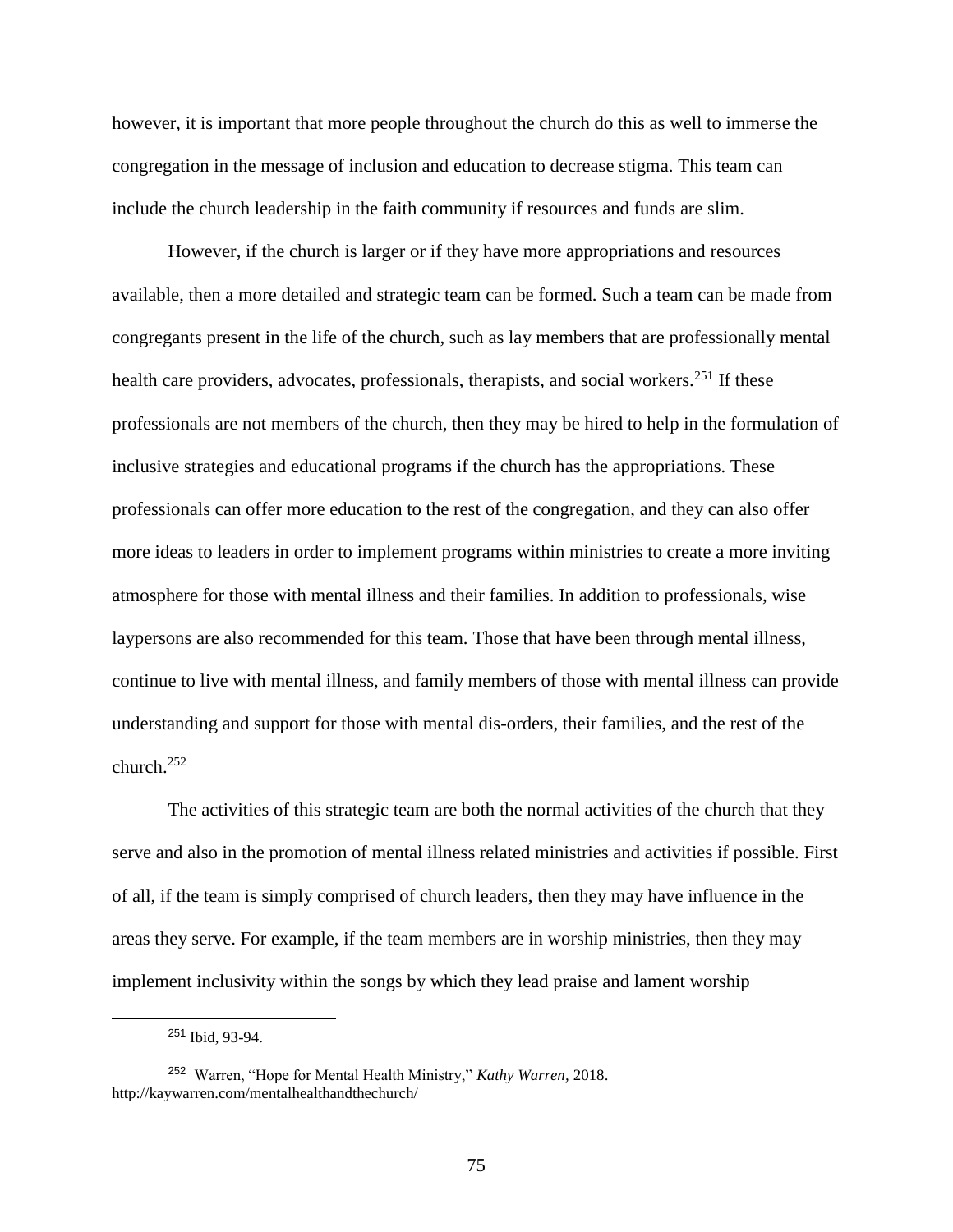however, it is important that more people throughout the church do this as well to immerse the congregation in the message of inclusion and education to decrease stigma. This team can include the church leadership in the faith community if resources and funds are slim.

However, if the church is larger or if they have more appropriations and resources available, then a more detailed and strategic team can be formed. Such a team can be made from congregants present in the life of the church, such as lay members that are professionally mental health care providers, advocates, professionals, therapists, and social workers.[251] If these professionals are not members of the church, then they may be hired to help in the formulation of inclusive strategies and educational programs if the church has the appropriations. These professionals can offer more education to the rest of the congregation, and they can also offer more ideas to leaders in order to implement programs within ministries to create a more inviting atmosphere for those with mental illness and their families. In addition to professionals, wise laypersons are also recommended for this team. Those that have been through mental illness, continue to live with mental illness, and family members of those with mental illness can provide understanding and support for those with mental dis-orders, their families, and the rest of the church.[252]

The activities of this strategic team are both the normal activities of the church that they serve and also in the promotion of mental illness related ministries and activities if possible. First of all, if the team is simply comprised of church leaders, then they may have influence in the areas they serve. For example, if the team members are in worship ministries, then they may implement inclusivity within the songs by which they lead praise and lament worship

---

[251] Ibid, 93-94.

[252] Warren, "Hope for Mental Health Ministry," *Kathy Warren*, 2018. http://kaywarren.com/mentalhealthandthechurch/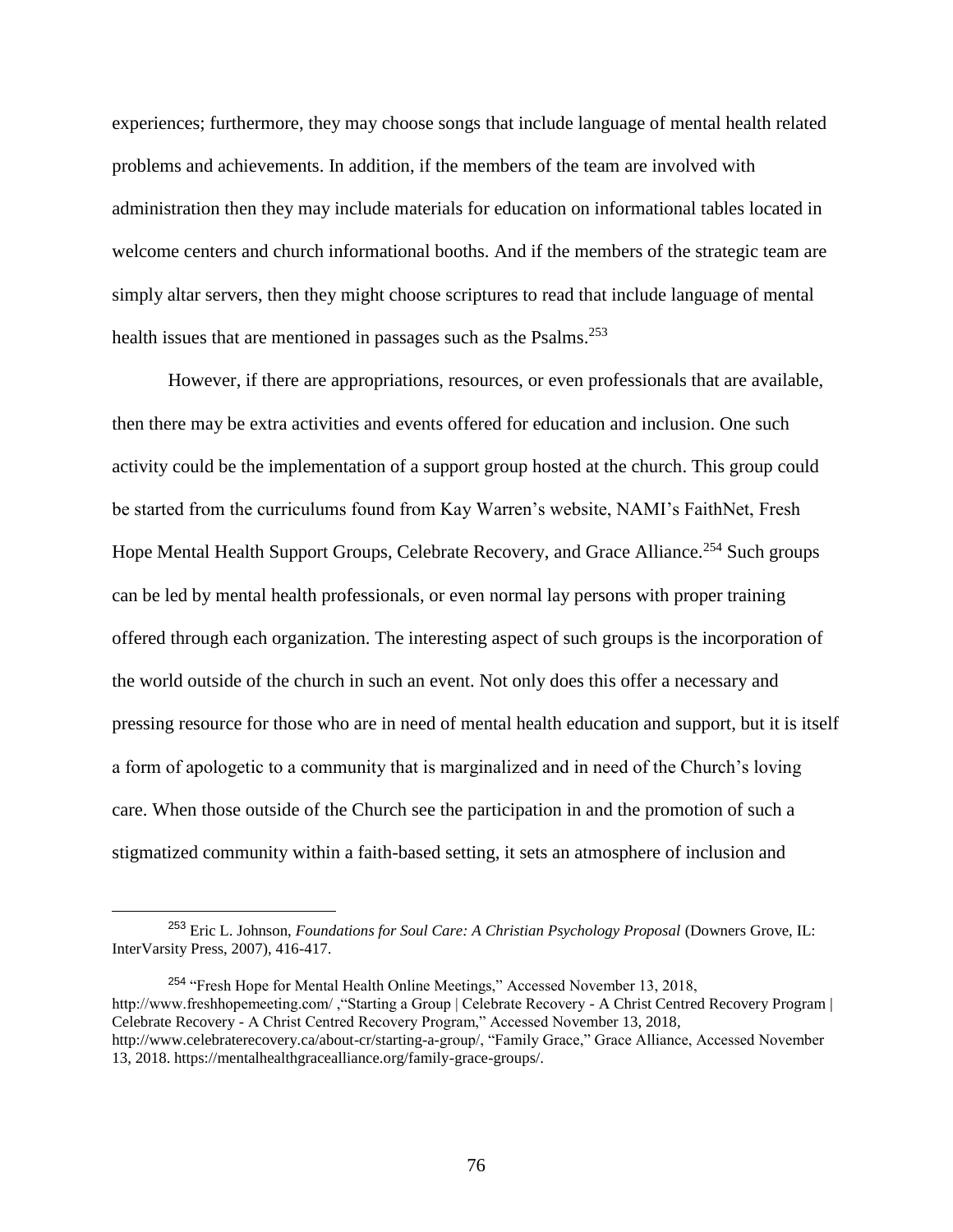experiences; furthermore, they may choose songs that include language of mental health related problems and achievements. In addition, if the members of the team are involved with administration then they may include materials for education on informational tables located in welcome centers and church informational booths. And if the members of the strategic team are simply altar servers, then they might choose scriptures to read that include language of mental health issues that are mentioned in passages such as the Psalms.[253]

However, if there are appropriations, resources, or even professionals that are available, then there may be extra activities and events offered for education and inclusion. One such activity could be the implementation of a support group hosted at the church. This group could be started from the curriculums found from Kay Warren's website, NAMI's FaithNet, Fresh Hope Mental Health Support Groups, Celebrate Recovery, and Grace Alliance.[254] Such groups can be led by mental health professionals, or even normal lay persons with proper training offered through each organization. The interesting aspect of such groups is the incorporation of the world outside of the church in such an event. Not only does this offer a necessary and pressing resource for those who are in need of mental health education and support, but it is itself a form of apologetic to a community that is marginalized and in need of the Church's loving care. When those outside of the Church see the participation in and the promotion of such a stigmatized community within a faith-based setting, it sets an atmosphere of inclusion and

---

[253] Eric L. Johnson, *Foundations for Soul Care: A Christian Psychology Proposal* (Downers Grove, IL: InterVarsity Press, 2007), 416-417.

[254] "Fresh Hope for Mental Health Online Meetings," Accessed November 13, 2018, http://www.freshhopemeeting.com/ ,"Starting a Group | Celebrate Recovery - A Christ Centred Recovery Program | Celebrate Recovery - A Christ Centred Recovery Program," Accessed November 13, 2018, http://www.celebraterecovery.ca/about-cr/starting-a-group/, "Family Grace," Grace Alliance, Accessed November 13, 2018. https://mentalhealthgracealliance.org/family-grace-groups/.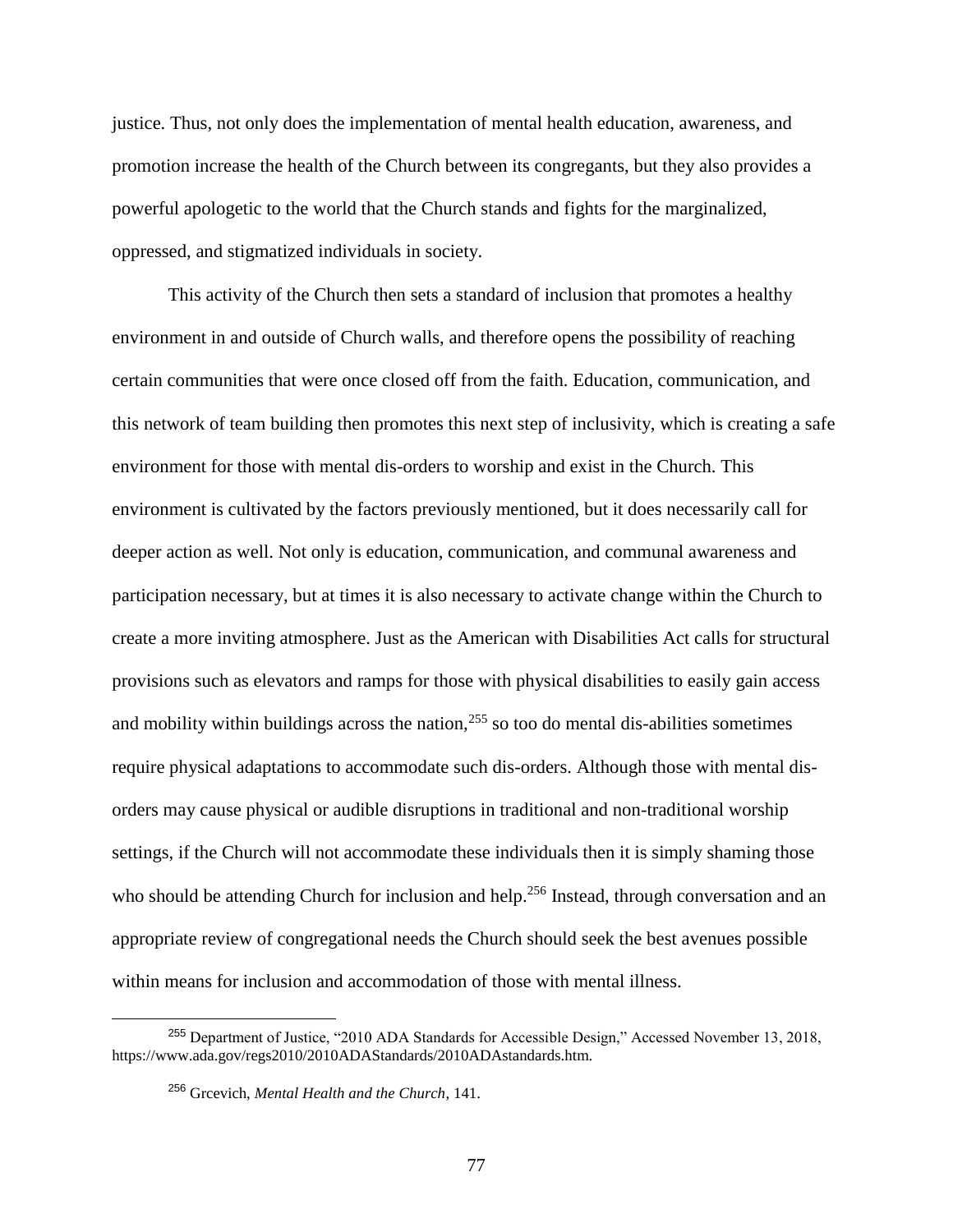justice. Thus, not only does the implementation of mental health education, awareness, and promotion increase the health of the Church between its congregants, but they also provides a powerful apologetic to the world that the Church stands and fights for the marginalized, oppressed, and stigmatized individuals in society.

This activity of the Church then sets a standard of inclusion that promotes a healthy environment in and outside of Church walls, and therefore opens the possibility of reaching certain communities that were once closed off from the faith. Education, communication, and this network of team building then promotes this next step of inclusivity, which is creating a safe environment for those with mental dis-orders to worship and exist in the Church. This environment is cultivated by the factors previously mentioned, but it does necessarily call for deeper action as well. Not only is education, communication, and communal awareness and participation necessary, but at times it is also necessary to activate change within the Church to create a more inviting atmosphere. Just as the American with Disabilities Act calls for structural provisions such as elevators and ramps for those with physical disabilities to easily gain access and mobility within buildings across the nation,[255] so too do mental dis-abilities sometimes require physical adaptations to accommodate such dis-orders. Although those with mental dis-orders may cause physical or audible disruptions in traditional and non-traditional worship settings, if the Church will not accommodate these individuals then it is simply shaming those who should be attending Church for inclusion and help.[256] Instead, through conversation and an appropriate review of congregational needs the Church should seek the best avenues possible within means for inclusion and accommodation of those with mental illness.

---

[255] Department of Justice, "2010 ADA Standards for Accessible Design," Accessed November 13, 2018, https://www.ada.gov/regs2010/2010ADAStandards/2010ADAstandards.htm.

[256] Grcevich, *Mental Health and the Church*, 141.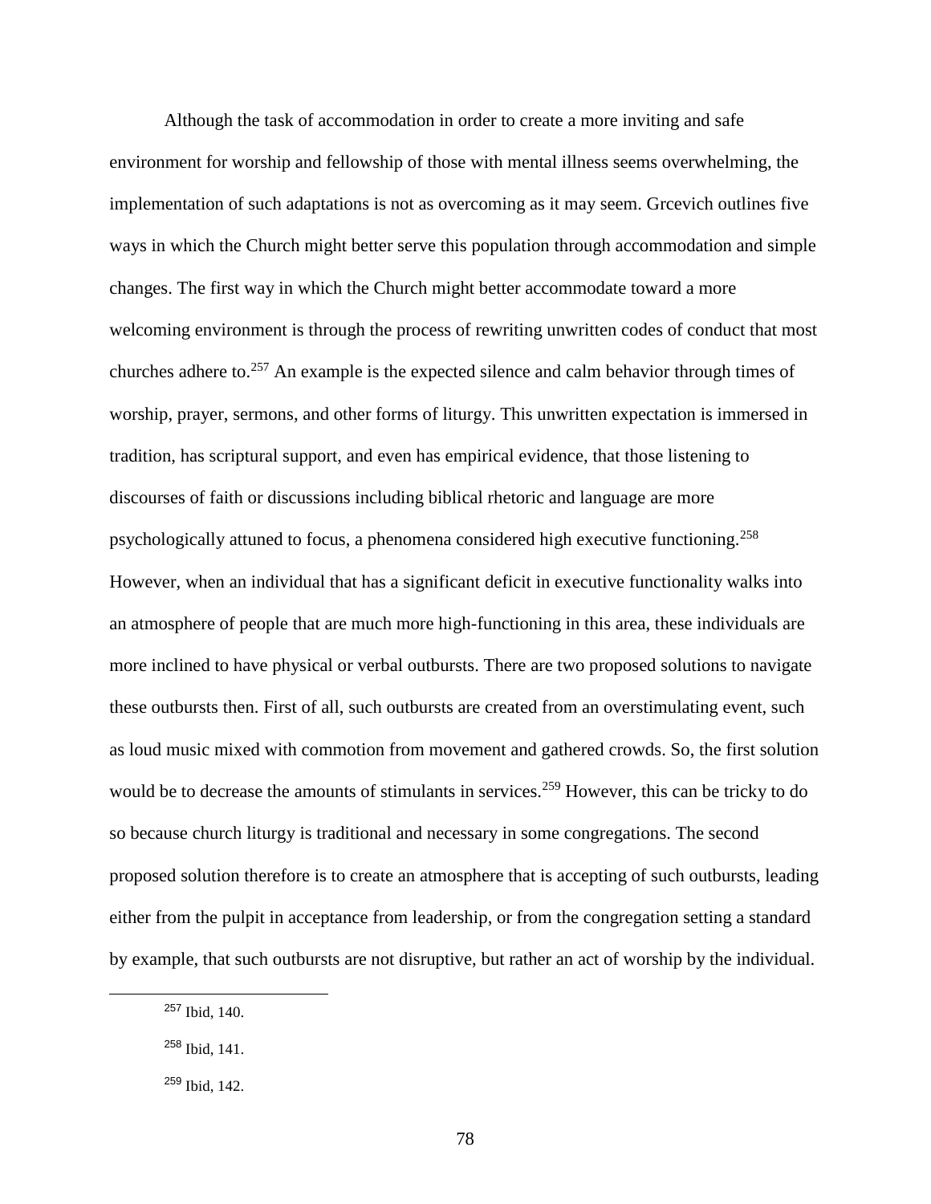Although the task of accommodation in order to create a more inviting and safe environment for worship and fellowship of those with mental illness seems overwhelming, the implementation of such adaptations is not as overcoming as it may seem. Grcevich outlines five ways in which the Church might better serve this population through accommodation and simple changes. The first way in which the Church might better accommodate toward a more welcoming environment is through the process of rewriting unwritten codes of conduct that most churches adhere to.[257] An example is the expected silence and calm behavior through times of worship, prayer, sermons, and other forms of liturgy. This unwritten expectation is immersed in tradition, has scriptural support, and even has empirical evidence, that those listening to discourses of faith or discussions including biblical rhetoric and language are more psychologically attuned to focus, a phenomena considered high executive functioning.[258] However, when an individual that has a significant deficit in executive functionality walks into an atmosphere of people that are much more high-functioning in this area, these individuals are more inclined to have physical or verbal outbursts. There are two proposed solutions to navigate these outbursts then. First of all, such outbursts are created from an overstimulating event, such as loud music mixed with commotion from movement and gathered crowds. So, the first solution would be to decrease the amounts of stimulants in services.[259] However, this can be tricky to do so because church liturgy is traditional and necessary in some congregations. The second proposed solution therefore is to create an atmosphere that is accepting of such outbursts, leading either from the pulpit in acceptance from leadership, or from the congregation setting a standard by example, that such outbursts are not disruptive, but rather an act of worship by the individual.

---

[257] Ibid, 140.

[258] Ibid, 141.

[259] Ibid, 142.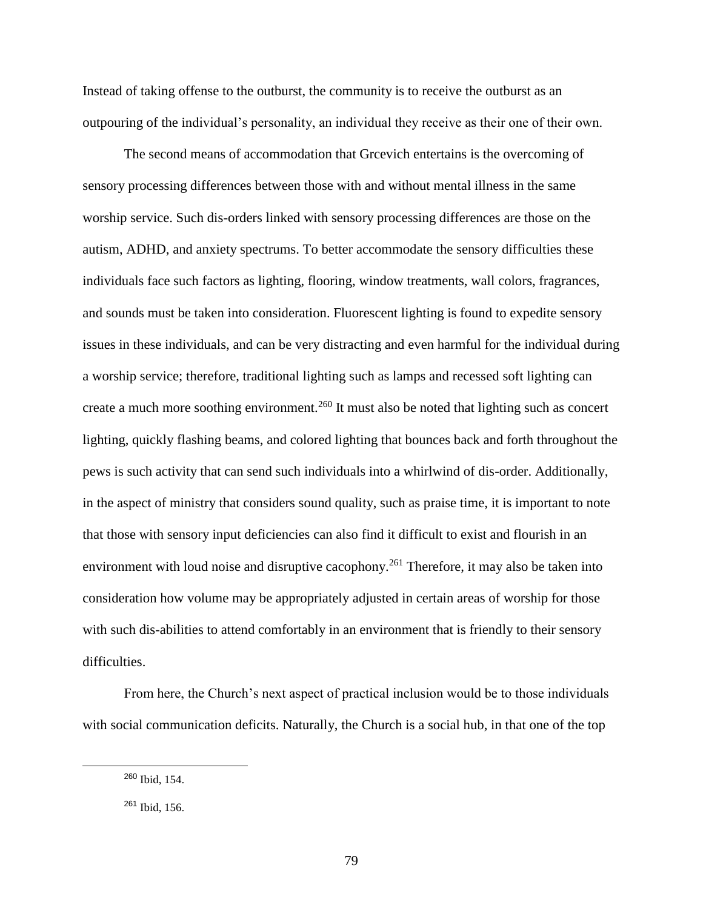Instead of taking offense to the outburst, the community is to receive the outburst as an outpouring of the individual's personality, an individual they receive as their one of their own.

The second means of accommodation that Grcevich entertains is the overcoming of sensory processing differences between those with and without mental illness in the same worship service. Such dis-orders linked with sensory processing differences are those on the autism, ADHD, and anxiety spectrums. To better accommodate the sensory difficulties these individuals face such factors as lighting, flooring, window treatments, wall colors, fragrances, and sounds must be taken into consideration. Fluorescent lighting is found to expedite sensory issues in these individuals, and can be very distracting and even harmful for the individual during a worship service; therefore, traditional lighting such as lamps and recessed soft lighting can create a much more soothing environment.[260] It must also be noted that lighting such as concert lighting, quickly flashing beams, and colored lighting that bounces back and forth throughout the pews is such activity that can send such individuals into a whirlwind of dis-order. Additionally, in the aspect of ministry that considers sound quality, such as praise time, it is important to note that those with sensory input deficiencies can also find it difficult to exist and flourish in an environment with loud noise and disruptive cacophony.[261] Therefore, it may also be taken into consideration how volume may be appropriately adjusted in certain areas of worship for those with such dis-abilities to attend comfortably in an environment that is friendly to their sensory difficulties.

From here, the Church's next aspect of practical inclusion would be to those individuals with social communication deficits. Naturally, the Church is a social hub, in that one of the top

---

[260] Ibid, 154.

[261] Ibid, 156.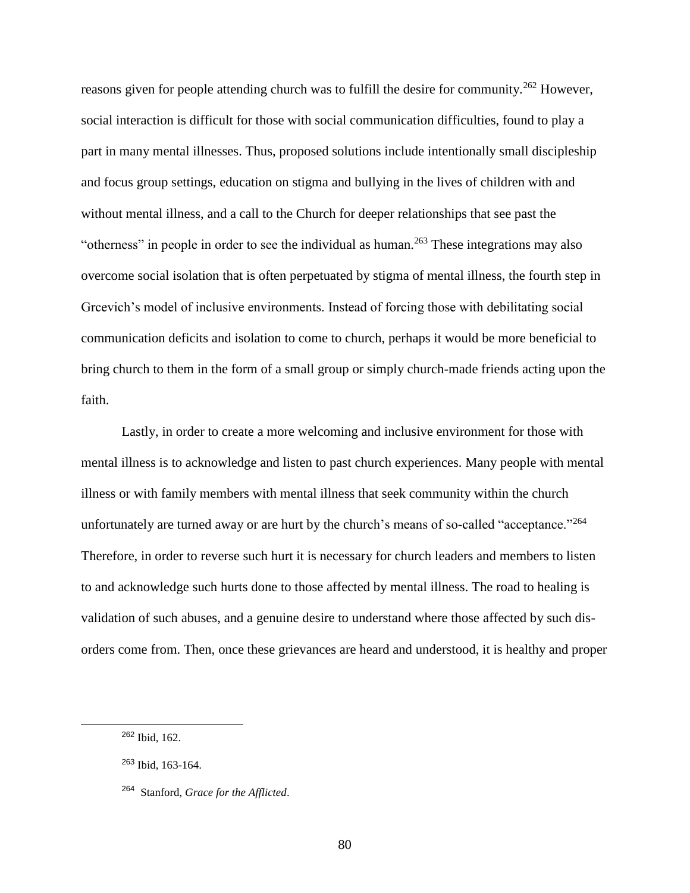reasons given for people attending church was to fulfill the desire for community.[262] However, social interaction is difficult for those with social communication difficulties, found to play a part in many mental illnesses. Thus, proposed solutions include intentionally small discipleship and focus group settings, education on stigma and bullying in the lives of children with and without mental illness, and a call to the Church for deeper relationships that see past the "otherness" in people in order to see the individual as human.[263] These integrations may also overcome social isolation that is often perpetuated by stigma of mental illness, the fourth step in Grcevich's model of inclusive environments. Instead of forcing those with debilitating social communication deficits and isolation to come to church, perhaps it would be more beneficial to bring church to them in the form of a small group or simply church-made friends acting upon the faith.

Lastly, in order to create a more welcoming and inclusive environment for those with mental illness is to acknowledge and listen to past church experiences. Many people with mental illness or with family members with mental illness that seek community within the church unfortunately are turned away or are hurt by the church's means of so-called "acceptance."[264] Therefore, in order to reverse such hurt it is necessary for church leaders and members to listen to and acknowledge such hurts done to those affected by mental illness. The road to healing is validation of such abuses, and a genuine desire to understand where those affected by such dis-orders come from. Then, once these grievances are heard and understood, it is healthy and proper

---

[262] Ibid, 162.

[263] Ibid, 163-164.

[264] Stanford, *Grace for the Afflicted*.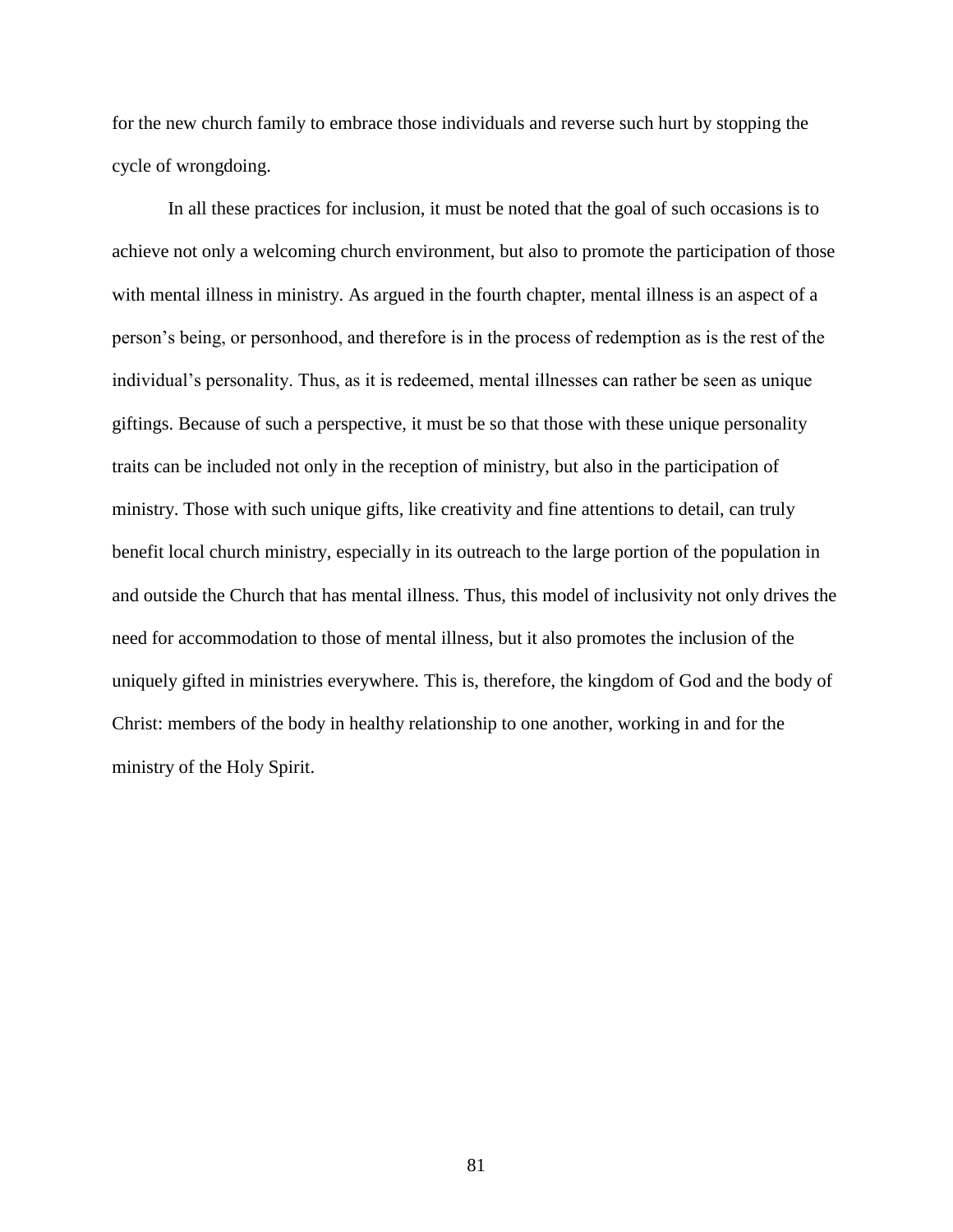for the new church family to embrace those individuals and reverse such hurt by stopping the cycle of wrongdoing.

In all these practices for inclusion, it must be noted that the goal of such occasions is to achieve not only a welcoming church environment, but also to promote the participation of those with mental illness in ministry. As argued in the fourth chapter, mental illness is an aspect of a person's being, or personhood, and therefore is in the process of redemption as is the rest of the individual's personality. Thus, as it is redeemed, mental illnesses can rather be seen as unique giftings. Because of such a perspective, it must be so that those with these unique personality traits can be included not only in the reception of ministry, but also in the participation of ministry. Those with such unique gifts, like creativity and fine attentions to detail, can truly benefit local church ministry, especially in its outreach to the large portion of the population in and outside the Church that has mental illness. Thus, this model of inclusivity not only drives the need for accommodation to those of mental illness, but it also promotes the inclusion of the uniquely gifted in ministries everywhere. This is, therefore, the kingdom of God and the body of Christ: members of the body in healthy relationship to one another, working in and for the ministry of the Holy Spirit.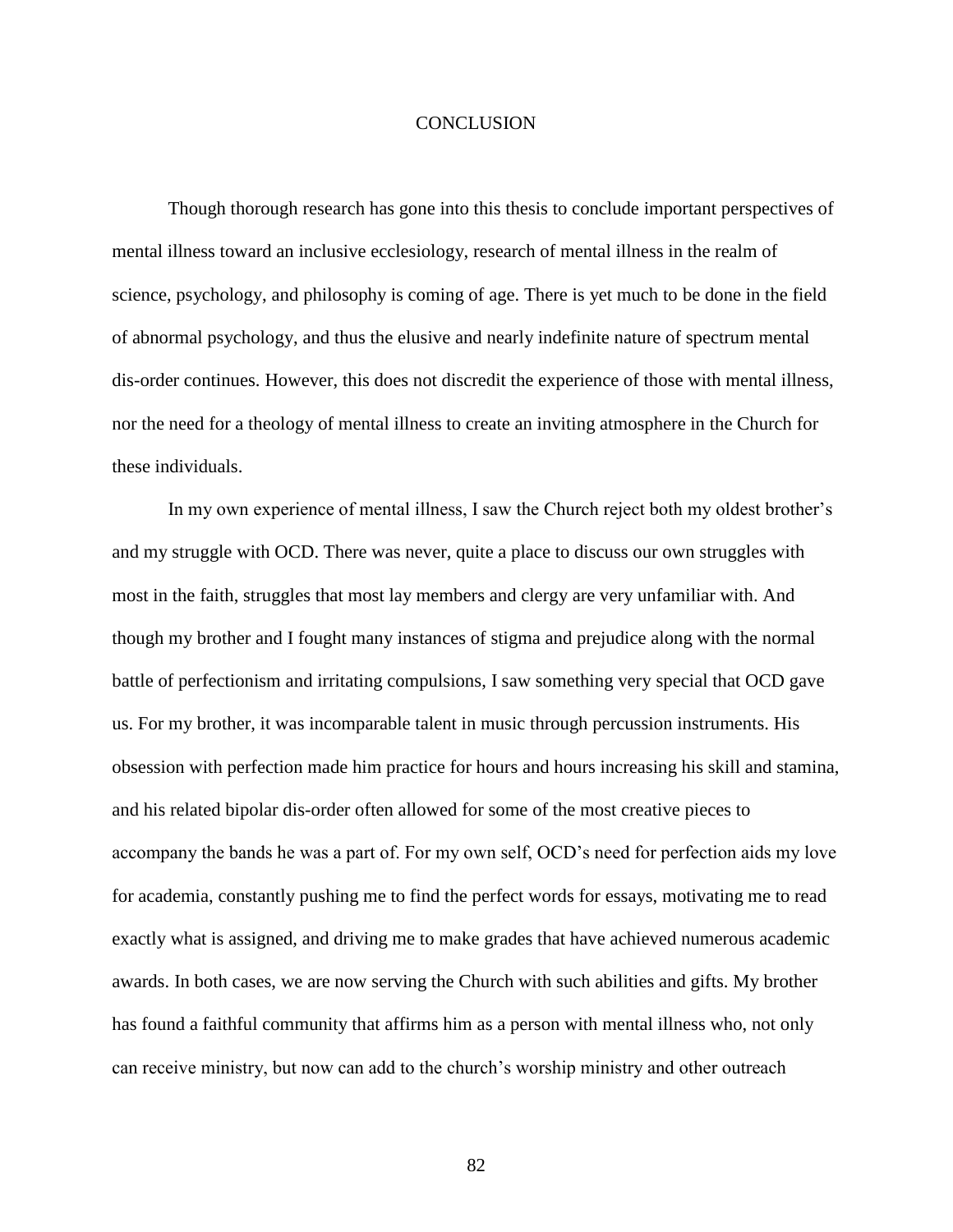# CONCLUSION

Though thorough research has gone into this thesis to conclude important perspectives of mental illness toward an inclusive ecclesiology, research of mental illness in the realm of science, psychology, and philosophy is coming of age. There is yet much to be done in the field of abnormal psychology, and thus the elusive and nearly indefinite nature of spectrum mental dis-order continues. However, this does not discredit the experience of those with mental illness, nor the need for a theology of mental illness to create an inviting atmosphere in the Church for these individuals.

In my own experience of mental illness, I saw the Church reject both my oldest brother's and my struggle with OCD. There was never, quite a place to discuss our own struggles with most in the faith, struggles that most lay members and clergy are very unfamiliar with. And though my brother and I fought many instances of stigma and prejudice along with the normal battle of perfectionism and irritating compulsions, I saw something very special that OCD gave us. For my brother, it was incomparable talent in music through percussion instruments. His obsession with perfection made him practice for hours and hours increasing his skill and stamina, and his related bipolar dis-order often allowed for some of the most creative pieces to accompany the bands he was a part of. For my own self, OCD's need for perfection aids my love for academia, constantly pushing me to find the perfect words for essays, motivating me to read exactly what is assigned, and driving me to make grades that have achieved numerous academic awards. In both cases, we are now serving the Church with such abilities and gifts. My brother has found a faithful community that affirms him as a person with mental illness who, not only can receive ministry, but now can add to the church's worship ministry and other outreach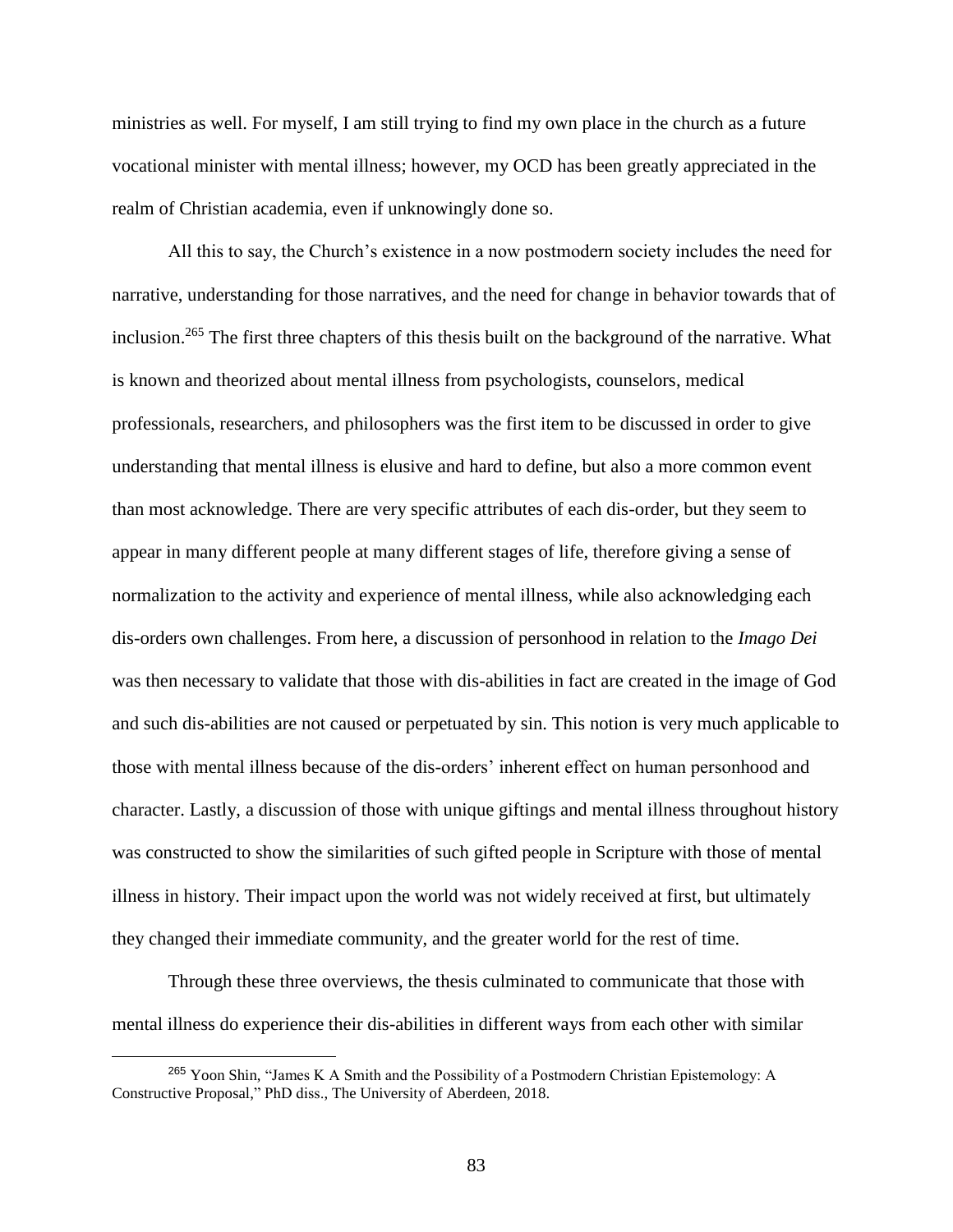ministries as well. For myself, I am still trying to find my own place in the church as a future vocational minister with mental illness; however, my OCD has been greatly appreciated in the realm of Christian academia, even if unknowingly done so.

All this to say, the Church's existence in a now postmodern society includes the need for narrative, understanding for those narratives, and the need for change in behavior towards that of inclusion.[265] The first three chapters of this thesis built on the background of the narrative. What is known and theorized about mental illness from psychologists, counselors, medical professionals, researchers, and philosophers was the first item to be discussed in order to give understanding that mental illness is elusive and hard to define, but also a more common event than most acknowledge. There are very specific attributes of each dis-order, but they seem to appear in many different people at many different stages of life, therefore giving a sense of normalization to the activity and experience of mental illness, while also acknowledging each dis-orders own challenges. From here, a discussion of personhood in relation to the *Imago Dei* was then necessary to validate that those with dis-abilities in fact are created in the image of God and such dis-abilities are not caused or perpetuated by sin. This notion is very much applicable to those with mental illness because of the dis-orders' inherent effect on human personhood and character. Lastly, a discussion of those with unique giftings and mental illness throughout history was constructed to show the similarities of such gifted people in Scripture with those of mental illness in history. Their impact upon the world was not widely received at first, but ultimately they changed their immediate community, and the greater world for the rest of time.

Through these three overviews, the thesis culminated to communicate that those with mental illness do experience their dis-abilities in different ways from each other with similar

[265] Yoon Shin, "James K A Smith and the Possibility of a Postmodern Christian Epistemology: A Constructive Proposal," PhD diss., The University of Aberdeen, 2018.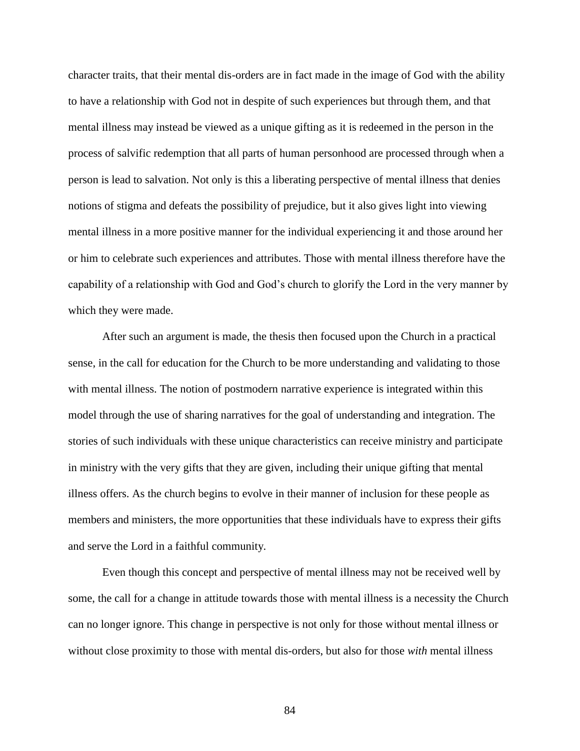character traits, that their mental dis-orders are in fact made in the image of God with the ability to have a relationship with God not in despite of such experiences but through them, and that mental illness may instead be viewed as a unique gifting as it is redeemed in the person in the process of salvific redemption that all parts of human personhood are processed through when a person is lead to salvation. Not only is this a liberating perspective of mental illness that denies notions of stigma and defeats the possibility of prejudice, but it also gives light into viewing mental illness in a more positive manner for the individual experiencing it and those around her or him to celebrate such experiences and attributes. Those with mental illness therefore have the capability of a relationship with God and God's church to glorify the Lord in the very manner by which they were made.

After such an argument is made, the thesis then focused upon the Church in a practical sense, in the call for education for the Church to be more understanding and validating to those with mental illness. The notion of postmodern narrative experience is integrated within this model through the use of sharing narratives for the goal of understanding and integration. The stories of such individuals with these unique characteristics can receive ministry and participate in ministry with the very gifts that they are given, including their unique gifting that mental illness offers. As the church begins to evolve in their manner of inclusion for these people as members and ministers, the more opportunities that these individuals have to express their gifts and serve the Lord in a faithful community.

Even though this concept and perspective of mental illness may not be received well by some, the call for a change in attitude towards those with mental illness is a necessity the Church can no longer ignore. This change in perspective is not only for those without mental illness or without close proximity to those with mental dis-orders, but also for those *with* mental illness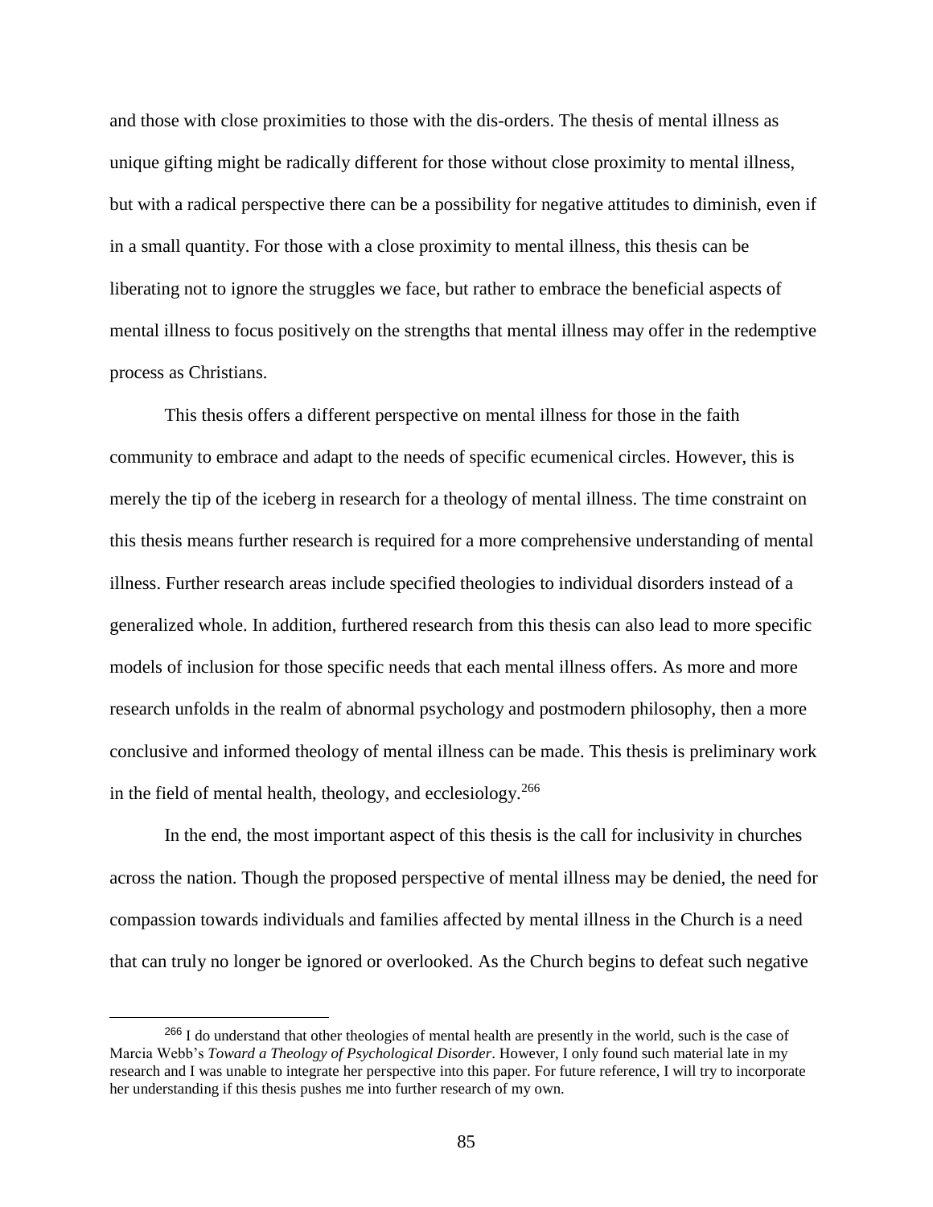and those with close proximities to those with the dis-orders. The thesis of mental illness as unique gifting might be radically different for those without close proximity to mental illness, but with a radical perspective there can be a possibility for negative attitudes to diminish, even if in a small quantity. For those with a close proximity to mental illness, this thesis can be liberating not to ignore the struggles we face, but rather to embrace the beneficial aspects of mental illness to focus positively on the strengths that mental illness may offer in the redemptive process as Christians.

This thesis offers a different perspective on mental illness for those in the faith community to embrace and adapt to the needs of specific ecumenical circles. However, this is merely the tip of the iceberg in research for a theology of mental illness. The time constraint on this thesis means further research is required for a more comprehensive understanding of mental illness. Further research areas include specified theologies to individual disorders instead of a generalized whole. In addition, furthered research from this thesis can also lead to more specific models of inclusion for those specific needs that each mental illness offers. As more and more research unfolds in the realm of abnormal psychology and postmodern philosophy, then a more conclusive and informed theology of mental illness can be made. This thesis is preliminary work in the field of mental health, theology, and ecclesiology.[266]

In the end, the most important aspect of this thesis is the call for inclusivity in churches across the nation. Though the proposed perspective of mental illness may be denied, the need for compassion towards individuals and families affected by mental illness in the Church is a need that can truly no longer be ignored or overlooked. As the Church begins to defeat such negative

[266] I do understand that other theologies of mental health are presently in the world, such is the case of Marcia Webb's *Toward a Theology of Psychological Disorder*. However, I only found such material late in my research and I was unable to integrate her perspective into this paper. For future reference, I will try to incorporate her understanding if this thesis pushes me into further research of my own.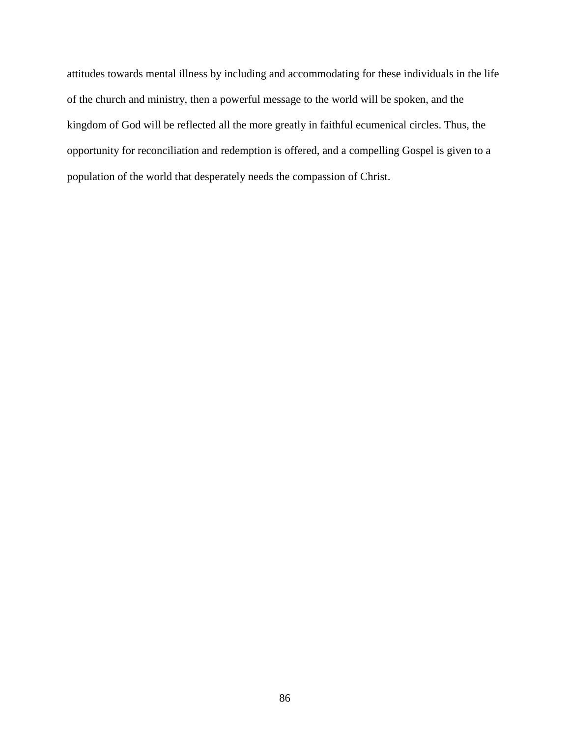attitudes towards mental illness by including and accommodating for these individuals in the life of the church and ministry, then a powerful message to the world will be spoken, and the kingdom of God will be reflected all the more greatly in faithful ecumenical circles. Thus, the opportunity for reconciliation and redemption is offered, and a compelling Gospel is given to a population of the world that desperately needs the compassion of Christ.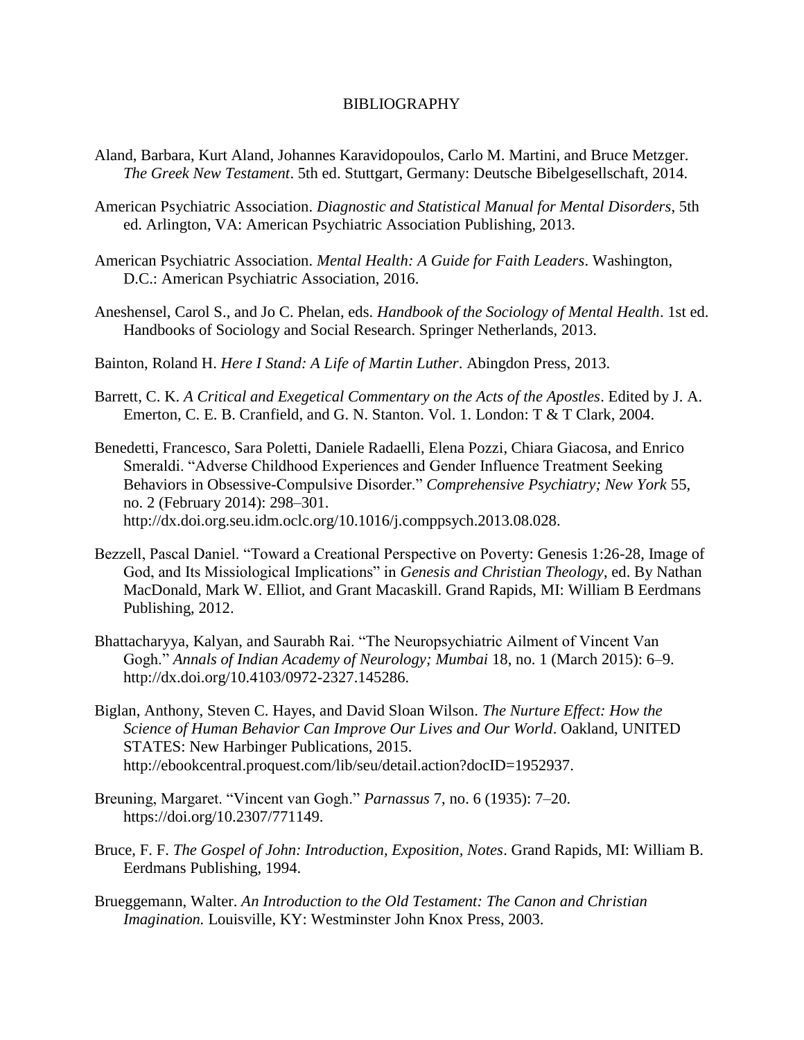# BIBLIOGRAPHY

Aland, Barbara, Kurt Aland, Johannes Karavidopoulos, Carlo M. Martini, and Bruce Metzger. *The Greek New Testament*. 5th ed. Stuttgart, Germany: Deutsche Bibelgesellschaft, 2014.

American Psychiatric Association. *Diagnostic and Statistical Manual for Mental Disorders*, 5th ed. Arlington, VA: American Psychiatric Association Publishing, 2013.

American Psychiatric Association. *Mental Health: A Guide for Faith Leaders*. Washington, D.C.: American Psychiatric Association, 2016.

Aneshensel, Carol S., and Jo C. Phelan, eds. *Handbook of the Sociology of Mental Health*. 1st ed. Handbooks of Sociology and Social Research. Springer Netherlands, 2013.

Bainton, Roland H. *Here I Stand: A Life of Martin Luther*. Abingdon Press, 2013.

Barrett, C. K. *A Critical and Exegetical Commentary on the Acts of the Apostles*. Edited by J. A. Emerton, C. E. B. Cranfield, and G. N. Stanton. Vol. 1. London: T & T Clark, 2004.

Benedetti, Francesco, Sara Poletti, Daniele Radaelli, Elena Pozzi, Chiara Giacosa, and Enrico Smeraldi. "Adverse Childhood Experiences and Gender Influence Treatment Seeking Behaviors in Obsessive-Compulsive Disorder." *Comprehensive Psychiatry; New York* 55, no. 2 (February 2014): 298–301. http://dx.doi.org.seu.idm.oclc.org/10.1016/j.comppsych.2013.08.028.

Bezzell, Pascal Daniel. "Toward a Creational Perspective on Poverty: Genesis 1:26-28, Image of God, and Its Missiological Implications" in *Genesis and Christian Theology*, ed. By Nathan MacDonald, Mark W. Elliot, and Grant Macaskill. Grand Rapids, MI: William B Eerdmans Publishing, 2012.

Bhattacharyya, Kalyan, and Saurabh Rai. "The Neuropsychiatric Ailment of Vincent Van Gogh." *Annals of Indian Academy of Neurology; Mumbai* 18, no. 1 (March 2015): 6–9. http://dx.doi.org/10.4103/0972-2327.145286.

Biglan, Anthony, Steven C. Hayes, and David Sloan Wilson. *The Nurture Effect: How the Science of Human Behavior Can Improve Our Lives and Our World*. Oakland, UNITED STATES: New Harbinger Publications, 2015. http://ebookcentral.proquest.com/lib/seu/detail.action?docID=1952937.

Breuning, Margaret. "Vincent van Gogh." *Parnassus* 7, no. 6 (1935): 7–20. https://doi.org/10.2307/771149.

Bruce, F. F. *The Gospel of John: Introduction, Exposition, Notes*. Grand Rapids, MI: William B. Eerdmans Publishing, 1994.

Brueggemann, Walter. *An Introduction to the Old Testament: The Canon and Christian Imagination.* Louisville, KY: Westminster John Knox Press, 2003.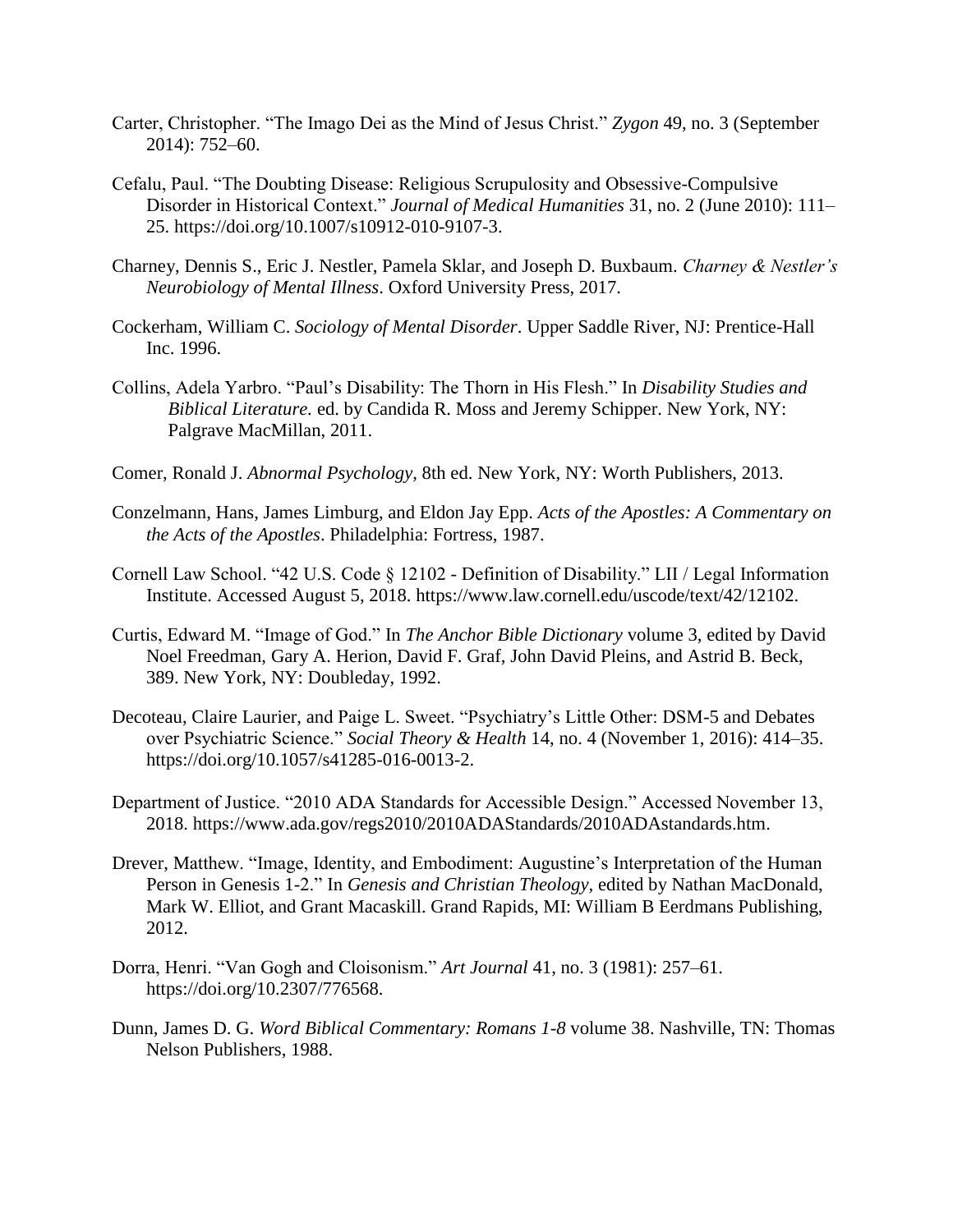Carter, Christopher. "The Imago Dei as the Mind of Jesus Christ." *Zygon* 49, no. 3 (September 2014): 752–60.

Cefalu, Paul. "The Doubting Disease: Religious Scrupulosity and Obsessive-Compulsive Disorder in Historical Context." *Journal of Medical Humanities* 31, no. 2 (June 2010): 111–25. https://doi.org/10.1007/s10912-010-9107-3.

Charney, Dennis S., Eric J. Nestler, Pamela Sklar, and Joseph D. Buxbaum. *Charney & Nestler's Neurobiology of Mental Illness*. Oxford University Press, 2017.

Cockerham, William C. *Sociology of Mental Disorder*. Upper Saddle River, NJ: Prentice-Hall Inc. 1996.

Collins, Adela Yarbro. "Paul's Disability: The Thorn in His Flesh." In *Disability Studies and Biblical Literature.* ed. by Candida R. Moss and Jeremy Schipper. New York, NY: Palgrave MacMillan, 2011.

Comer, Ronald J. *Abnormal Psychology*, 8th ed. New York, NY: Worth Publishers, 2013.

Conzelmann, Hans, James Limburg, and Eldon Jay Epp. *Acts of the Apostles: A Commentary on the Acts of the Apostles*. Philadelphia: Fortress, 1987.

Cornell Law School. "42 U.S. Code § 12102 - Definition of Disability." LII / Legal Information Institute. Accessed August 5, 2018. https://www.law.cornell.edu/uscode/text/42/12102.

Curtis, Edward M. "Image of God." In *The Anchor Bible Dictionary* volume 3, edited by David Noel Freedman, Gary A. Herion, David F. Graf, John David Pleins, and Astrid B. Beck, 389. New York, NY: Doubleday, 1992.

Decoteau, Claire Laurier, and Paige L. Sweet. "Psychiatry's Little Other: DSM-5 and Debates over Psychiatric Science." *Social Theory & Health* 14, no. 4 (November 1, 2016): 414–35. https://doi.org/10.1057/s41285-016-0013-2.

Department of Justice. "2010 ADA Standards for Accessible Design." Accessed November 13, 2018. https://www.ada.gov/regs2010/2010ADAStandards/2010ADAstandards.htm.

Drever, Matthew. "Image, Identity, and Embodiment: Augustine's Interpretation of the Human Person in Genesis 1-2." In *Genesis and Christian Theology,* edited by Nathan MacDonald, Mark W. Elliot, and Grant Macaskill. Grand Rapids, MI: William B Eerdmans Publishing, 2012.

Dorra, Henri. "Van Gogh and Cloisonism." *Art Journal* 41, no. 3 (1981): 257–61. https://doi.org/10.2307/776568.

Dunn, James D. G. *Word Biblical Commentary: Romans 1-8* volume 38. Nashville, TN: Thomas Nelson Publishers, 1988.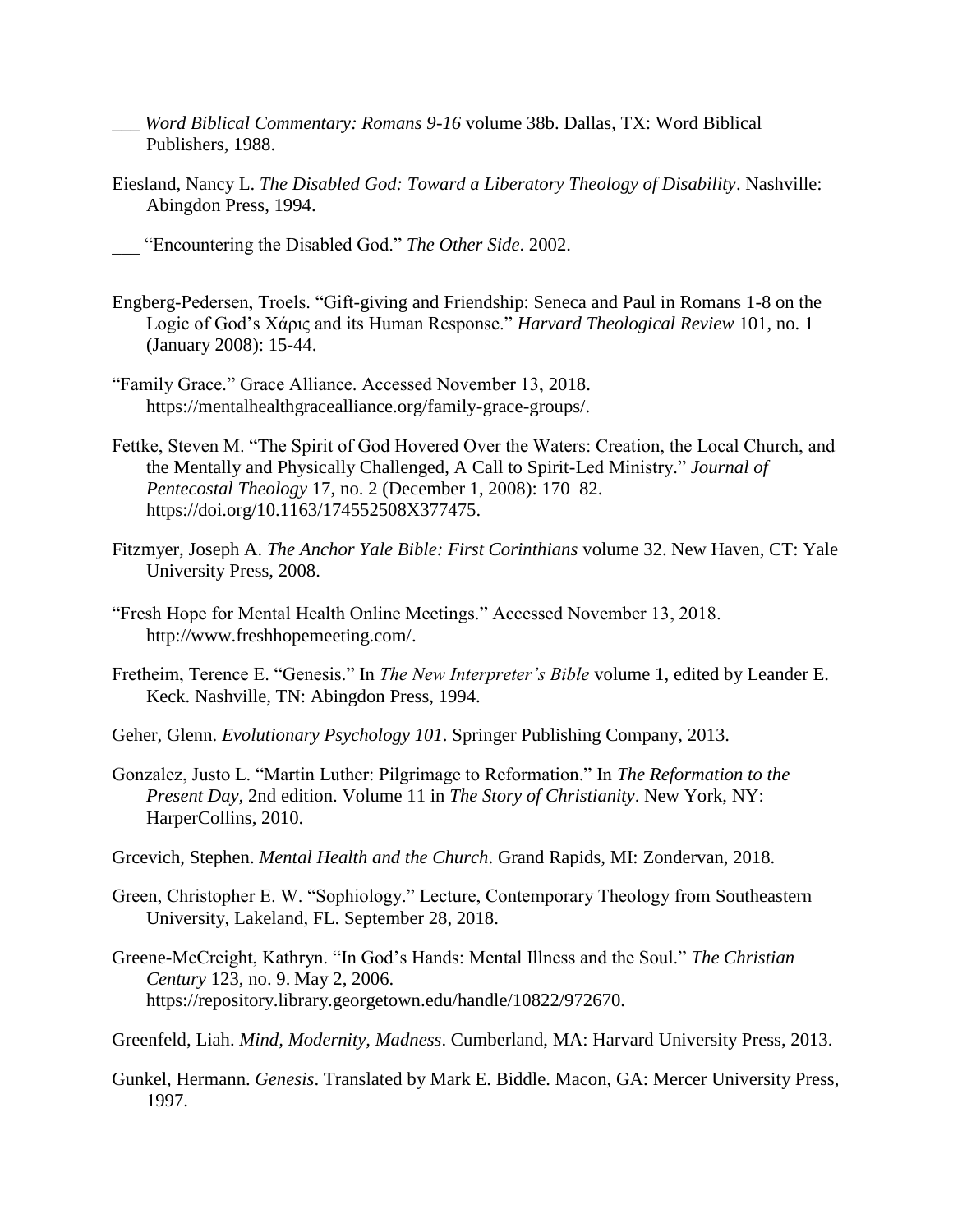___ *Word Biblical Commentary: Romans 9-16* volume 38b. Dallas, TX: Word Biblical Publishers, 1988.

Eiesland, Nancy L. *The Disabled God: Toward a Liberatory Theology of Disability*. Nashville: Abingdon Press, 1994.

___ "Encountering the Disabled God." *The Other Side*. 2002.

Engberg-Pedersen, Troels. "Gift-giving and Friendship: Seneca and Paul in Romans 1-8 on the Logic of God's Χάρις and its Human Response." *Harvard Theological Review* 101, no. 1 (January 2008): 15-44.

"Family Grace." Grace Alliance. Accessed November 13, 2018. https://mentalhealthgracealliance.org/family-grace-groups/.

Fettke, Steven M. "The Spirit of God Hovered Over the Waters: Creation, the Local Church, and the Mentally and Physically Challenged, A Call to Spirit-Led Ministry." *Journal of Pentecostal Theology* 17, no. 2 (December 1, 2008): 170–82. https://doi.org/10.1163/174552508X377475.

Fitzmyer, Joseph A. *The Anchor Yale Bible: First Corinthians* volume 32. New Haven, CT: Yale University Press, 2008.

"Fresh Hope for Mental Health Online Meetings." Accessed November 13, 2018. http://www.freshhopemeeting.com/.

Fretheim, Terence E. "Genesis." In *The New Interpreter's Bible* volume 1, edited by Leander E. Keck. Nashville, TN: Abingdon Press, 1994.

Geher, Glenn. *Evolutionary Psychology 101*. Springer Publishing Company, 2013.

Gonzalez, Justo L. "Martin Luther: Pilgrimage to Reformation." In *The Reformation to the Present Day*, 2nd edition. Volume 11 in *The Story of Christianity*. New York, NY: HarperCollins, 2010.

Grcevich, Stephen. *Mental Health and the Church*. Grand Rapids, MI: Zondervan, 2018.

Green, Christopher E. W. "Sophiology." Lecture, Contemporary Theology from Southeastern University, Lakeland, FL. September 28, 2018.

Greene-McCreight, Kathryn. "In God's Hands: Mental Illness and the Soul." *The Christian Century* 123, no. 9. May 2, 2006. https://repository.library.georgetown.edu/handle/10822/972670.

Greenfeld, Liah. *Mind, Modernity, Madness*. Cumberland, MA: Harvard University Press, 2013.

Gunkel, Hermann. *Genesis*. Translated by Mark E. Biddle. Macon, GA: Mercer University Press, 1997.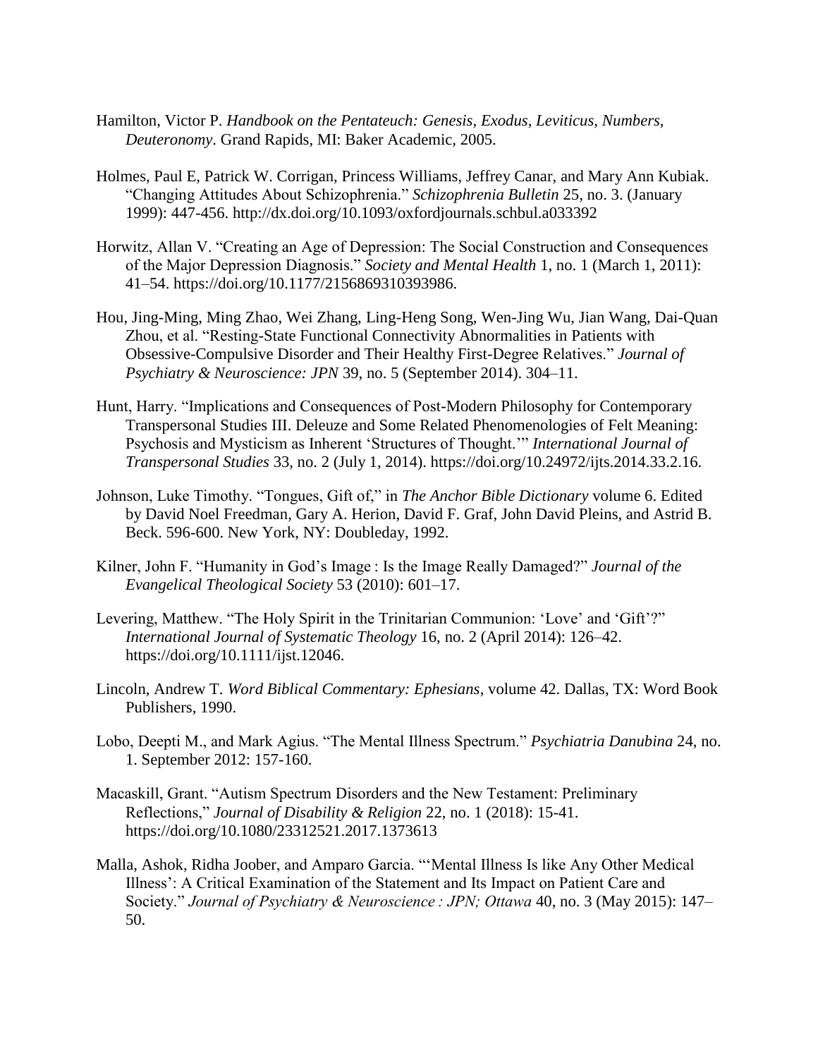Hamilton, Victor P. *Handbook on the Pentateuch: Genesis, Exodus, Leviticus, Numbers, Deuteronomy*. Grand Rapids, MI: Baker Academic, 2005.

Holmes, Paul E, Patrick W. Corrigan, Princess Williams, Jeffrey Canar, and Mary Ann Kubiak. "Changing Attitudes About Schizophrenia." *Schizophrenia Bulletin* 25, no. 3. (January 1999): 447-456. http://dx.doi.org/10.1093/oxfordjournals.schbul.a033392

Horwitz, Allan V. "Creating an Age of Depression: The Social Construction and Consequences of the Major Depression Diagnosis." *Society and Mental Health* 1, no. 1 (March 1, 2011): 41–54. https://doi.org/10.1177/2156869310393986.

Hou, Jing-Ming, Ming Zhao, Wei Zhang, Ling-Heng Song, Wen-Jing Wu, Jian Wang, Dai-Quan Zhou, et al. "Resting-State Functional Connectivity Abnormalities in Patients with Obsessive-Compulsive Disorder and Their Healthy First-Degree Relatives." *Journal of Psychiatry & Neuroscience: JPN* 39, no. 5 (September 2014). 304–11.

Hunt, Harry. "Implications and Consequences of Post-Modern Philosophy for Contemporary Transpersonal Studies III. Deleuze and Some Related Phenomenologies of Felt Meaning: Psychosis and Mysticism as Inherent 'Structures of Thought.'" *International Journal of Transpersonal Studies* 33, no. 2 (July 1, 2014). https://doi.org/10.24972/ijts.2014.33.2.16.

Johnson, Luke Timothy. "Tongues, Gift of," in *The Anchor Bible Dictionary* volume 6. Edited by David Noel Freedman, Gary A. Herion, David F. Graf, John David Pleins, and Astrid B. Beck. 596-600. New York, NY: Doubleday, 1992.

Kilner, John F. "Humanity in God's Image : Is the Image Really Damaged?" *Journal of the Evangelical Theological Society* 53 (2010): 601–17.

Levering, Matthew. "The Holy Spirit in the Trinitarian Communion: 'Love' and 'Gift'?" *International Journal of Systematic Theology* 16, no. 2 (April 2014): 126–42. https://doi.org/10.1111/ijst.12046.

Lincoln, Andrew T. *Word Biblical Commentary: Ephesians*, volume 42. Dallas, TX: Word Book Publishers, 1990.

Lobo, Deepti M., and Mark Agius. "The Mental Illness Spectrum." *Psychiatria Danubina* 24, no. 1. September 2012: 157-160.

Macaskill, Grant. "Autism Spectrum Disorders and the New Testament: Preliminary Reflections," *Journal of Disability & Religion* 22, no. 1 (2018): 15-41. https://doi.org/10.1080/23312521.2017.1373613

Malla, Ashok, Ridha Joober, and Amparo Garcia. "'Mental Illness Is like Any Other Medical Illness': A Critical Examination of the Statement and Its Impact on Patient Care and Society." *Journal of Psychiatry & Neuroscience : JPN; Ottawa* 40, no. 3 (May 2015): 147–50.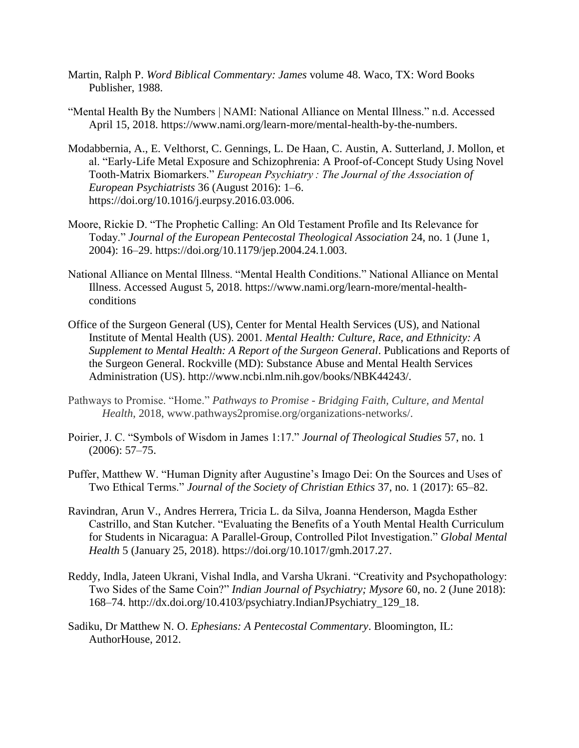Martin, Ralph P. *Word Biblical Commentary: James* volume 48. Waco, TX: Word Books Publisher, 1988.

"Mental Health By the Numbers | NAMI: National Alliance on Mental Illness." n.d. Accessed April 15, 2018. https://www.nami.org/learn-more/mental-health-by-the-numbers.

Modabbernia, A., E. Velthorst, C. Gennings, L. De Haan, C. Austin, A. Sutterland, J. Mollon, et al. "Early-Life Metal Exposure and Schizophrenia: A Proof-of-Concept Study Using Novel Tooth-Matrix Biomarkers." *European Psychiatry : The Journal of the Association of European Psychiatrists* 36 (August 2016): 1–6. https://doi.org/10.1016/j.eurpsy.2016.03.006.

Moore, Rickie D. "The Prophetic Calling: An Old Testament Profile and Its Relevance for Today." *Journal of the European Pentecostal Theological Association* 24, no. 1 (June 1, 2004): 16–29. https://doi.org/10.1179/jep.2004.24.1.003.

National Alliance on Mental Illness. "Mental Health Conditions." National Alliance on Mental Illness. Accessed August 5, 2018. https://www.nami.org/learn-more/mental-health-conditions

Office of the Surgeon General (US), Center for Mental Health Services (US), and National Institute of Mental Health (US). 2001. *Mental Health: Culture, Race, and Ethnicity: A Supplement to Mental Health: A Report of the Surgeon General*. Publications and Reports of the Surgeon General. Rockville (MD): Substance Abuse and Mental Health Services Administration (US). http://www.ncbi.nlm.nih.gov/books/NBK44243/.

Pathways to Promise. "Home." *Pathways to Promise - Bridging Faith, Culture, and Mental Health*, 2018, www.pathways2promise.org/organizations-networks/.

Poirier, J. C. "Symbols of Wisdom in James 1:17." *Journal of Theological Studies* 57, no. 1 (2006): 57–75.

Puffer, Matthew W. "Human Dignity after Augustine's Imago Dei: On the Sources and Uses of Two Ethical Terms." *Journal of the Society of Christian Ethics* 37, no. 1 (2017): 65–82.

Ravindran, Arun V., Andres Herrera, Tricia L. da Silva, Joanna Henderson, Magda Esther Castrillo, and Stan Kutcher. "Evaluating the Benefits of a Youth Mental Health Curriculum for Students in Nicaragua: A Parallel-Group, Controlled Pilot Investigation." *Global Mental Health* 5 (January 25, 2018). https://doi.org/10.1017/gmh.2017.27.

Reddy, Indla, Jateen Ukrani, Vishal Indla, and Varsha Ukrani. "Creativity and Psychopathology: Two Sides of the Same Coin?" *Indian Journal of Psychiatry; Mysore* 60, no. 2 (June 2018): 168–74. http://dx.doi.org/10.4103/psychiatry.IndianJPsychiatry_129_18.

Sadiku, Dr Matthew N. O. *Ephesians: A Pentecostal Commentary*. Bloomington, IL: AuthorHouse, 2012.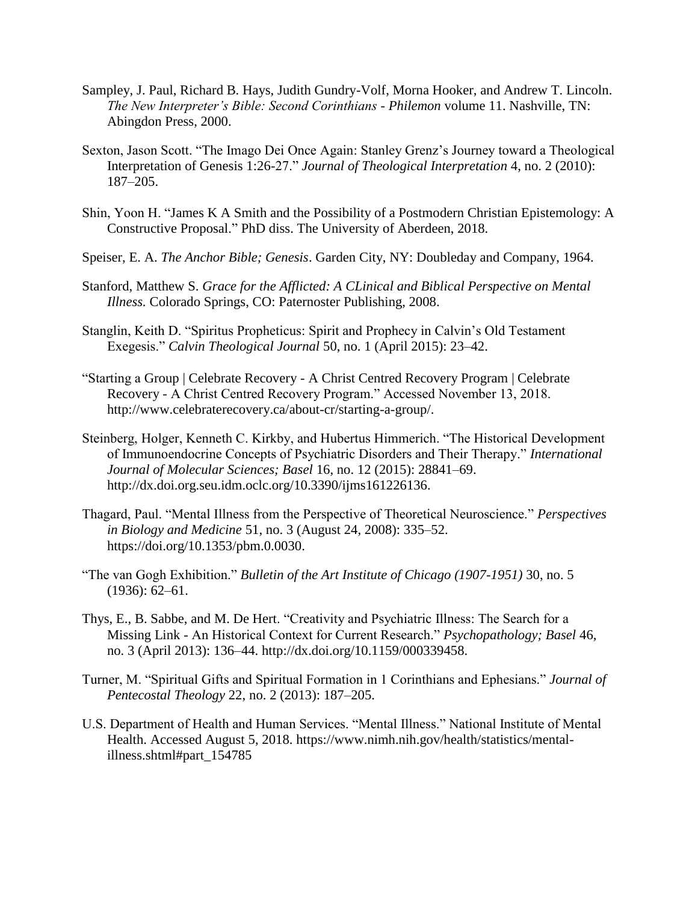Sampley, J. Paul, Richard B. Hays, Judith Gundry-Volf, Morna Hooker, and Andrew T. Lincoln. *The New Interpreter's Bible: Second Corinthians - Philemon* volume 11. Nashville, TN: Abingdon Press, 2000.

Sexton, Jason Scott. "The Imago Dei Once Again: Stanley Grenz's Journey toward a Theological Interpretation of Genesis 1:26-27." *Journal of Theological Interpretation* 4, no. 2 (2010): 187–205.

Shin, Yoon H. "James K A Smith and the Possibility of a Postmodern Christian Epistemology: A Constructive Proposal." PhD diss. The University of Aberdeen, 2018.

Speiser, E. A. *The Anchor Bible; Genesis*. Garden City, NY: Doubleday and Company, 1964.

Stanford, Matthew S. *Grace for the Afflicted: A CLinical and Biblical Perspective on Mental Illness.* Colorado Springs, CO: Paternoster Publishing, 2008.

Stanglin, Keith D. "Spiritus Propheticus: Spirit and Prophecy in Calvin's Old Testament Exegesis." *Calvin Theological Journal* 50, no. 1 (April 2015): 23–42.

"Starting a Group | Celebrate Recovery - A Christ Centred Recovery Program | Celebrate Recovery - A Christ Centred Recovery Program." Accessed November 13, 2018. http://www.celebraterecovery.ca/about-cr/starting-a-group/.

Steinberg, Holger, Kenneth C. Kirkby, and Hubertus Himmerich. "The Historical Development of Immunoendocrine Concepts of Psychiatric Disorders and Their Therapy." *International Journal of Molecular Sciences; Basel* 16, no. 12 (2015): 28841–69. http://dx.doi.org.seu.idm.oclc.org/10.3390/ijms161226136.

Thagard, Paul. "Mental Illness from the Perspective of Theoretical Neuroscience." *Perspectives in Biology and Medicine* 51, no. 3 (August 24, 2008): 335–52. https://doi.org/10.1353/pbm.0.0030.

"The van Gogh Exhibition." *Bulletin of the Art Institute of Chicago (1907-1951)* 30, no. 5 (1936): 62–61.

Thys, E., B. Sabbe, and M. De Hert. "Creativity and Psychiatric Illness: The Search for a Missing Link - An Historical Context for Current Research." *Psychopathology; Basel* 46, no. 3 (April 2013): 136–44. http://dx.doi.org/10.1159/000339458.

Turner, M. "Spiritual Gifts and Spiritual Formation in 1 Corinthians and Ephesians." *Journal of Pentecostal Theology* 22, no. 2 (2013): 187–205.

U.S. Department of Health and Human Services. "Mental Illness." National Institute of Mental Health. Accessed August 5, 2018. https://www.nimh.nih.gov/health/statistics/mental-illness.shtml#part_154785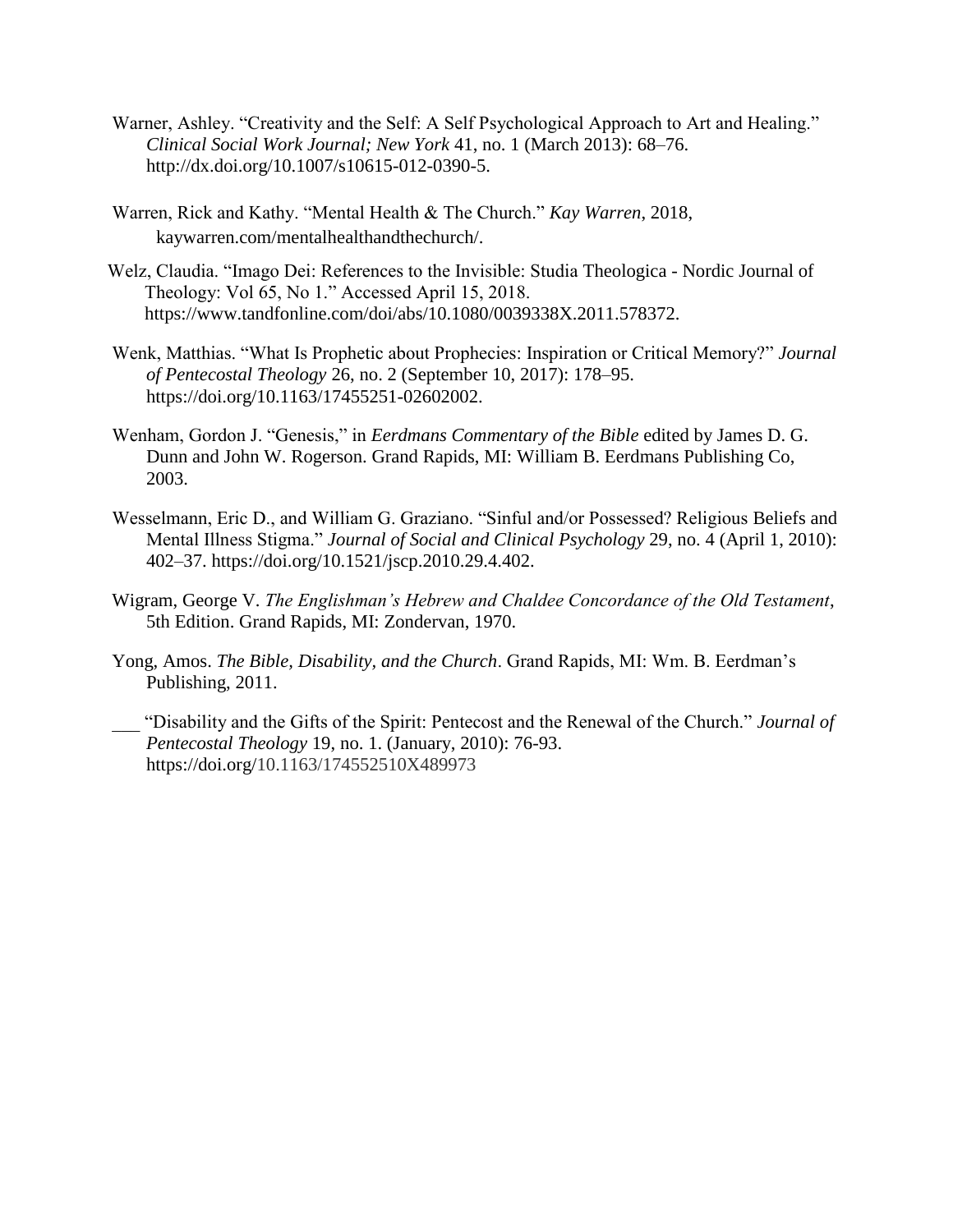Warner, Ashley. "Creativity and the Self: A Self Psychological Approach to Art and Healing." *Clinical Social Work Journal; New York* 41, no. 1 (March 2013): 68–76. http://dx.doi.org/10.1007/s10615-012-0390-5.

Warren, Rick and Kathy. "Mental Health & The Church." *Kay Warren*, 2018, kaywarren.com/mentalhealthandthechurch/.

Welz, Claudia. "Imago Dei: References to the Invisible: Studia Theologica - Nordic Journal of Theology: Vol 65, No 1." Accessed April 15, 2018. https://www.tandfonline.com/doi/abs/10.1080/0039338X.2011.578372.

Wenk, Matthias. "What Is Prophetic about Prophecies: Inspiration or Critical Memory?" *Journal of Pentecostal Theology* 26, no. 2 (September 10, 2017): 178–95. https://doi.org/10.1163/17455251-02602002.

Wenham, Gordon J. "Genesis," in *Eerdmans Commentary of the Bible* edited by James D. G. Dunn and John W. Rogerson. Grand Rapids, MI: William B. Eerdmans Publishing Co, 2003.

Wesselmann, Eric D., and William G. Graziano. "Sinful and/or Possessed? Religious Beliefs and Mental Illness Stigma." *Journal of Social and Clinical Psychology* 29, no. 4 (April 1, 2010): 402–37. https://doi.org/10.1521/jscp.2010.29.4.402.

Wigram, George V. *The Englishman's Hebrew and Chaldee Concordance of the Old Testament*, 5th Edition. Grand Rapids, MI: Zondervan, 1970.

Yong, Amos. *The Bible, Disability, and the Church*. Grand Rapids, MI: Wm. B. Eerdman's Publishing, 2011.

___ "Disability and the Gifts of the Spirit: Pentecost and the Renewal of the Church." *Journal of Pentecostal Theology* 19, no. 1. (January, 2010): 76-93. https://doi.org/10.1163/174552510X489973